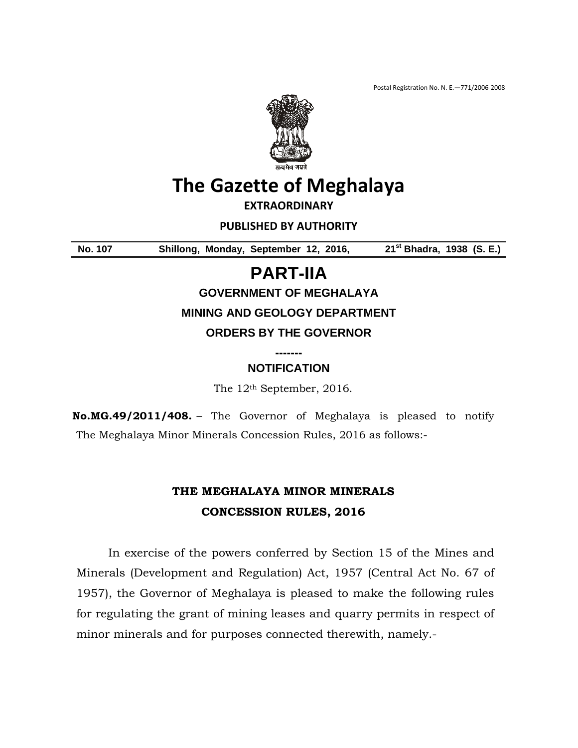Postal Registration No. N. E.—771/2006-2008

सत्यमेव जयते

# The Gazette of Meghalaya

**EXTRAORDINARY**

**PUBLISHED BY AUTHORITY**

**No. 107 Shillong, Monday, September 12, 2016, 21st Bhadra, 1938 (S. E.)**

# PART-IIA

## GOVERNMENT OF MEGHALAYA

## MINING AND GEOLOGY DEPARTMENT

## ORDERS BY THE GOVERNOR

-------

## NOTIFICATION

The 12th September, 2016.

**No.MG.49/2011/408.** – The Governor of Meghalaya is pleased to notify The Meghalaya Minor Minerals Concession Rules, 2016 as follows:-

## THE MEGHALAYA MINOR MINERALS CONCESSION RULES, 2016

In exercise of the powers conferred by Section 15 of the Mines and Minerals (Development and Regulation) Act, 1957 (Central Act No. 67 of 1957), the Governor of Meghalaya is pleased to make the following rules for regulating the grant of mining leases and quarry permits in respect of minor minerals and for purposes connected therewith, namely.-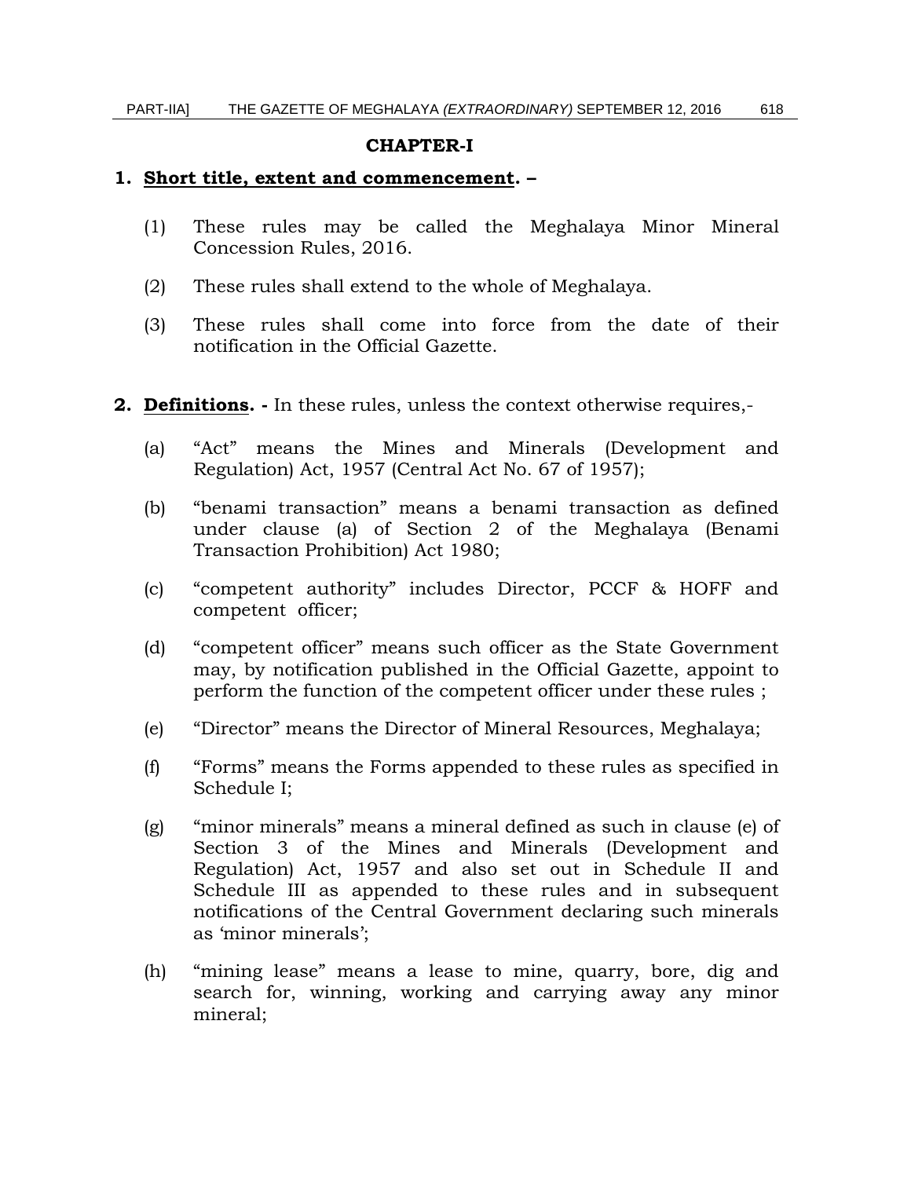## CHAPTER-I

**1. Short title, extent and commencement. –**

(1) These rules may be called the Meghalaya Minor Mineral Concession Rules, 2016.

(2) These rules shall extend to the whole of Meghalaya.

(3) These rules shall come into force from the date of their notification in the Official Gazette.

**2. Definitions. -** In these rules, unless the context otherwise requires,-

(a) "Act" means the Mines and Minerals (Development and Regulation) Act, 1957 (Central Act No. 67 of 1957);

(b) "benami transaction" means a benami transaction as defined under clause (a) of Section 2 of the Meghalaya (Benami Transaction Prohibition) Act 1980;

(c) "competent authority" includes Director, PCCF & HOFF and competent officer;

(d) "competent officer" means such officer as the State Government may, by notification published in the Official Gazette, appoint to perform the function of the competent officer under these rules ;

(e) "Director" means the Director of Mineral Resources, Meghalaya;

(f) "Forms" means the Forms appended to these rules as specified in Schedule I;

(g) "minor minerals" means a mineral defined as such in clause (e) of Section 3 of the Mines and Minerals (Development and Regulation) Act, 1957 and also set out in Schedule II and Schedule III as appended to these rules and in subsequent notifications of the Central Government declaring such minerals as 'minor minerals';

(h) "mining lease" means a lease to mine, quarry, bore, dig and search for, winning, working and carrying away any minor mineral;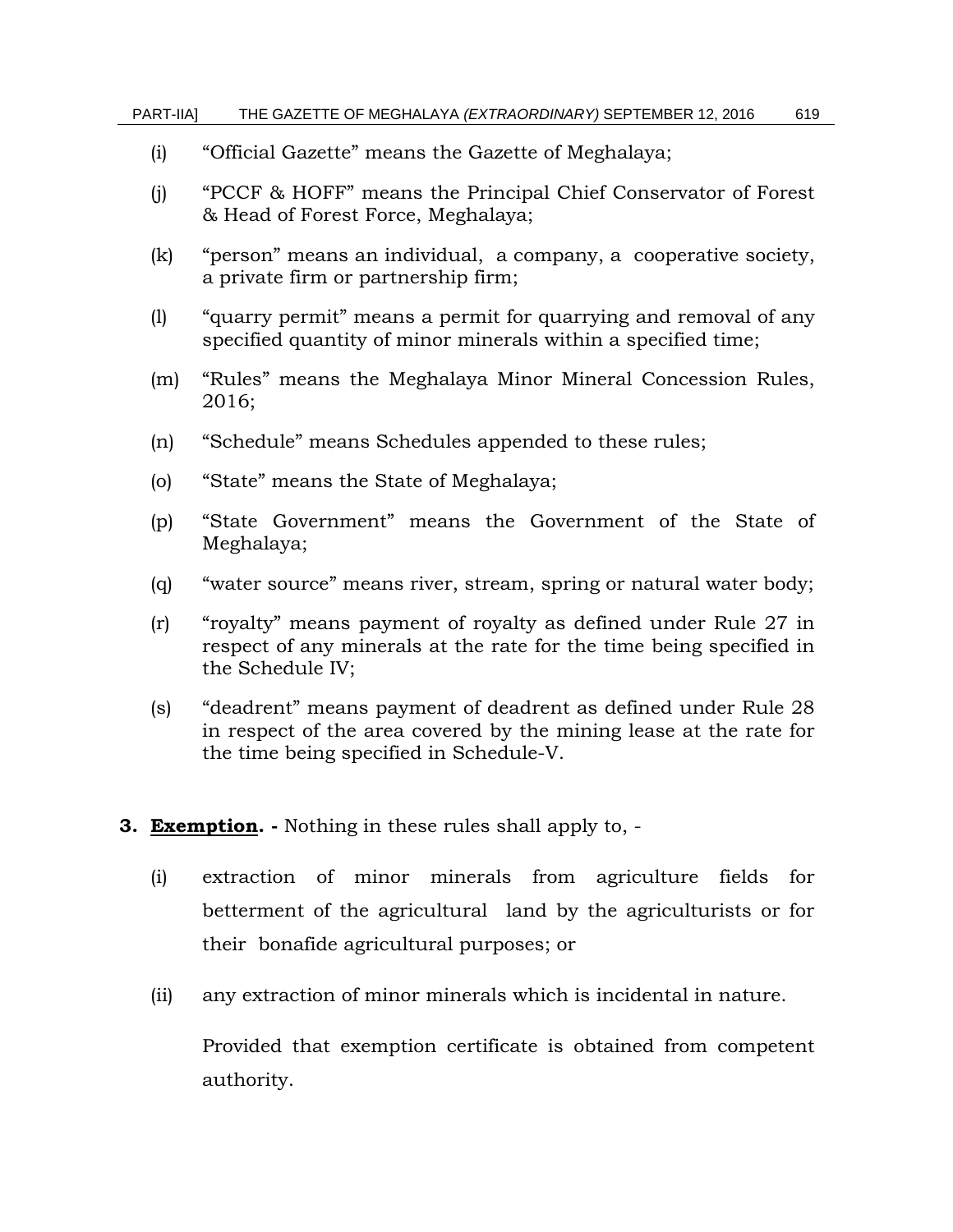(i) "Official Gazette" means the Gazette of Meghalaya;

(j) "PCCF & HOFF" means the Principal Chief Conservator of Forest & Head of Forest Force, Meghalaya;

(k) "person" means an individual, a company, a cooperative society, a private firm or partnership firm;

(l) "quarry permit" means a permit for quarrying and removal of any specified quantity of minor minerals within a specified time;

(m) "Rules" means the Meghalaya Minor Mineral Concession Rules, 2016;

(n) "Schedule" means Schedules appended to these rules;

(o) "State" means the State of Meghalaya;

(p) "State Government" means the Government of the State of Meghalaya;

(q) "water source" means river, stream, spring or natural water body;

(r) "royalty" means payment of royalty as defined under Rule 27 in respect of any minerals at the rate for the time being specified in the Schedule IV;

(s) "deadrent" means payment of deadrent as defined under Rule 28 in respect of the area covered by the mining lease at the rate for the time being specified in Schedule-V.

**3. <u>Exemption</u>. -** Nothing in these rules shall apply to, -

(i) extraction of minor minerals from agriculture fields for betterment of the agricultural land by the agriculturists or for their bonafide agricultural purposes; or

(ii) any extraction of minor minerals which is incidental in nature.

Provided that exemption certificate is obtained from competent authority.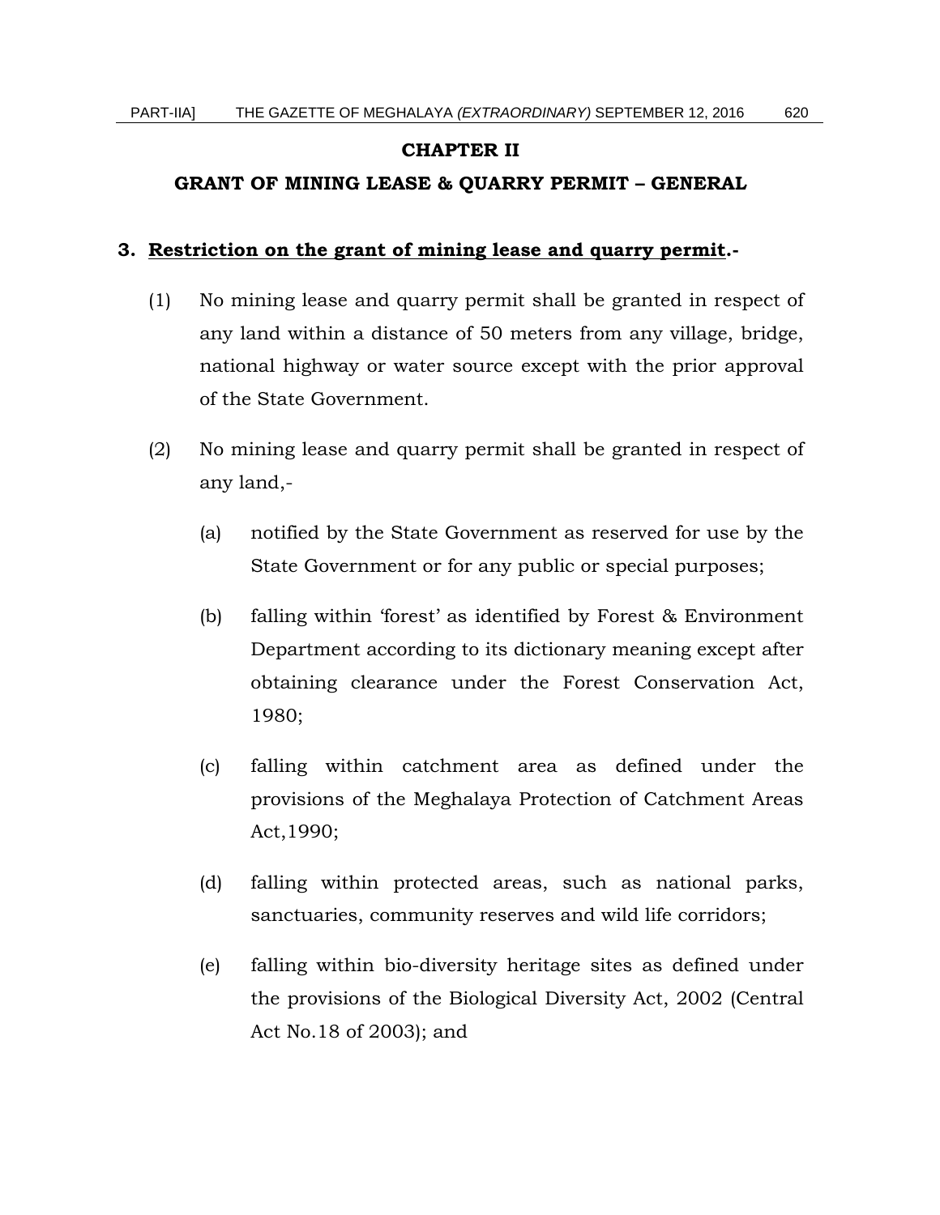## CHAPTER II

## GRANT OF MINING LEASE & QUARRY PERMIT – GENERAL

### 3. <u>Restriction on the grant of mining lease and quarry permit</u>.-

(1) No mining lease and quarry permit shall be granted in respect of any land within a distance of 50 meters from any village, bridge, national highway or water source except with the prior approval of the State Government.

(2) No mining lease and quarry permit shall be granted in respect of any land,-

(a) notified by the State Government as reserved for use by the State Government or for any public or special purposes;

(b) falling within 'forest' as identified by Forest & Environment Department according to its dictionary meaning except after obtaining clearance under the Forest Conservation Act, 1980;

(c) falling within catchment area as defined under the provisions of the Meghalaya Protection of Catchment Areas Act,1990;

(d) falling within protected areas, such as national parks, sanctuaries, community reserves and wild life corridors;

(e) falling within bio-diversity heritage sites as defined under the provisions of the Biological Diversity Act, 2002 (Central Act No.18 of 2003); and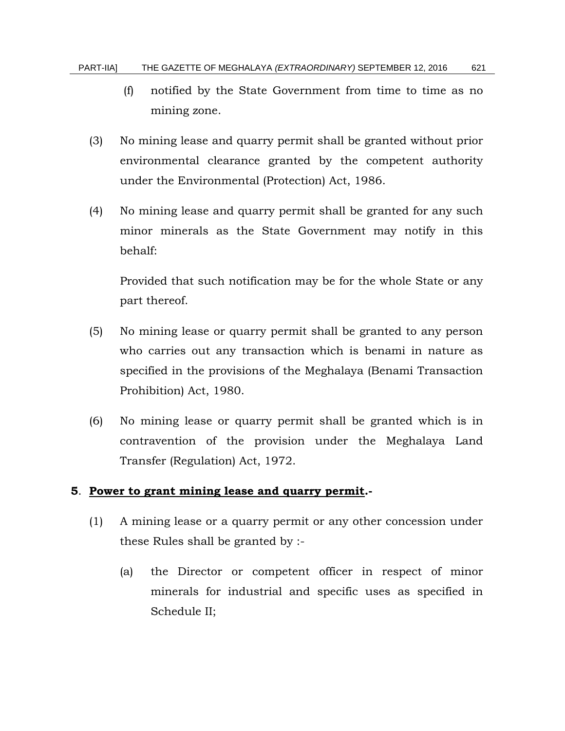(f) notified by the State Government from time to time as no mining zone.

(3) No mining lease and quarry permit shall be granted without prior environmental clearance granted by the competent authority under the Environmental (Protection) Act, 1986.

(4) No mining lease and quarry permit shall be granted for any such minor minerals as the State Government may notify in this behalf:

Provided that such notification may be for the whole State or any part thereof.

(5) No mining lease or quarry permit shall be granted to any person who carries out any transaction which is benami in nature as specified in the provisions of the Meghalaya (Benami Transaction Prohibition) Act, 1980.

(6) No mining lease or quarry permit shall be granted which is in contravention of the provision under the Meghalaya Land Transfer (Regulation) Act, 1972.

**5**. **Power to grant mining lease and quarry permit.-**

(1) A mining lease or a quarry permit or any other concession under these Rules shall be granted by :-

(a) the Director or competent officer in respect of minor minerals for industrial and specific uses as specified in Schedule II;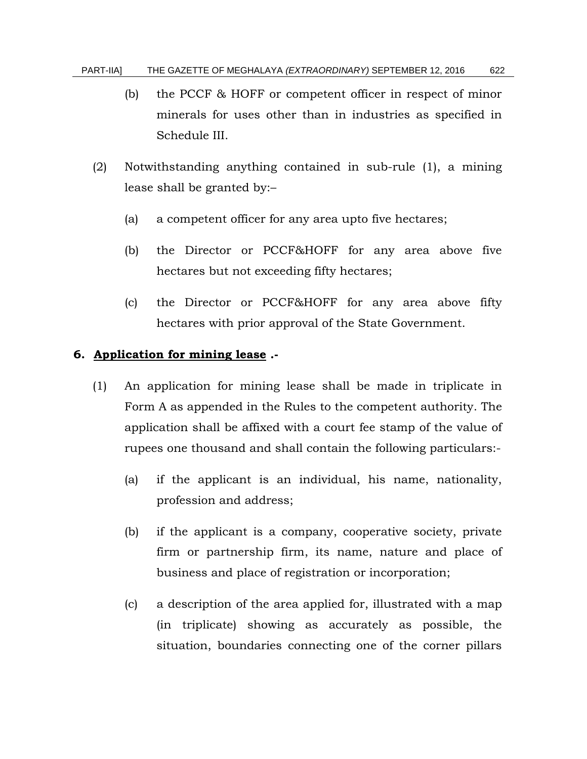(b) the PCCF & HOFF or competent officer in respect of minor minerals for uses other than in industries as specified in Schedule III.

(2) Notwithstanding anything contained in sub-rule (1), a mining lease shall be granted by:–

(a) a competent officer for any area upto five hectares;

(b) the Director or PCCF&HOFF for any area above five hectares but not exceeding fifty hectares;

(c) the Director or PCCF&HOFF for any area above fifty hectares with prior approval of the State Government.

**6. <u>Application for mining lease</u> .-**

(1) An application for mining lease shall be made in triplicate in Form A as appended in the Rules to the competent authority. The application shall be affixed with a court fee stamp of the value of rupees one thousand and shall contain the following particulars:-

(a) if the applicant is an individual, his name, nationality, profession and address;

(b) if the applicant is a company, cooperative society, private firm or partnership firm, its name, nature and place of business and place of registration or incorporation;

(c) a description of the area applied for, illustrated with a map (in triplicate) showing as accurately as possible, the situation, boundaries connecting one of the corner pillars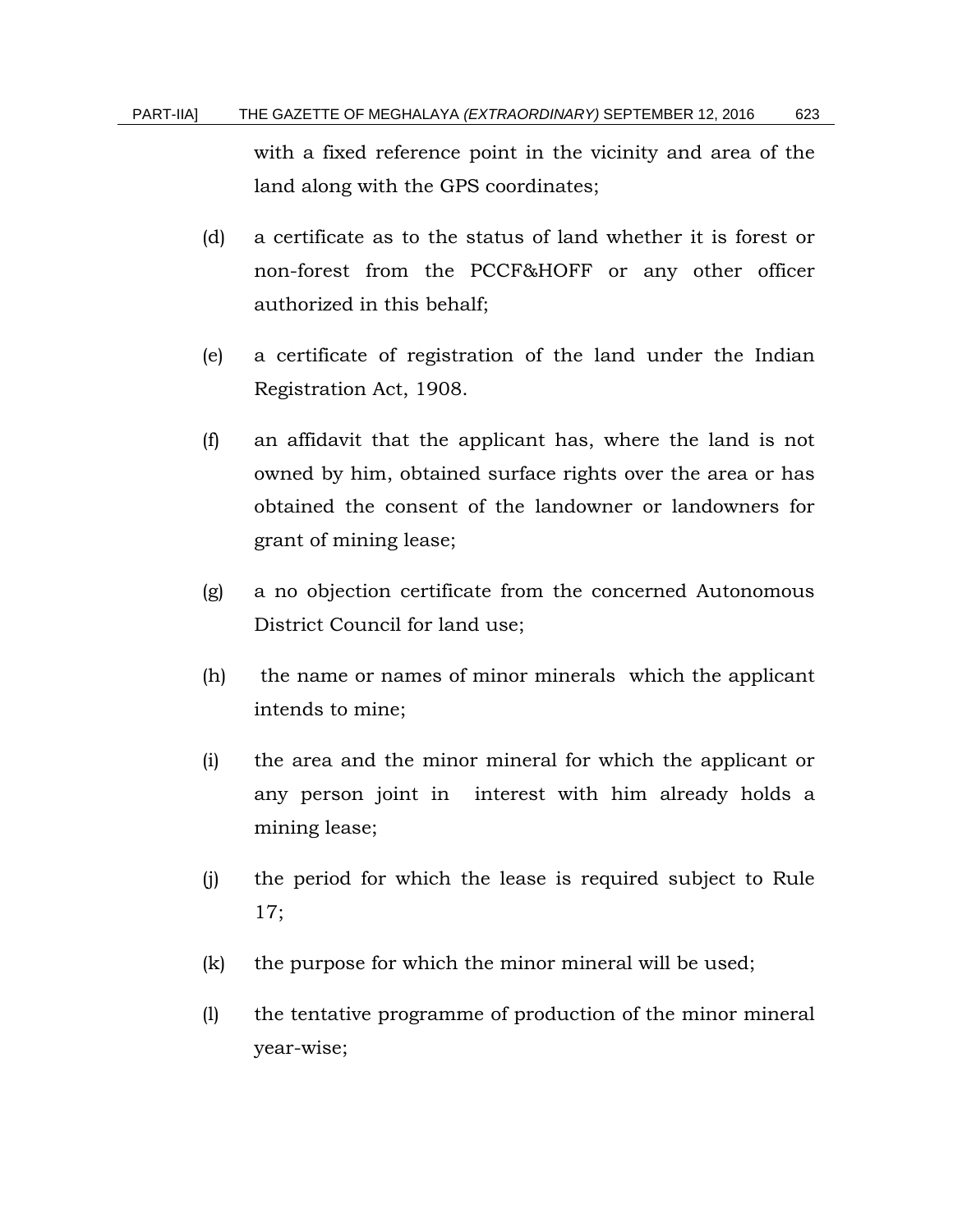with a fixed reference point in the vicinity and area of the land along with the GPS coordinates;

(d) a certificate as to the status of land whether it is forest or non-forest from the PCCF&HOFF or any other officer authorized in this behalf;

(e) a certificate of registration of the land under the Indian Registration Act, 1908.

(f) an affidavit that the applicant has, where the land is not owned by him, obtained surface rights over the area or has obtained the consent of the landowner or landowners for grant of mining lease;

(g) a no objection certificate from the concerned Autonomous District Council for land use;

(h) the name or names of minor minerals which the applicant intends to mine;

(i) the area and the minor mineral for which the applicant or any person joint in interest with him already holds a mining lease;

(j) the period for which the lease is required subject to Rule 17;

(k) the purpose for which the minor mineral will be used;

(l) the tentative programme of production of the minor mineral year-wise;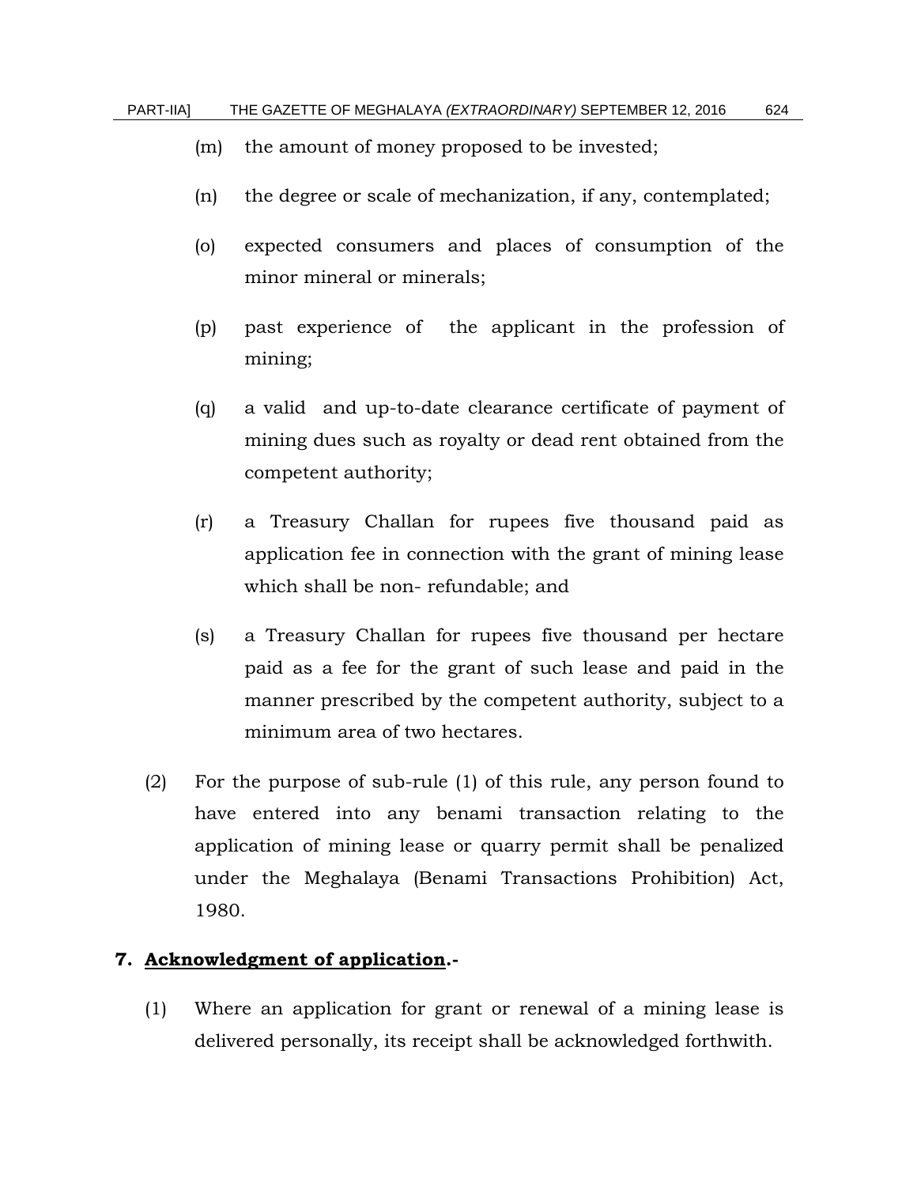(m) the amount of money proposed to be invested;

(n) the degree or scale of mechanization, if any, contemplated;

(o) expected consumers and places of consumption of the minor mineral or minerals;

(p) past experience of the applicant in the profession of mining;

(q) a valid and up-to-date clearance certificate of payment of mining dues such as royalty or dead rent obtained from the competent authority;

(r) a Treasury Challan for rupees five thousand paid as application fee in connection with the grant of mining lease which shall be non- refundable; and

(s) a Treasury Challan for rupees five thousand per hectare paid as a fee for the grant of such lease and paid in the manner prescribed by the competent authority, subject to a minimum area of two hectares.

(2) For the purpose of sub-rule (1) of this rule, any person found to have entered into any benami transaction relating to the application of mining lease or quarry permit shall be penalized under the Meghalaya (Benami Transactions Prohibition) Act, 1980.

**7. Acknowledgment of application.-**

(1) Where an application for grant or renewal of a mining lease is delivered personally, its receipt shall be acknowledged forthwith.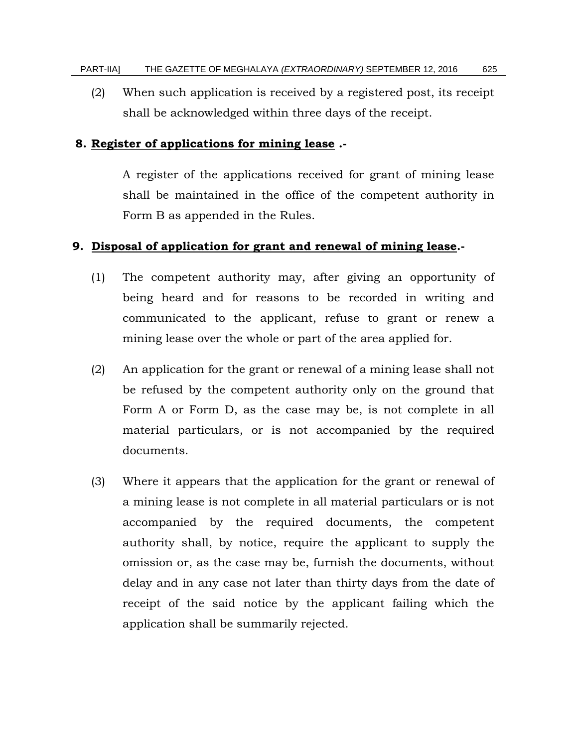(2) When such application is received by a registered post, its receipt shall be acknowledged within three days of the receipt.

**8. Register of applications for mining lease .-**

A register of the applications received for grant of mining lease shall be maintained in the office of the competent authority in Form B as appended in the Rules.

**9. Disposal of application for grant and renewal of mining lease.-**

(1) The competent authority may, after giving an opportunity of being heard and for reasons to be recorded in writing and communicated to the applicant, refuse to grant or renew a mining lease over the whole or part of the area applied for.

(2) An application for the grant or renewal of a mining lease shall not be refused by the competent authority only on the ground that Form A or Form D, as the case may be, is not complete in all material particulars, or is not accompanied by the required documents.

(3) Where it appears that the application for the grant or renewal of a mining lease is not complete in all material particulars or is not accompanied by the required documents, the competent authority shall, by notice, require the applicant to supply the omission or, as the case may be, furnish the documents, without delay and in any case not later than thirty days from the date of receipt of the said notice by the applicant failing which the application shall be summarily rejected.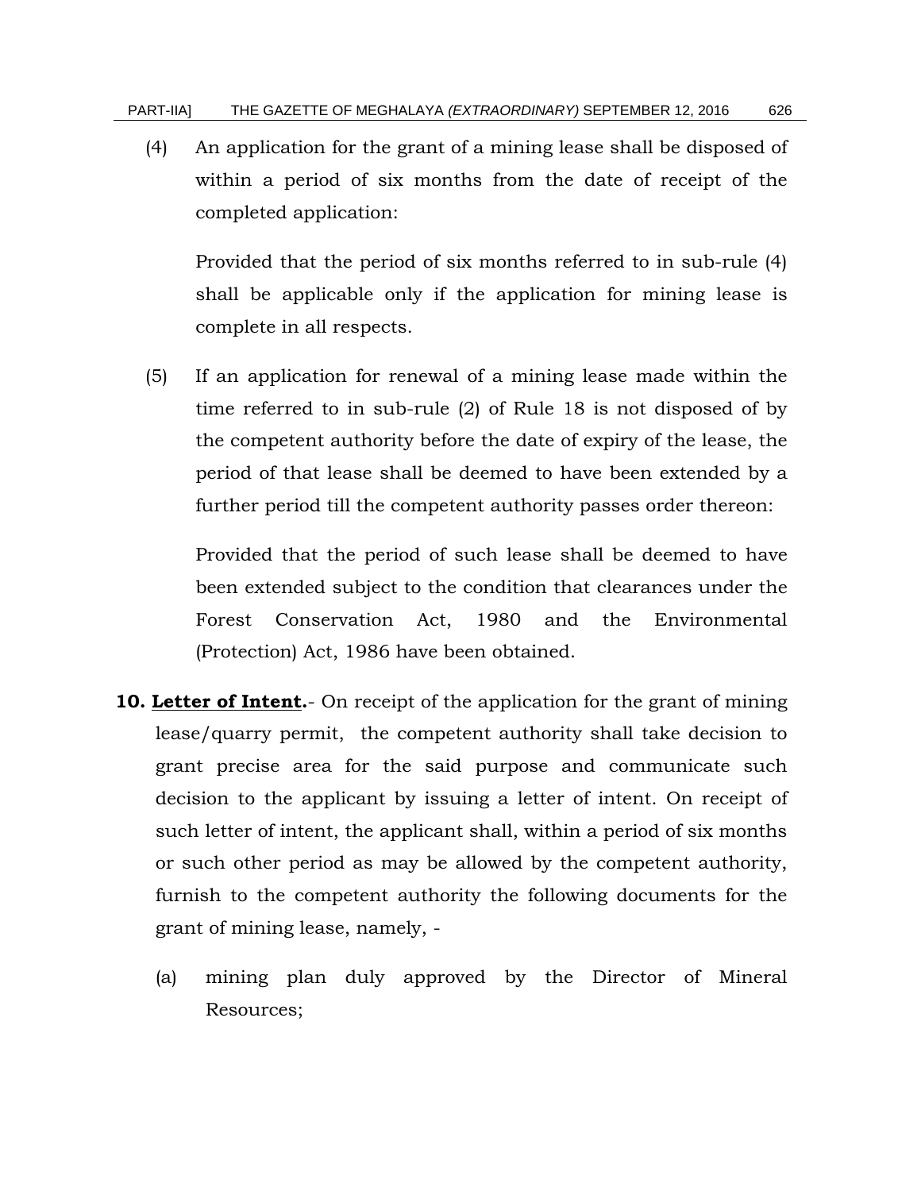(4) An application for the grant of a mining lease shall be disposed of within a period of six months from the date of receipt of the completed application:

Provided that the period of six months referred to in sub-rule (4) shall be applicable only if the application for mining lease is complete in all respects.

(5) If an application for renewal of a mining lease made within the time referred to in sub-rule (2) of Rule 18 is not disposed of by the competent authority before the date of expiry of the lease, the period of that lease shall be deemed to have been extended by a further period till the competent authority passes order thereon:

Provided that the period of such lease shall be deemed to have been extended subject to the condition that clearances under the Forest Conservation Act, 1980 and the Environmental (Protection) Act, 1986 have been obtained.

**10. Letter of Intent.**- On receipt of the application for the grant of mining lease/quarry permit, the competent authority shall take decision to grant precise area for the said purpose and communicate such decision to the applicant by issuing a letter of intent. On receipt of such letter of intent, the applicant shall, within a period of six months or such other period as may be allowed by the competent authority, furnish to the competent authority the following documents for the grant of mining lease, namely, -

(a) mining plan duly approved by the Director of Mineral Resources;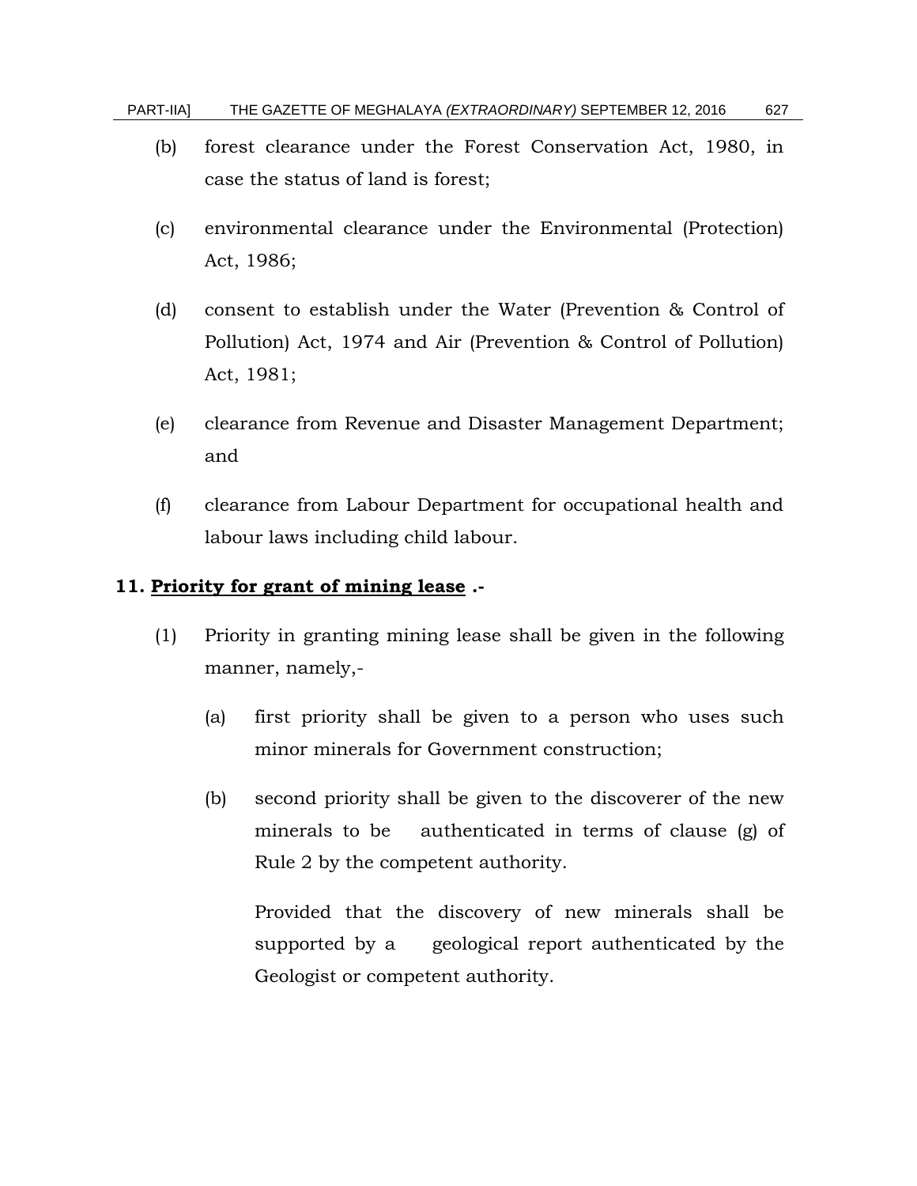(b) forest clearance under the Forest Conservation Act, 1980, in case the status of land is forest;

(c) environmental clearance under the Environmental (Protection) Act, 1986;

(d) consent to establish under the Water (Prevention & Control of Pollution) Act, 1974 and Air (Prevention & Control of Pollution) Act, 1981;

(e) clearance from Revenue and Disaster Management Department; and

(f) clearance from Labour Department for occupational health and labour laws including child labour.

**11. <u>Priority for grant of mining lease</u> .-**

(1) Priority in granting mining lease shall be given in the following manner, namely,-

   (a) first priority shall be given to a person who uses such minor minerals for Government construction;

   (b) second priority shall be given to the discoverer of the new minerals to be authenticated in terms of clause (g) of Rule 2 by the competent authority.

   Provided that the discovery of new minerals shall be supported by a geological report authenticated by the Geologist or competent authority.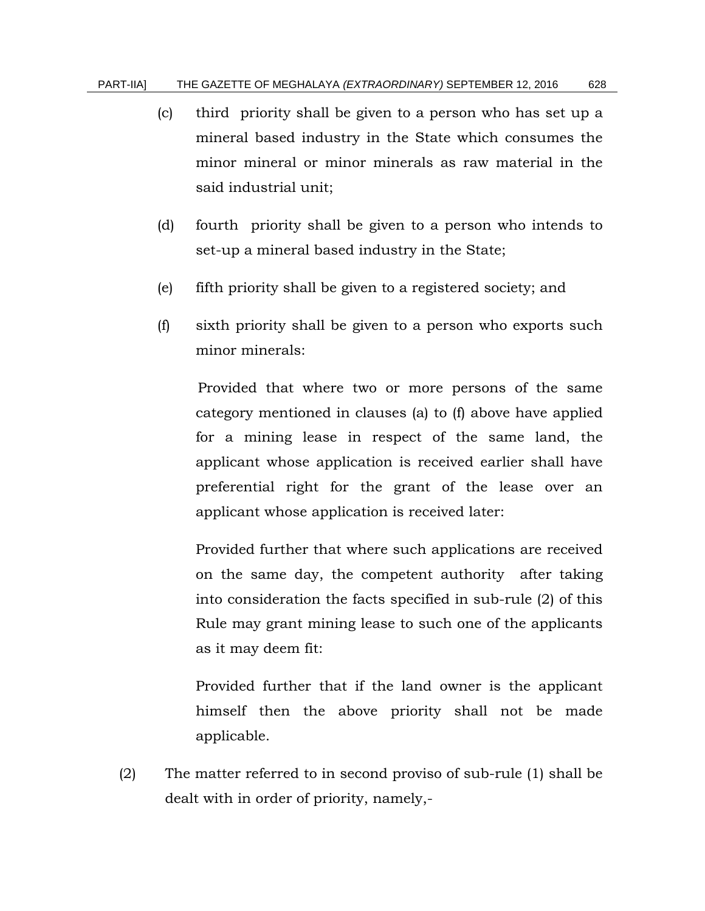(c) third priority shall be given to a person who has set up a mineral based industry in the State which consumes the minor mineral or minor minerals as raw material in the said industrial unit;

(d) fourth priority shall be given to a person who intends to set-up a mineral based industry in the State;

(e) fifth priority shall be given to a registered society; and

(f) sixth priority shall be given to a person who exports such minor minerals:

Provided that where two or more persons of the same category mentioned in clauses (a) to (f) above have applied for a mining lease in respect of the same land, the applicant whose application is received earlier shall have preferential right for the grant of the lease over an applicant whose application is received later:

Provided further that where such applications are received on the same day, the competent authority after taking into consideration the facts specified in sub-rule (2) of this Rule may grant mining lease to such one of the applicants as it may deem fit:

Provided further that if the land owner is the applicant himself then the above priority shall not be made applicable.

(2) The matter referred to in second proviso of sub-rule (1) shall be dealt with in order of priority, namely,-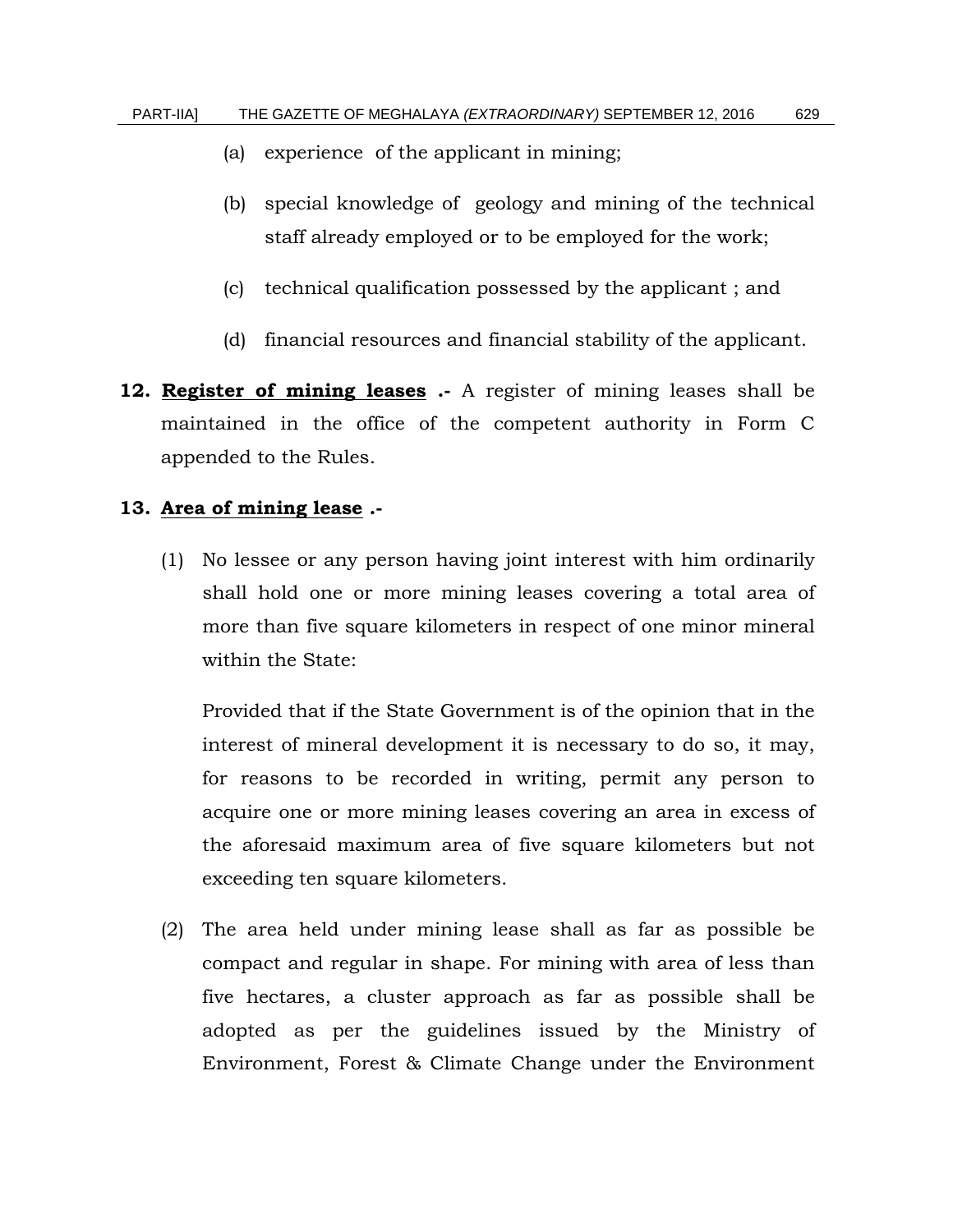(a) experience of the applicant in mining;

(b) special knowledge of geology and mining of the technical staff already employed or to be employed for the work;

(c) technical qualification possessed by the applicant ; and

(d) financial resources and financial stability of the applicant.

**12. Register of mining leases .-** A register of mining leases shall be maintained in the office of the competent authority in Form C appended to the Rules.

**13. Area of mining lease .-**

(1) No lessee or any person having joint interest with him ordinarily shall hold one or more mining leases covering a total area of more than five square kilometers in respect of one minor mineral within the State:

Provided that if the State Government is of the opinion that in the interest of mineral development it is necessary to do so, it may, for reasons to be recorded in writing, permit any person to acquire one or more mining leases covering an area in excess of the aforesaid maximum area of five square kilometers but not exceeding ten square kilometers.

(2) The area held under mining lease shall as far as possible be compact and regular in shape. For mining with area of less than five hectares, a cluster approach as far as possible shall be adopted as per the guidelines issued by the Ministry of Environment, Forest & Climate Change under the Environment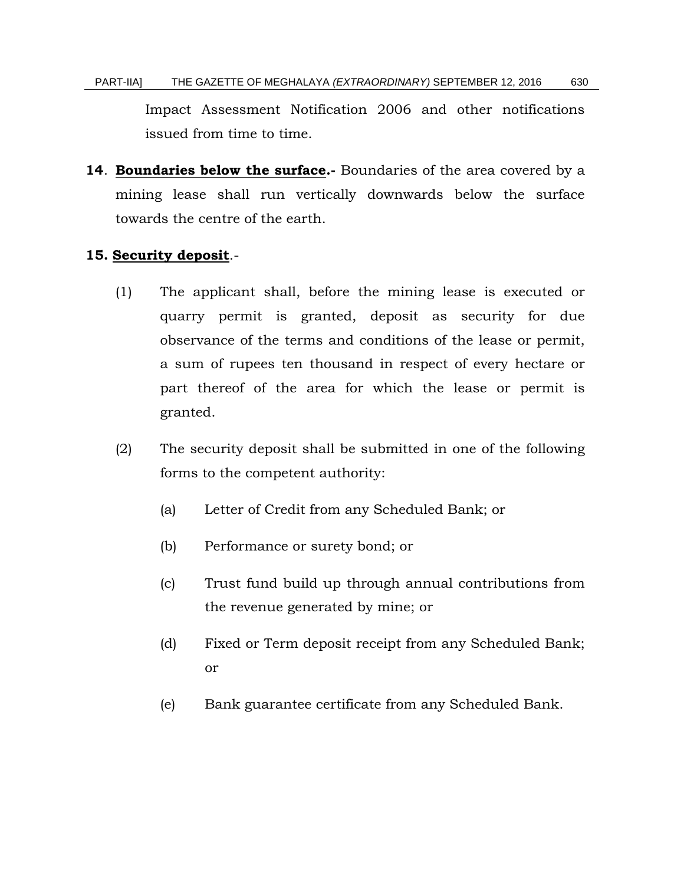Impact Assessment Notification 2006 and other notifications issued from time to time.

**14**. **Boundaries below the surface.-** Boundaries of the area covered by a mining lease shall run vertically downwards below the surface towards the centre of the earth.

**15. Security deposit**.-

(1) The applicant shall, before the mining lease is executed or quarry permit is granted, deposit as security for due observance of the terms and conditions of the lease or permit, a sum of rupees ten thousand in respect of every hectare or part thereof of the area for which the lease or permit is granted.

(2) The security deposit shall be submitted in one of the following forms to the competent authority:

(a) Letter of Credit from any Scheduled Bank; or

(b) Performance or surety bond; or

(c) Trust fund build up through annual contributions from the revenue generated by mine; or

(d) Fixed or Term deposit receipt from any Scheduled Bank; or

(e) Bank guarantee certificate from any Scheduled Bank.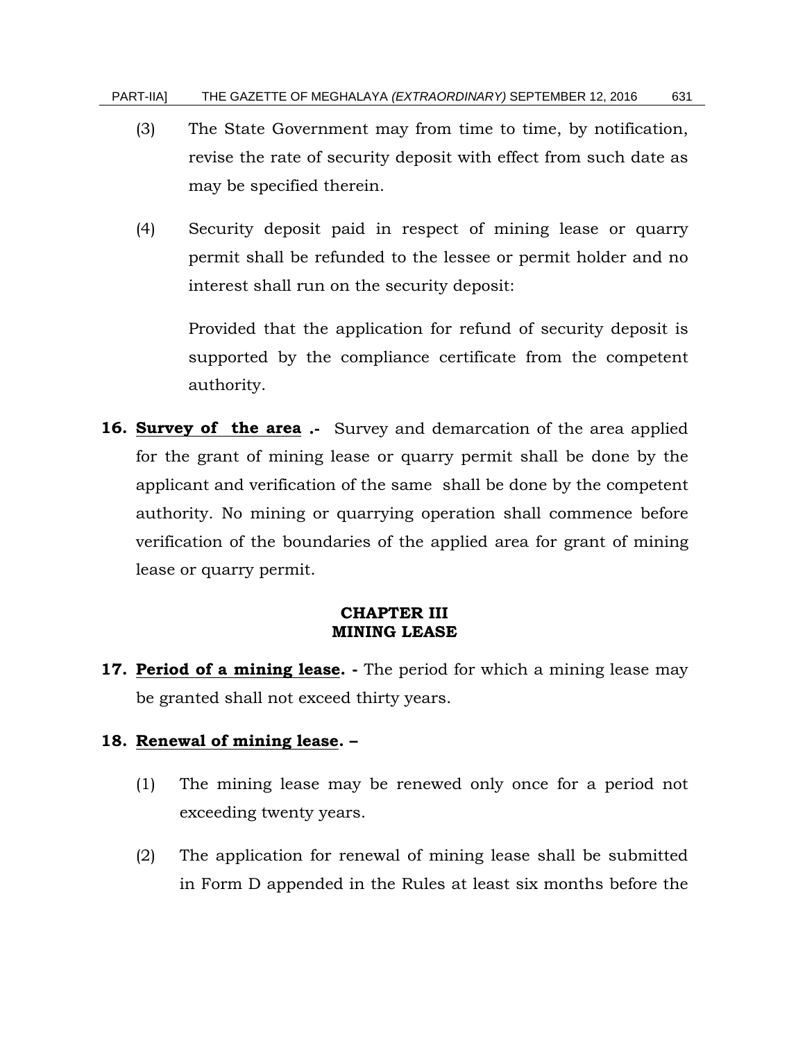(3) The State Government may from time to time, by notification, revise the rate of security deposit with effect from such date as may be specified therein.

(4) Security deposit paid in respect of mining lease or quarry permit shall be refunded to the lessee or permit holder and no interest shall run on the security deposit:

Provided that the application for refund of security deposit is supported by the compliance certificate from the competent authority.

**16. <u>Survey of the area</u> .-** Survey and demarcation of the area applied for the grant of mining lease or quarry permit shall be done by the applicant and verification of the same shall be done by the competent authority. No mining or quarrying operation shall commence before verification of the boundaries of the applied area for grant of mining lease or quarry permit.

## CHAPTER III
## MINING LEASE

**17. <u>Period of a mining lease</u>. -** The period for which a mining lease may be granted shall not exceed thirty years.

**18. <u>Renewal of mining lease</u>. –**

(1) The mining lease may be renewed only once for a period not exceeding twenty years.

(2) The application for renewal of mining lease shall be submitted in Form D appended in the Rules at least six months before the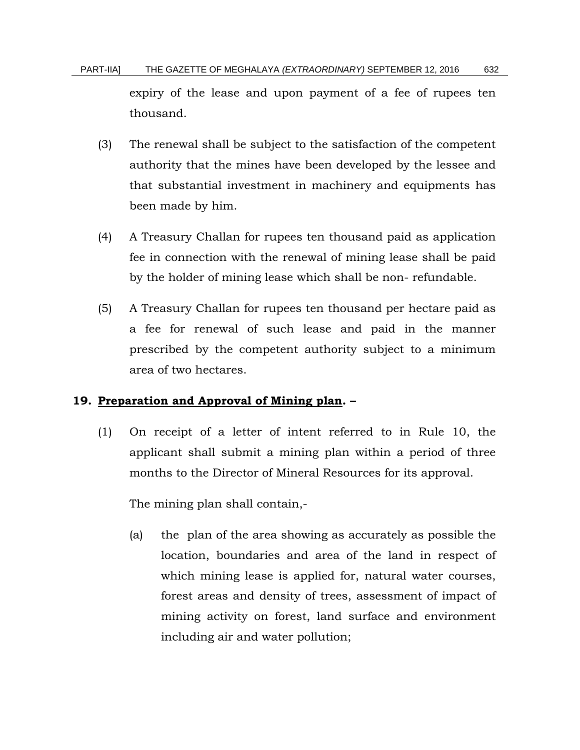expiry of the lease and upon payment of a fee of rupees ten thousand.

(3) The renewal shall be subject to the satisfaction of the competent authority that the mines have been developed by the lessee and that substantial investment in machinery and equipments has been made by him.

(4) A Treasury Challan for rupees ten thousand paid as application fee in connection with the renewal of mining lease shall be paid by the holder of mining lease which shall be non- refundable.

(5) A Treasury Challan for rupees ten thousand per hectare paid as a fee for renewal of such lease and paid in the manner prescribed by the competent authority subject to a minimum area of two hectares.

**19. <u>Preparation and Approval of Mining plan</u>. –**

(1) On receipt of a letter of intent referred to in Rule 10, the applicant shall submit a mining plan within a period of three months to the Director of Mineral Resources for its approval.

The mining plan shall contain,-

(a) the plan of the area showing as accurately as possible the location, boundaries and area of the land in respect of which mining lease is applied for, natural water courses, forest areas and density of trees, assessment of impact of mining activity on forest, land surface and environment including air and water pollution;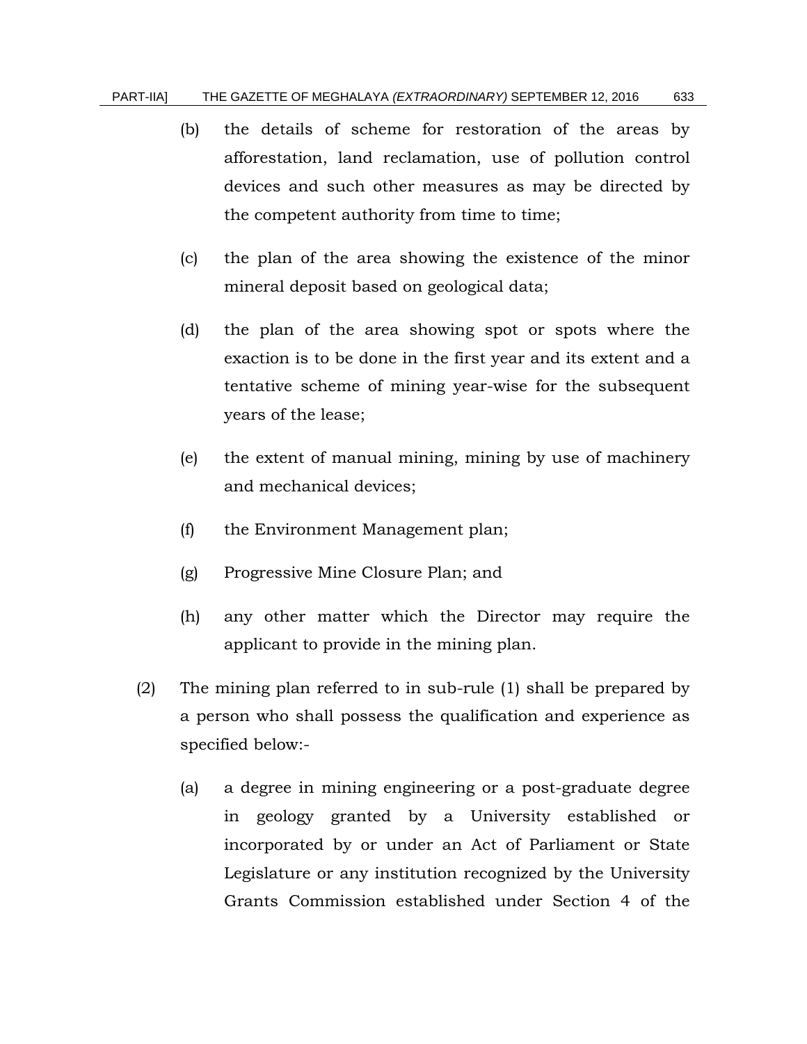(b) the details of scheme for restoration of the areas by afforestation, land reclamation, use of pollution control devices and such other measures as may be directed by the competent authority from time to time;

(c) the plan of the area showing the existence of the minor mineral deposit based on geological data;

(d) the plan of the area showing spot or spots where the exaction is to be done in the first year and its extent and a tentative scheme of mining year-wise for the subsequent years of the lease;

(e) the extent of manual mining, mining by use of machinery and mechanical devices;

(f) the Environment Management plan;

(g) Progressive Mine Closure Plan; and

(h) any other matter which the Director may require the applicant to provide in the mining plan.

(2) The mining plan referred to in sub-rule (1) shall be prepared by a person who shall possess the qualification and experience as specified below:-

(a) a degree in mining engineering or a post-graduate degree in geology granted by a University established or incorporated by or under an Act of Parliament or State Legislature or any institution recognized by the University Grants Commission established under Section 4 of the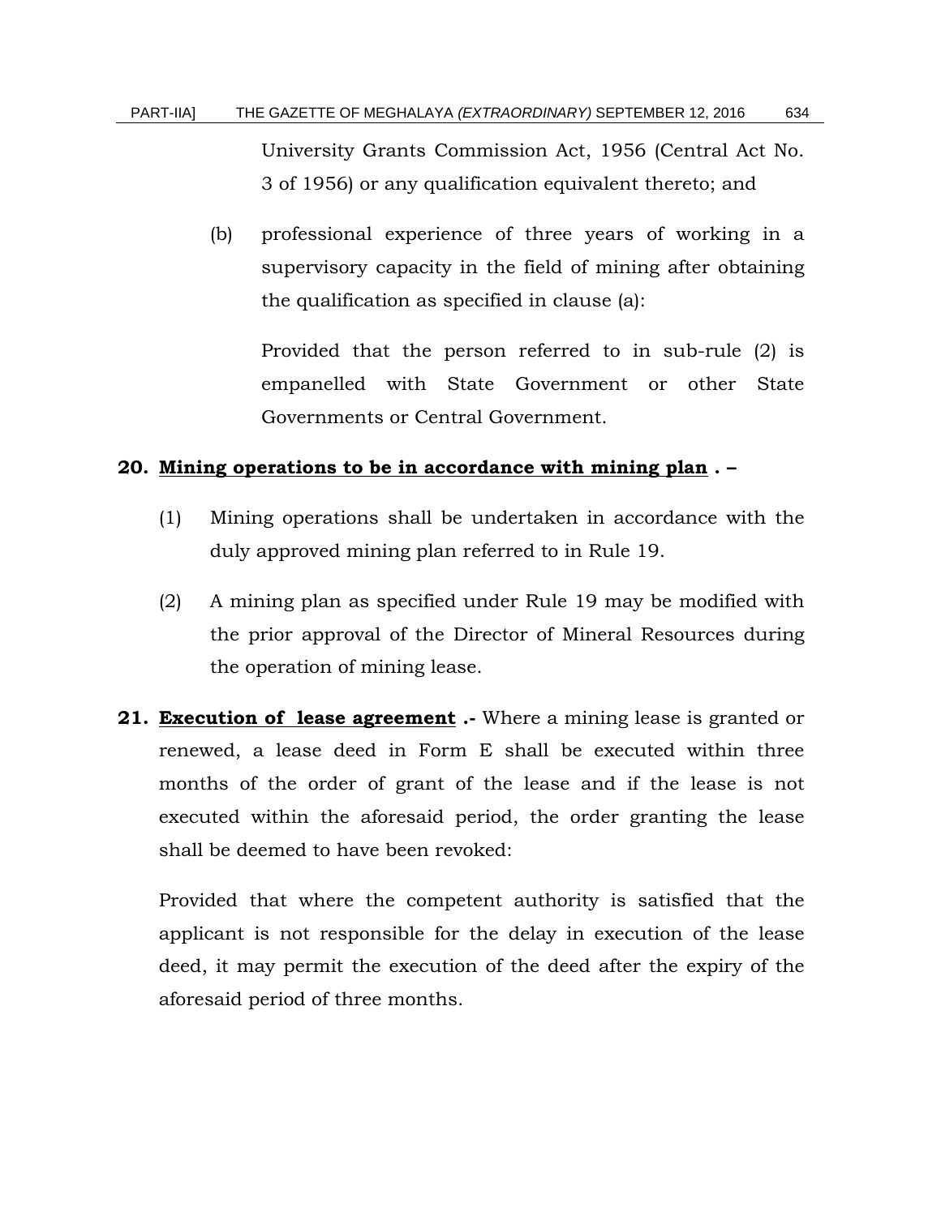University Grants Commission Act, 1956 (Central Act No. 3 of 1956) or any qualification equivalent thereto; and

(b) professional experience of three years of working in a supervisory capacity in the field of mining after obtaining the qualification as specified in clause (a):

Provided that the person referred to in sub-rule (2) is empanelled with State Government or other State Governments or Central Government.

**20. <u>Mining operations to be in accordance with mining plan</u> . –**

(1) Mining operations shall be undertaken in accordance with the duly approved mining plan referred to in Rule 19.

(2) A mining plan as specified under Rule 19 may be modified with the prior approval of the Director of Mineral Resources during the operation of mining lease.

**21. <u>Execution of lease agreement</u> .-** Where a mining lease is granted or renewed, a lease deed in Form E shall be executed within three months of the order of grant of the lease and if the lease is not executed within the aforesaid period, the order granting the lease shall be deemed to have been revoked:

Provided that where the competent authority is satisfied that the applicant is not responsible for the delay in execution of the lease deed, it may permit the execution of the deed after the expiry of the aforesaid period of three months.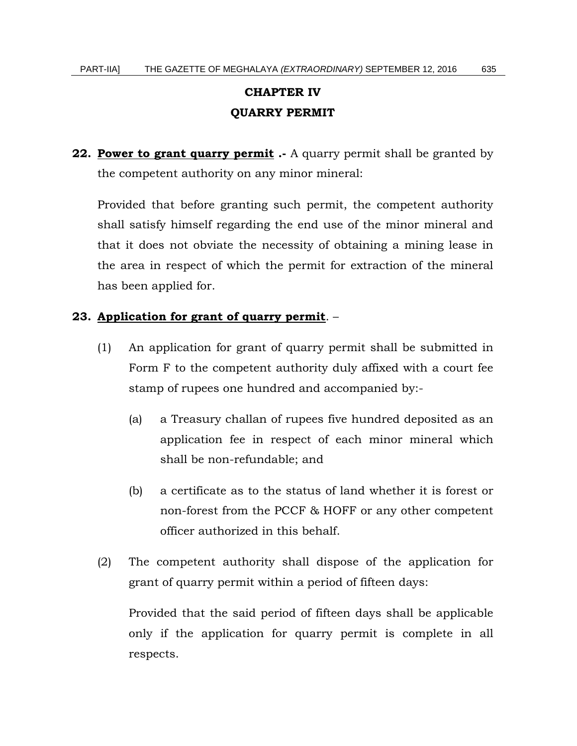# CHAPTER IV

# QUARRY PERMIT

**22. <u>Power to grant quarry permit</u> .-** A quarry permit shall be granted by the competent authority on any minor mineral:

Provided that before granting such permit, the competent authority shall satisfy himself regarding the end use of the minor mineral and that it does not obviate the necessity of obtaining a mining lease in the area in respect of which the permit for extraction of the mineral has been applied for.

**23. <u>Application for grant of quarry permit</u>**. –

(1) An application for grant of quarry permit shall be submitted in Form F to the competent authority duly affixed with a court fee stamp of rupees one hundred and accompanied by:-

(a) a Treasury challan of rupees five hundred deposited as an application fee in respect of each minor mineral which shall be non-refundable; and

(b) a certificate as to the status of land whether it is forest or non-forest from the PCCF & HOFF or any other competent officer authorized in this behalf.

(2) The competent authority shall dispose of the application for grant of quarry permit within a period of fifteen days:

Provided that the said period of fifteen days shall be applicable only if the application for quarry permit is complete in all respects.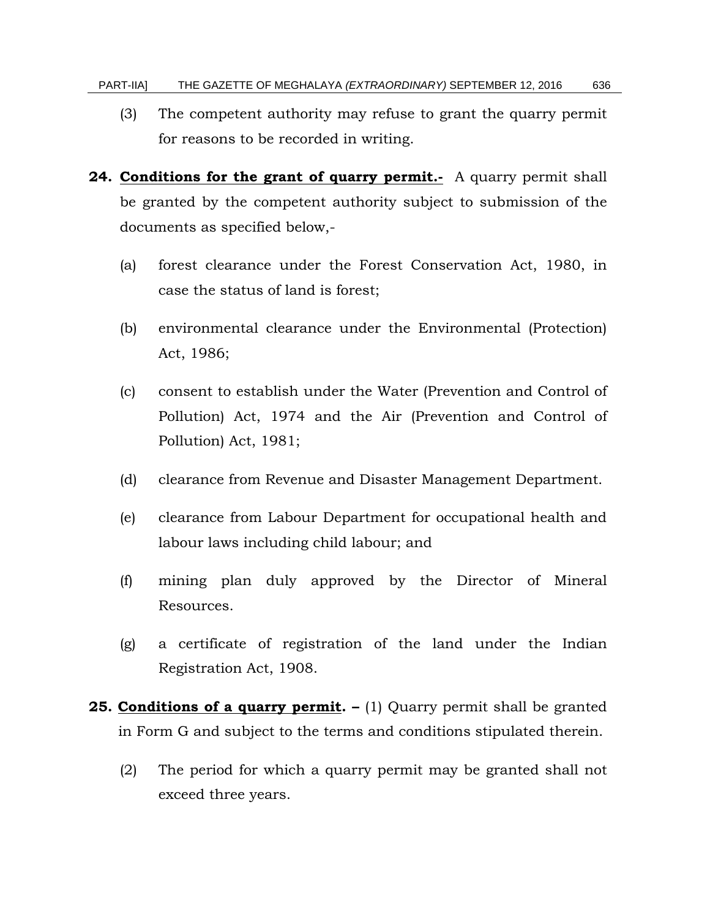(3) The competent authority may refuse to grant the quarry permit for reasons to be recorded in writing.

**24. <u>Conditions for the grant of quarry permit.-</u>** A quarry permit shall be granted by the competent authority subject to submission of the documents as specified below,-

(a) forest clearance under the Forest Conservation Act, 1980, in case the status of land is forest;

(b) environmental clearance under the Environmental (Protection) Act, 1986;

(c) consent to establish under the Water (Prevention and Control of Pollution) Act, 1974 and the Air (Prevention and Control of Pollution) Act, 1981;

(d) clearance from Revenue and Disaster Management Department.

(e) clearance from Labour Department for occupational health and labour laws including child labour; and

(f) mining plan duly approved by the Director of Mineral Resources.

(g) a certificate of registration of the land under the Indian Registration Act, 1908.

**25. <u>Conditions of a quarry permit</u>. –** (1) Quarry permit shall be granted in Form G and subject to the terms and conditions stipulated therein.

(2) The period for which a quarry permit may be granted shall not exceed three years.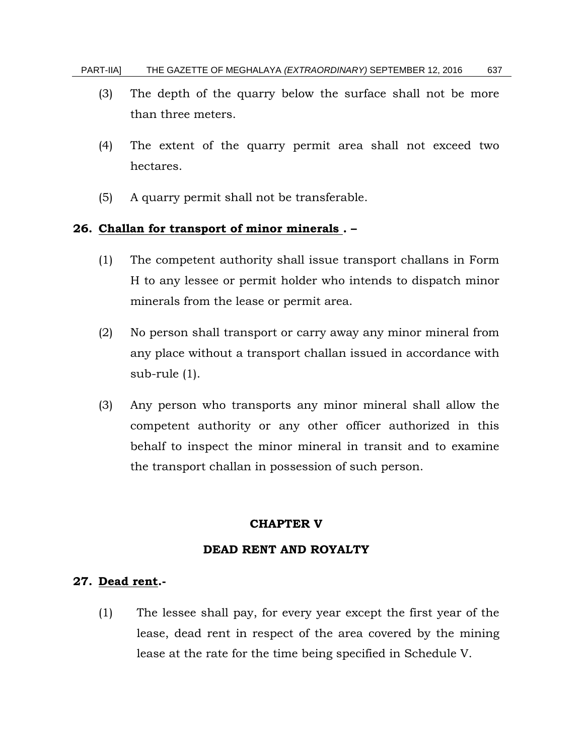(3) The depth of the quarry below the surface shall not be more than three meters.

(4) The extent of the quarry permit area shall not exceed two hectares.

(5) A quarry permit shall not be transferable.

**26. Challan for transport of minor minerals . –**

(1) The competent authority shall issue transport challans in Form H to any lessee or permit holder who intends to dispatch minor minerals from the lease or permit area.

(2) No person shall transport or carry away any minor mineral from any place without a transport challan issued in accordance with sub-rule (1).

(3) Any person who transports any minor mineral shall allow the competent authority or any other officer authorized in this behalf to inspect the minor mineral in transit and to examine the transport challan in possession of such person.

## CHAPTER V

## DEAD RENT AND ROYALTY

**27. Dead rent.-**

(1) The lessee shall pay, for every year except the first year of the lease, dead rent in respect of the area covered by the mining lease at the rate for the time being specified in Schedule V.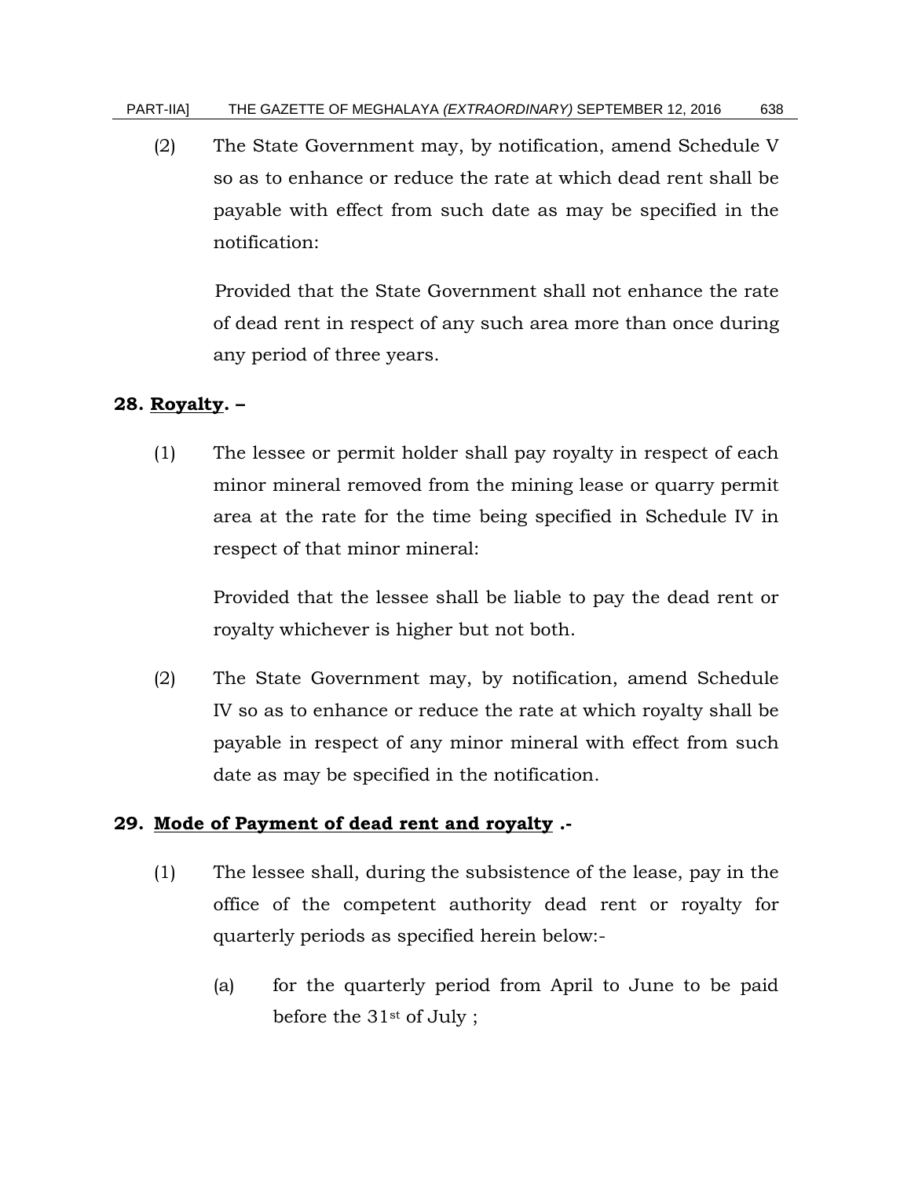(2) The State Government may, by notification, amend Schedule V so as to enhance or reduce the rate at which dead rent shall be payable with effect from such date as may be specified in the notification:

Provided that the State Government shall not enhance the rate of dead rent in respect of any such area more than once during any period of three years.

**28. <u>Royalty</u>. –**

(1) The lessee or permit holder shall pay royalty in respect of each minor mineral removed from the mining lease or quarry permit area at the rate for the time being specified in Schedule IV in respect of that minor mineral:

Provided that the lessee shall be liable to pay the dead rent or royalty whichever is higher but not both.

(2) The State Government may, by notification, amend Schedule IV so as to enhance or reduce the rate at which royalty shall be payable in respect of any minor mineral with effect from such date as may be specified in the notification.

**29. <u>Mode of Payment of dead rent and royalty</u> .-**

(1) The lessee shall, during the subsistence of the lease, pay in the office of the competent authority dead rent or royalty for quarterly periods as specified herein below:-

(a) for the quarterly period from April to June to be paid before the 31st of July ;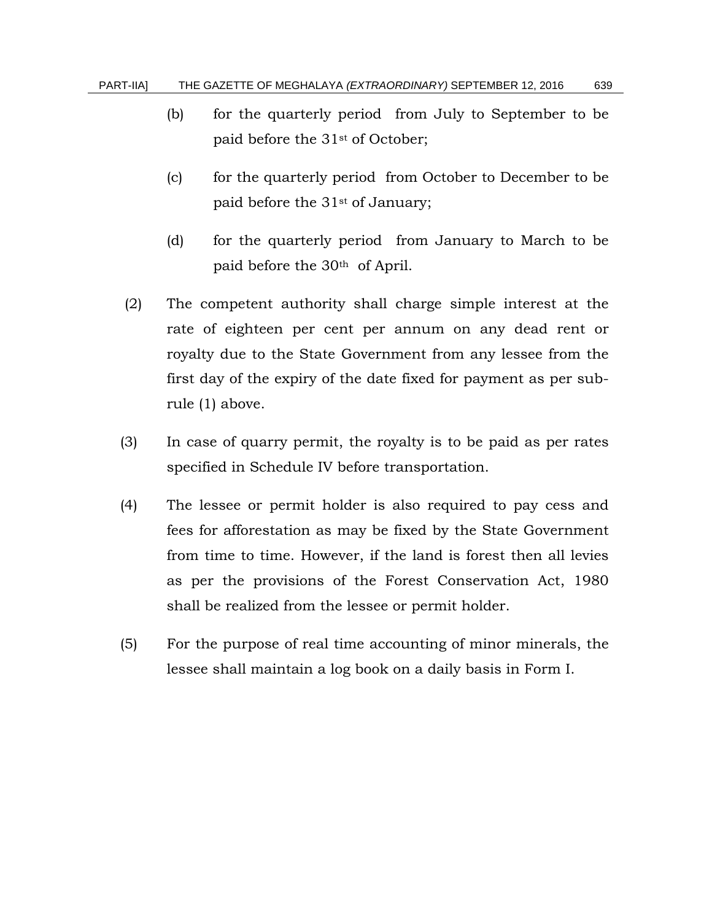(b) for the quarterly period from July to September to be paid before the 31st of October;

(c) for the quarterly period from October to December to be paid before the 31st of January;

(d) for the quarterly period from January to March to be paid before the 30th of April.

(2) The competent authority shall charge simple interest at the rate of eighteen per cent per annum on any dead rent or royalty due to the State Government from any lessee from the first day of the expiry of the date fixed for payment as per sub-rule (1) above.

(3) In case of quarry permit, the royalty is to be paid as per rates specified in Schedule IV before transportation.

(4) The lessee or permit holder is also required to pay cess and fees for afforestation as may be fixed by the State Government from time to time. However, if the land is forest then all levies as per the provisions of the Forest Conservation Act, 1980 shall be realized from the lessee or permit holder.

(5) For the purpose of real time accounting of minor minerals, the lessee shall maintain a log book on a daily basis in Form I.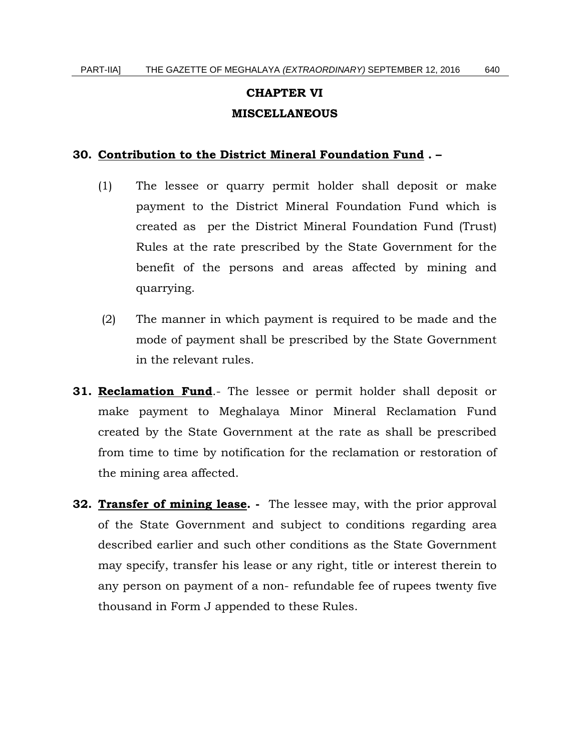## CHAPTER VI
## MISCELLANEOUS

**30. <u>Contribution to the District Mineral Foundation Fund</u> . –**

(1) The lessee or quarry permit holder shall deposit or make payment to the District Mineral Foundation Fund which is created as per the District Mineral Foundation Fund (Trust) Rules at the rate prescribed by the State Government for the benefit of the persons and areas affected by mining and quarrying.

(2) The manner in which payment is required to be made and the mode of payment shall be prescribed by the State Government in the relevant rules.

**31. <u>Reclamation Fund</u>**.- The lessee or permit holder shall deposit or make payment to Meghalaya Minor Mineral Reclamation Fund created by the State Government at the rate as shall be prescribed from time to time by notification for the reclamation or restoration of the mining area affected.

**32. <u>Transfer of mining lease</u>. -** The lessee may, with the prior approval of the State Government and subject to conditions regarding area described earlier and such other conditions as the State Government may specify, transfer his lease or any right, title or interest therein to any person on payment of a non- refundable fee of rupees twenty five thousand in Form J appended to these Rules.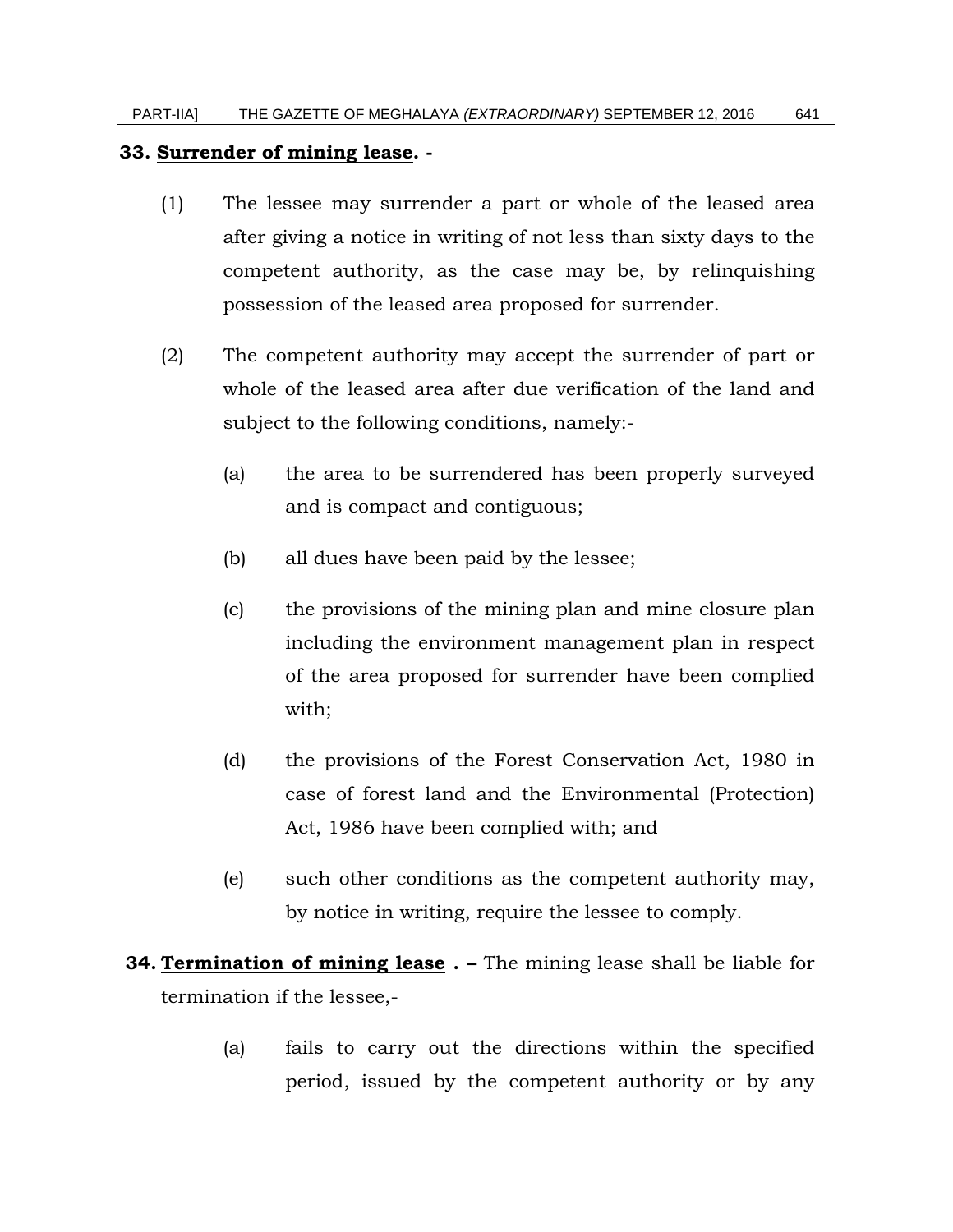**33. <u>Surrender of mining lease</u>. -**

(1) The lessee may surrender a part or whole of the leased area after giving a notice in writing of not less than sixty days to the competent authority, as the case may be, by relinquishing possession of the leased area proposed for surrender.

(2) The competent authority may accept the surrender of part or whole of the leased area after due verification of the land and subject to the following conditions, namely:-

(a) the area to be surrendered has been properly surveyed and is compact and contiguous;

(b) all dues have been paid by the lessee;

(c) the provisions of the mining plan and mine closure plan including the environment management plan in respect of the area proposed for surrender have been complied with;

(d) the provisions of the Forest Conservation Act, 1980 in case of forest land and the Environmental (Protection) Act, 1986 have been complied with; and

(e) such other conditions as the competent authority may, by notice in writing, require the lessee to comply.

**34. <u>Termination of mining lease</u> . –** The mining lease shall be liable for termination if the lessee,-

(a) fails to carry out the directions within the specified period, issued by the competent authority or by any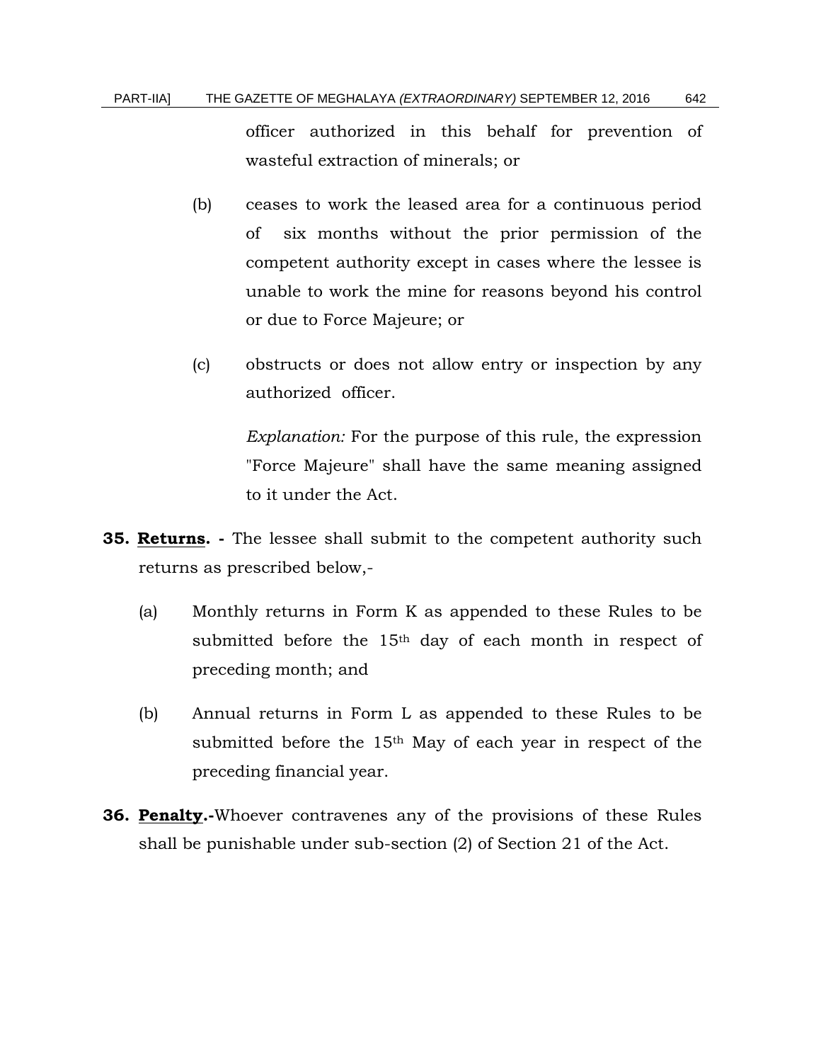officer authorized in this behalf for prevention of wasteful extraction of minerals; or

(b) ceases to work the leased area for a continuous period of six months without the prior permission of the competent authority except in cases where the lessee is unable to work the mine for reasons beyond his control or due to Force Majeure; or

(c) obstructs or does not allow entry or inspection by any authorized officer.

*Explanation:* For the purpose of this rule, the expression "Force Majeure" shall have the same meaning assigned to it under the Act.

**35. Returns. -** The lessee shall submit to the competent authority such returns as prescribed below,-

(a) Monthly returns in Form K as appended to these Rules to be submitted before the 15th day of each month in respect of preceding month; and

(b) Annual returns in Form L as appended to these Rules to be submitted before the 15th May of each year in respect of the preceding financial year.

**36. Penalty.-**Whoever contravenes any of the provisions of these Rules shall be punishable under sub-section (2) of Section 21 of the Act.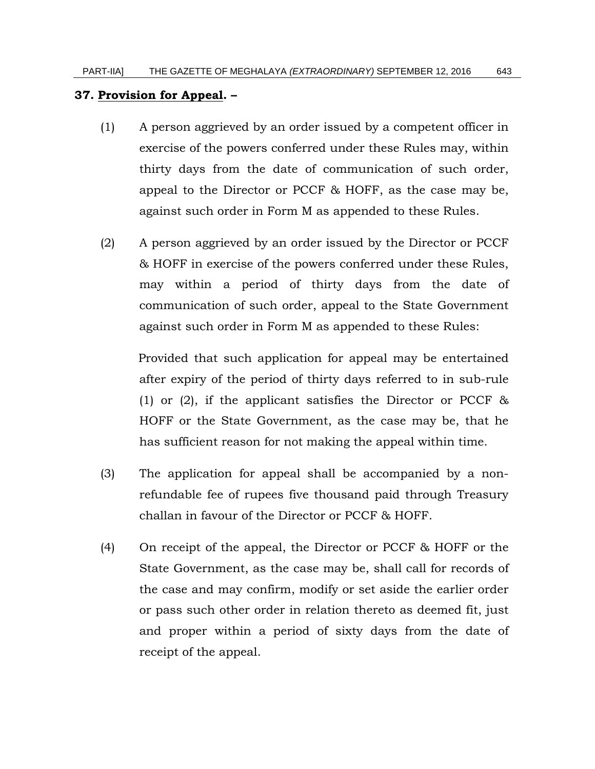**37. <u>Provision for Appeal</u>. –**

(1) A person aggrieved by an order issued by a competent officer in exercise of the powers conferred under these Rules may, within thirty days from the date of communication of such order, appeal to the Director or PCCF & HOFF, as the case may be, against such order in Form M as appended to these Rules.

(2) A person aggrieved by an order issued by the Director or PCCF & HOFF in exercise of the powers conferred under these Rules, may within a period of thirty days from the date of communication of such order, appeal to the State Government against such order in Form M as appended to these Rules:

Provided that such application for appeal may be entertained after expiry of the period of thirty days referred to in sub-rule (1) or (2), if the applicant satisfies the Director or PCCF & HOFF or the State Government, as the case may be, that he has sufficient reason for not making the appeal within time.

(3) The application for appeal shall be accompanied by a non-refundable fee of rupees five thousand paid through Treasury challan in favour of the Director or PCCF & HOFF.

(4) On receipt of the appeal, the Director or PCCF & HOFF or the State Government, as the case may be, shall call for records of the case and may confirm, modify or set aside the earlier order or pass such other order in relation thereto as deemed fit, just and proper within a period of sixty days from the date of receipt of the appeal.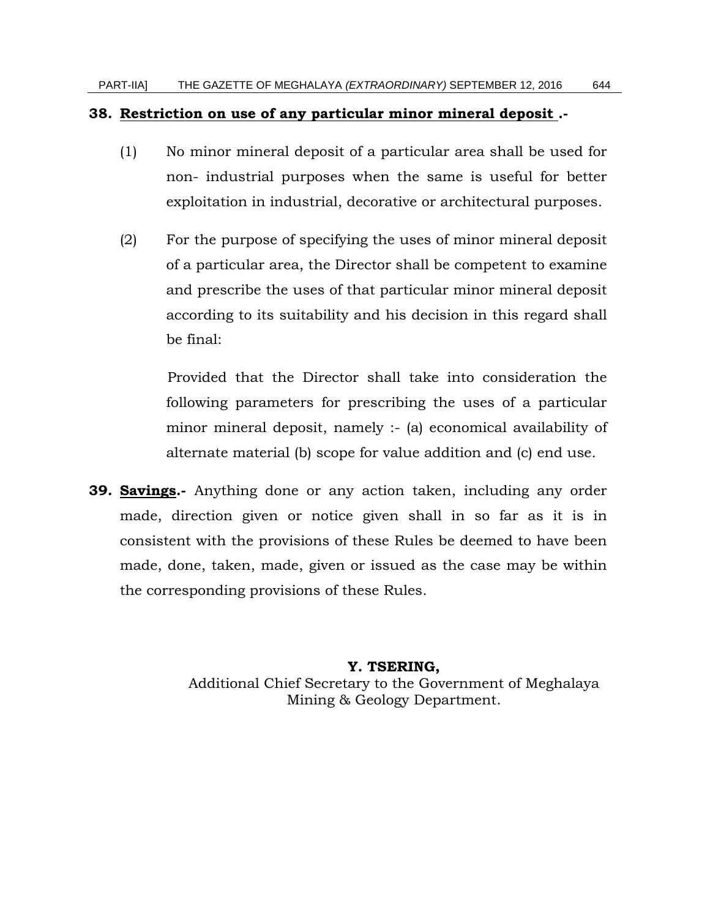**38. <u>Restriction on use of any particular minor mineral deposit</u> .-**

(1) No minor mineral deposit of a particular area shall be used for non- industrial purposes when the same is useful for better exploitation in industrial, decorative or architectural purposes.

(2) For the purpose of specifying the uses of minor mineral deposit of a particular area, the Director shall be competent to examine and prescribe the uses of that particular minor mineral deposit according to its suitability and his decision in this regard shall be final:

Provided that the Director shall take into consideration the following parameters for prescribing the uses of a particular minor mineral deposit, namely :- (a) economical availability of alternate material (b) scope for value addition and (c) end use.

**39. <u>Savings</u>.-** Anything done or any action taken, including any order made, direction given or notice given shall in so far as it is in consistent with the provisions of these Rules be deemed to have been made, done, taken, made, given or issued as the case may be within the corresponding provisions of these Rules.

**Y. TSERING,**
Additional Chief Secretary to the Government of Meghalaya
Mining & Geology Department.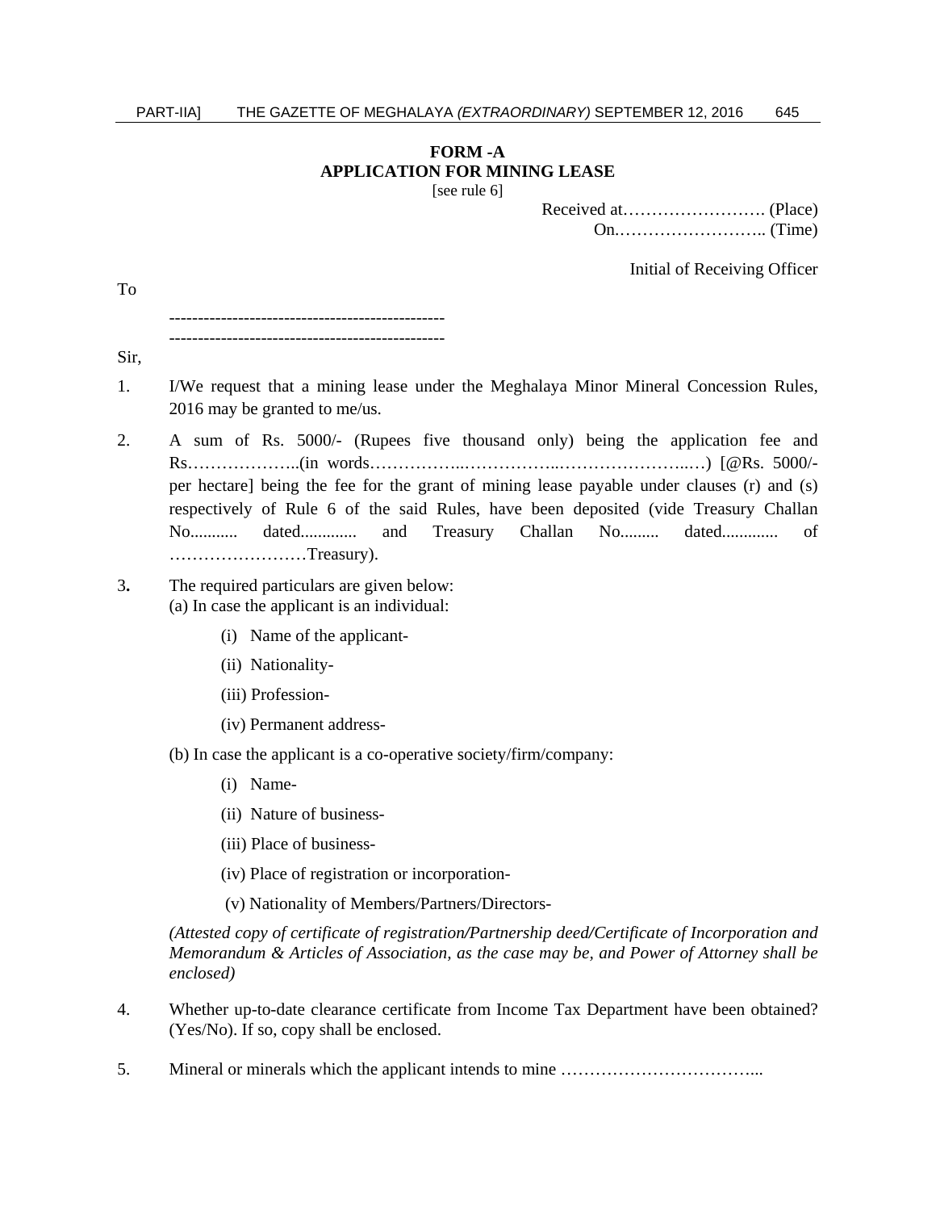# FORM -A
## APPLICATION FOR MINING LEASE

[see rule 6]

Received at……………………. (Place)
On…………………….. (Time)

Initial of Receiving Officer

To

-----------------------------------------------
-----------------------------------------------

Sir,

1. I/We request that a mining lease under the Meghalaya Minor Mineral Concession Rules, 2016 may be granted to me/us.

2. A sum of Rs. 5000/- (Rupees five thousand only) being the application fee and Rs………………..(in words……………..……………..…………………..…) [@Rs. 5000/- per hectare] being the fee for the grant of mining lease payable under clauses (r) and (s) respectively of Rule 6 of the said Rules, have been deposited (vide Treasury Challan No........... dated............. and Treasury Challan No......... dated............. of ……………………Treasury).

3. The required particulars are given below:
   (a) In case the applicant is an individual:

   (i) Name of the applicant-

   (ii) Nationality-

   (iii) Profession-

   (iv) Permanent address-

   (b) In case the applicant is a co-operative society/firm/company:

   (i) Name-

   (ii) Nature of business-

   (iii) Place of business-

   (iv) Place of registration or incorporation-

   (v) Nationality of Members/Partners/Directors-

   *(Attested copy of certificate of registration/Partnership deed/Certificate of Incorporation and Memorandum & Articles of Association, as the case may be, and Power of Attorney shall be enclosed)*

4. Whether up-to-date clearance certificate from Income Tax Department have been obtained? (Yes/No). If so, copy shall be enclosed.

5. Mineral or minerals which the applicant intends to mine ……………………………...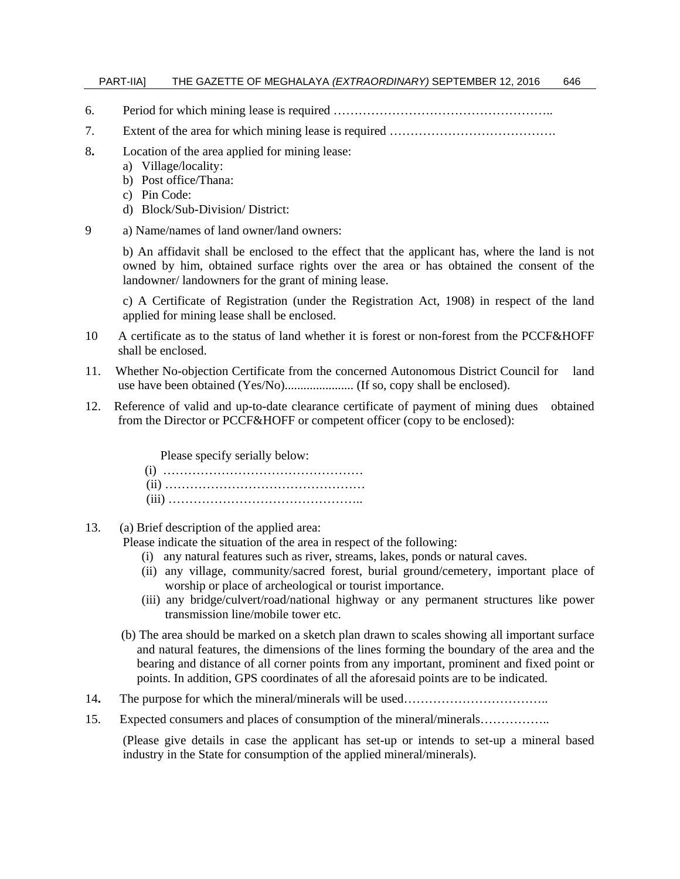6. Period for which mining lease is required ……………………………………………..

7. Extent of the area for which mining lease is required ………………………………….

8. Location of the area applied for mining lease:
   a) Village/locality:
   b) Post office/Thana:
   c) Pin Code:
   d) Block/Sub-Division/ District:

9 a) Name/names of land owner/land owners:

   b) An affidavit shall be enclosed to the effect that the applicant has, where the land is not owned by him, obtained surface rights over the area or has obtained the consent of the landowner/ landowners for the grant of mining lease.

   c) A Certificate of Registration (under the Registration Act, 1908) in respect of the land applied for mining lease shall be enclosed.

10 A certificate as to the status of land whether it is forest or non-forest from the PCCF&HOFF shall be enclosed.

11. Whether No-objection Certificate from the concerned Autonomous District Council for land use have been obtained (Yes/No)...................... (If so, copy shall be enclosed).

12. Reference of valid and up-to-date clearance certificate of payment of mining dues obtained from the Director or PCCF&HOFF or competent officer (copy to be enclosed):

    Please specify serially below:
    (i) …………………………………………
    (ii) …………………………………………
    (iii) ………………………………………..

13. (a) Brief description of the applied area:
   Please indicate the situation of the area in respect of the following:
   (i) any natural features such as river, streams, lakes, ponds or natural caves.
   (ii) any village, community/sacred forest, burial ground/cemetery, important place of worship or place of archeological or tourist importance.
   (iii) any bridge/culvert/road/national highway or any permanent structures like power transmission line/mobile tower etc.

   (b) The area should be marked on a sketch plan drawn to scales showing all important surface and natural features, the dimensions of the lines forming the boundary of the area and the bearing and distance of all corner points from any important, prominent and fixed point or points. In addition, GPS coordinates of all the aforesaid points are to be indicated.

14. The purpose for which the mineral/minerals will be used……………………………..

15. Expected consumers and places of consumption of the mineral/minerals……………..

   (Please give details in case the applicant has set-up or intends to set-up a mineral based industry in the State for consumption of the applied mineral/minerals).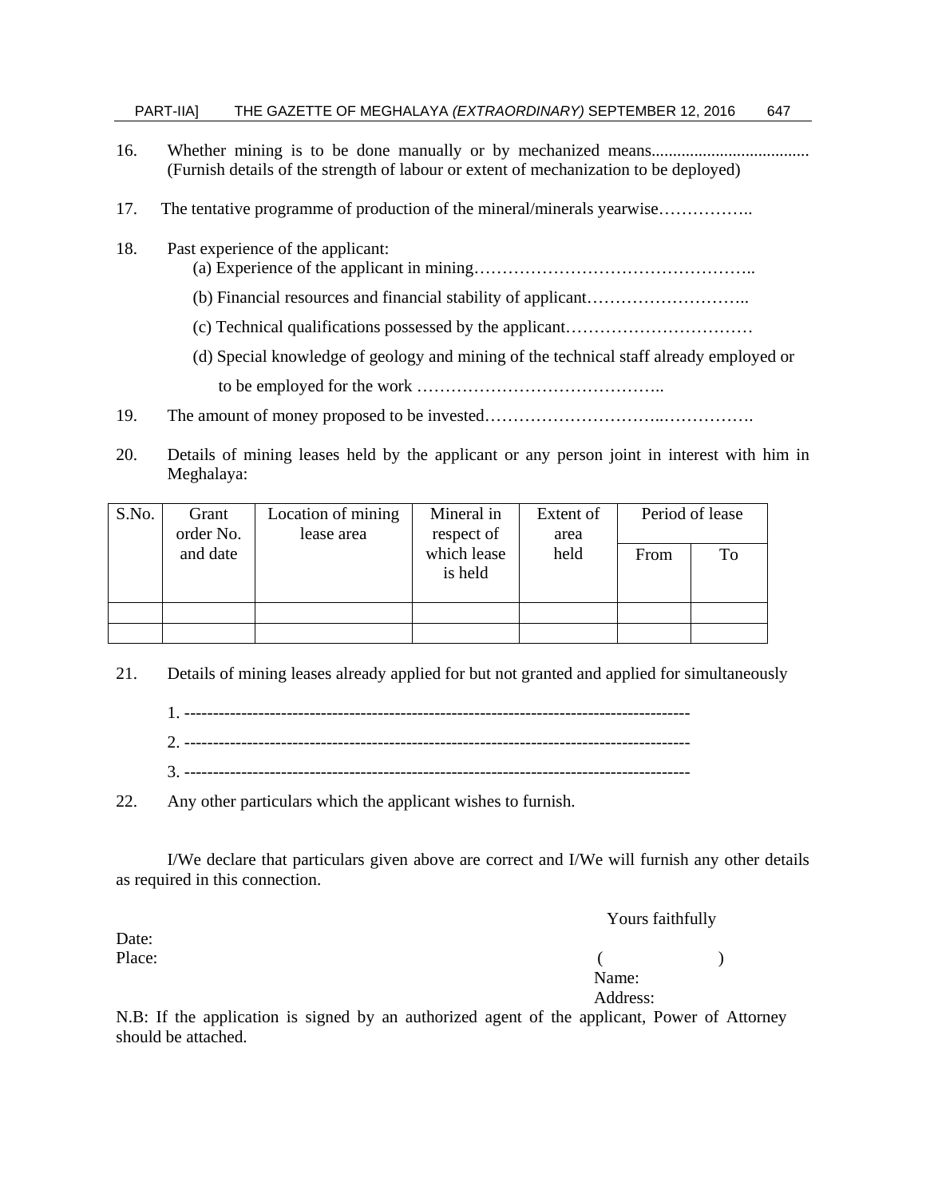16. Whether mining is to be done manually or by mechanized means.................................... (Furnish details of the strength of labour or extent of mechanization to be deployed)

17. The tentative programme of production of the mineral/minerals yearwise……………..

18. Past experience of the applicant:
    (a) Experience of the applicant in mining…………………………………………..

    (b) Financial resources and financial stability of applicant………………………..

    (c) Technical qualifications possessed by the applicant……………………………

    (d) Special knowledge of geology and mining of the technical staff already employed or to be employed for the work ……………………………………..

19. The amount of money proposed to be invested…………………………..…………….

20. Details of mining leases held by the applicant or any person joint in interest with him in Meghalaya:

| S.No. | Grant order No. and date | Location of mining lease area | Mineral in respect of which lease is held | Extent of area held | Period of lease | |
|---|---|---|---|---|---|---|
| | | | | | From | To |
| | | | | | | |
| | | | | | | |

21. Details of mining leases already applied for but not granted and applied for simultaneously

    1. ------------------------------------------------------------------------------------------
    2. ------------------------------------------------------------------------------------------
    3. ------------------------------------------------------------------------------------------

22. Any other particulars which the applicant wishes to furnish.

I/We declare that particulars given above are correct and I/We will furnish any other details as required in this connection.

Yours faithfully

Date:

Place:

( )

Name:

Address:

N.B: If the application is signed by an authorized agent of the applicant, Power of Attorney should be attached.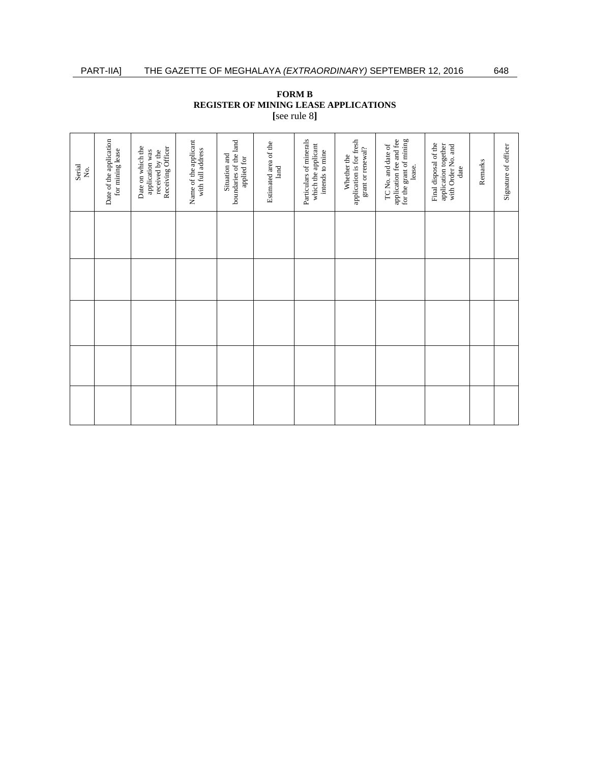**FORM B**
**REGISTER OF MINING LEASE APPLICATIONS**
**[**see rule 8**]**

| Serial No. | Date of the application for mining lease | Date on which the application was received by the Receiving Officer | Name of the applicant with full address | Situation and boundaries of the land applied for | Estimated area of the land | Particulars of minerals which the applicant intends to mine | Whether the application is for fresh grant or renewal? | TC No. and date of application fee and fee for the grant of mining lease. | Final disposal of the application together with Order No. and date | Remarks | Signature of officer |
|---|---|---|---|---|---|---|---|---|---|---|---|
| | | | | | | | | | | | |
| | | | | | | | | | | | |
| | | | | | | | | | | | |
| | | | | | | | | | | | |
| | | | | | | | | | | | |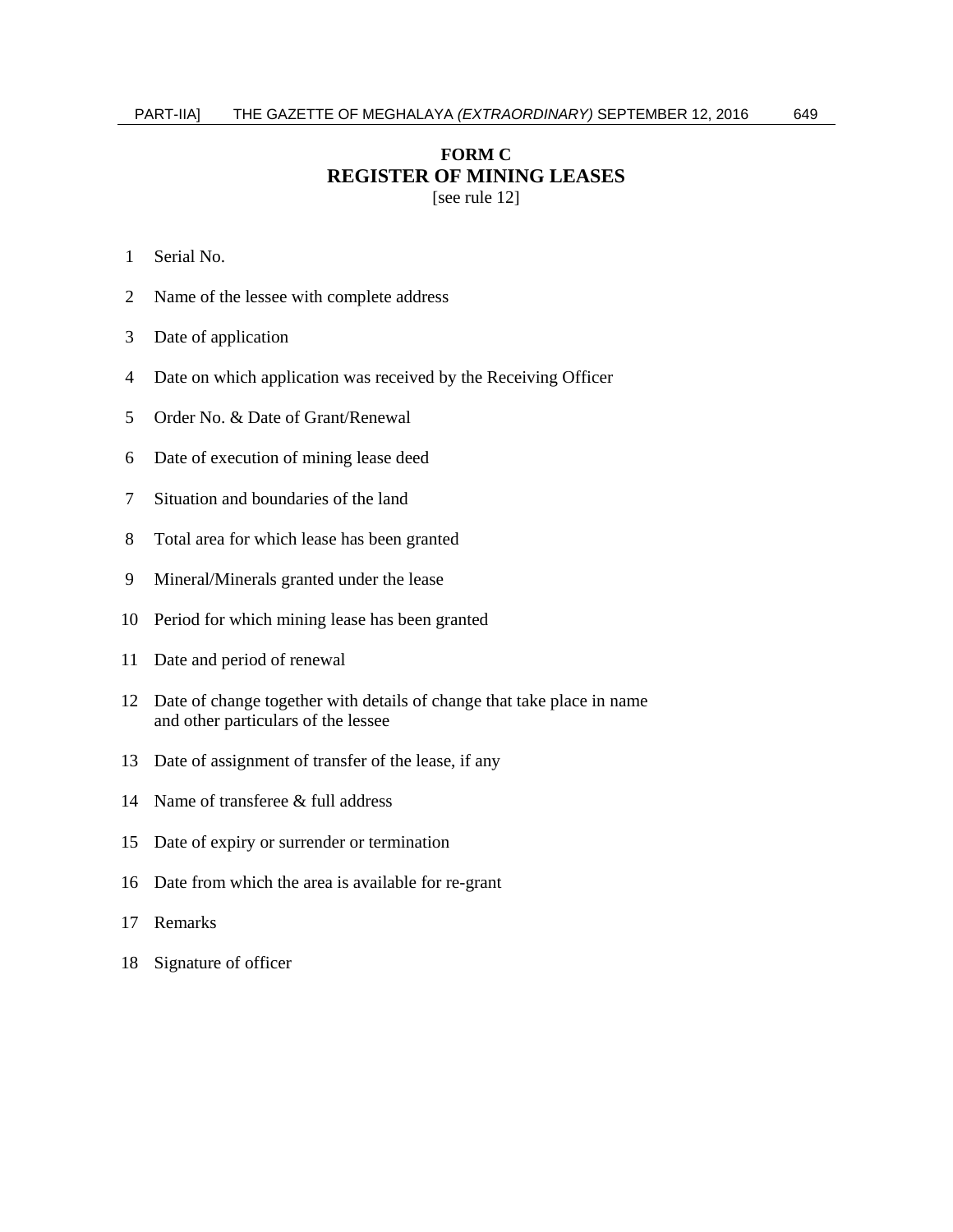# FORM C

## REGISTER OF MINING LEASES

[see rule 12]

1 Serial No.

2 Name of the lessee with complete address

3 Date of application

4 Date on which application was received by the Receiving Officer

5 Order No. & Date of Grant/Renewal

6 Date of execution of mining lease deed

7 Situation and boundaries of the land

8 Total area for which lease has been granted

9 Mineral/Minerals granted under the lease

10 Period for which mining lease has been granted

11 Date and period of renewal

12 Date of change together with details of change that take place in name and other particulars of the lessee

13 Date of assignment of transfer of the lease, if any

14 Name of transferee & full address

15 Date of expiry or surrender or termination

16 Date from which the area is available for re-grant

17 Remarks

18 Signature of officer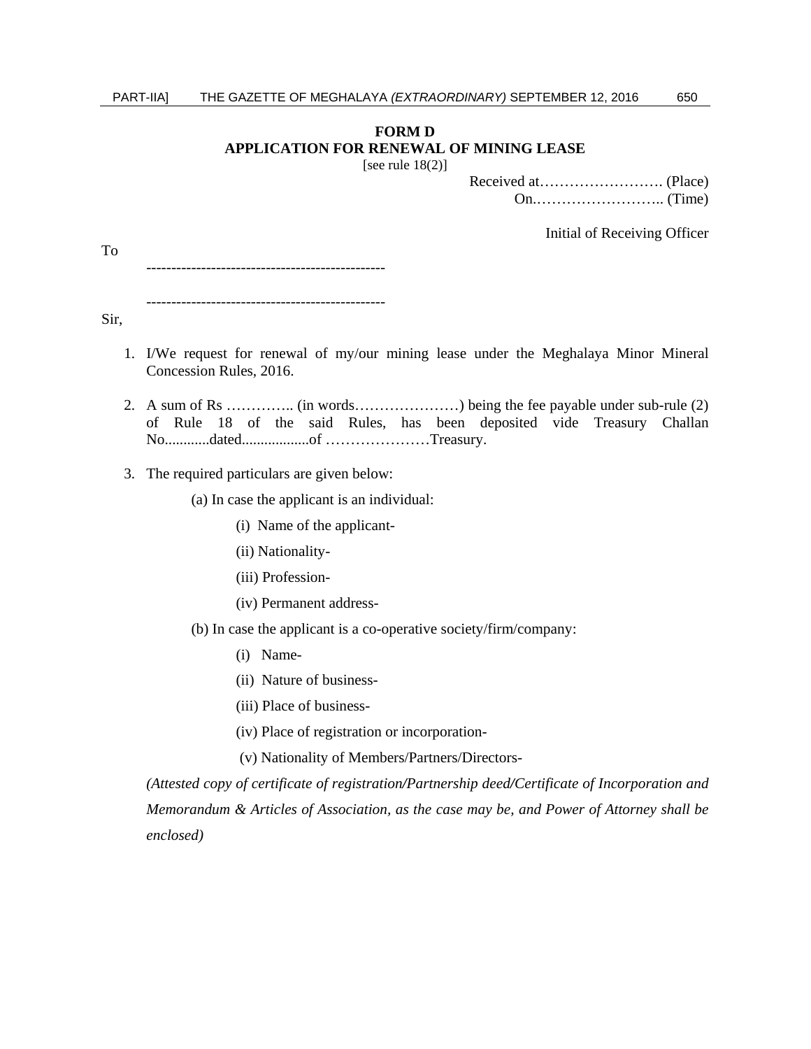**FORM D**

**APPLICATION FOR RENEWAL OF MINING LEASE**

[see rule 18(2)]

Received at……………………. (Place)
On.…………………….. (Time)

Initial of Receiving Officer

To

------------------------------------------------

------------------------------------------------

Sir,

1. I/We request for renewal of my/our mining lease under the Meghalaya Minor Mineral Concession Rules, 2016.

2. A sum of Rs ………….. (in words…………………) being the fee payable under sub-rule (2) of Rule 18 of the said Rules, has been deposited vide Treasury Challan No............dated..................of …………………Treasury.

3. The required particulars are given below:

   (a) In case the applicant is an individual:

   (i) Name of the applicant-

   (ii) Nationality-

   (iii) Profession-

   (iv) Permanent address-

   (b) In case the applicant is a co-operative society/firm/company:

   (i) Name-

   (ii) Nature of business-

   (iii) Place of business-

   (iv) Place of registration or incorporation-

   (v) Nationality of Members/Partners/Directors-

*(Attested copy of certificate of registration/Partnership deed/Certificate of Incorporation and Memorandum & Articles of Association, as the case may be, and Power of Attorney shall be enclosed)*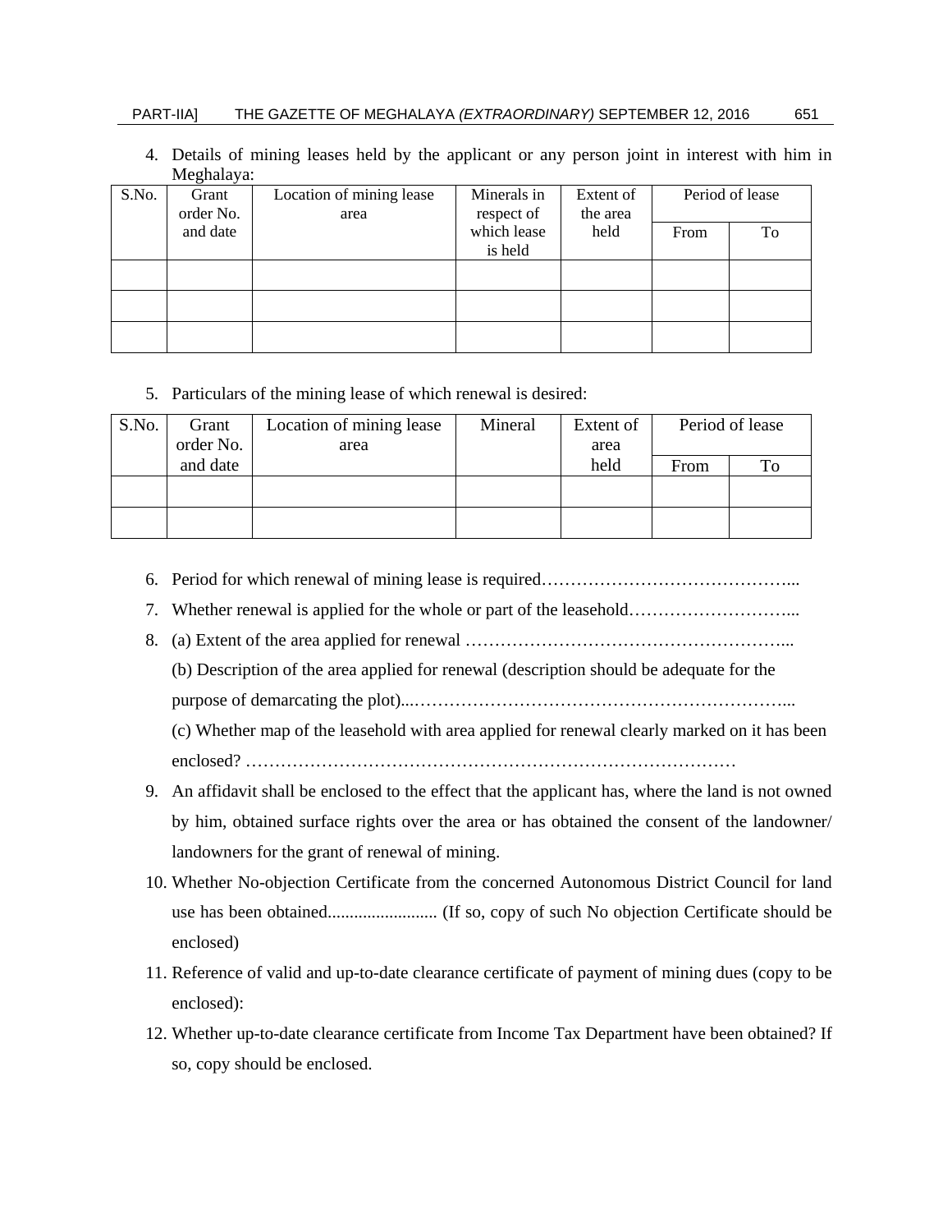4. Details of mining leases held by the applicant or any person joint in interest with him in Meghalaya:

| S.No. | Grant order No. and date | Location of mining lease area | Minerals in respect of which lease is held | Extent of the area held | Period of lease | |
|---|---|---|---|---|---|---|
| | | | | | From | To |
| | | | | | | |
| | | | | | | |
| | | | | | | |

5. Particulars of the mining lease of which renewal is desired:

| S.No. | Grant order No. and date | Location of mining lease area | Mineral | Extent of area held | Period of lease | |
|---|---|---|---|---|---|---|
| | | | | | From | To |
| | | | | | | |
| | | | | | | |

6. Period for which renewal of mining lease is required……………………………………...
7. Whether renewal is applied for the whole or part of the leasehold………………………...
8. (a) Extent of the area applied for renewal ………………………………………………...

   (b) Description of the area applied for renewal (description should be adequate for the purpose of demarcating the plot)...…………………………………………………………...

   (c) Whether map of the leasehold with area applied for renewal clearly marked on it has been enclosed? …………………………………………………………………………
9. An affidavit shall be enclosed to the effect that the applicant has, where the land is not owned by him, obtained surface rights over the area or has obtained the consent of the landowner/ landowners for the grant of renewal of mining.
10. Whether No-objection Certificate from the concerned Autonomous District Council for land use has been obtained......................... (If so, copy of such No objection Certificate should be enclosed)
11. Reference of valid and up-to-date clearance certificate of payment of mining dues (copy to be enclosed):
12. Whether up-to-date clearance certificate from Income Tax Department have been obtained? If so, copy should be enclosed.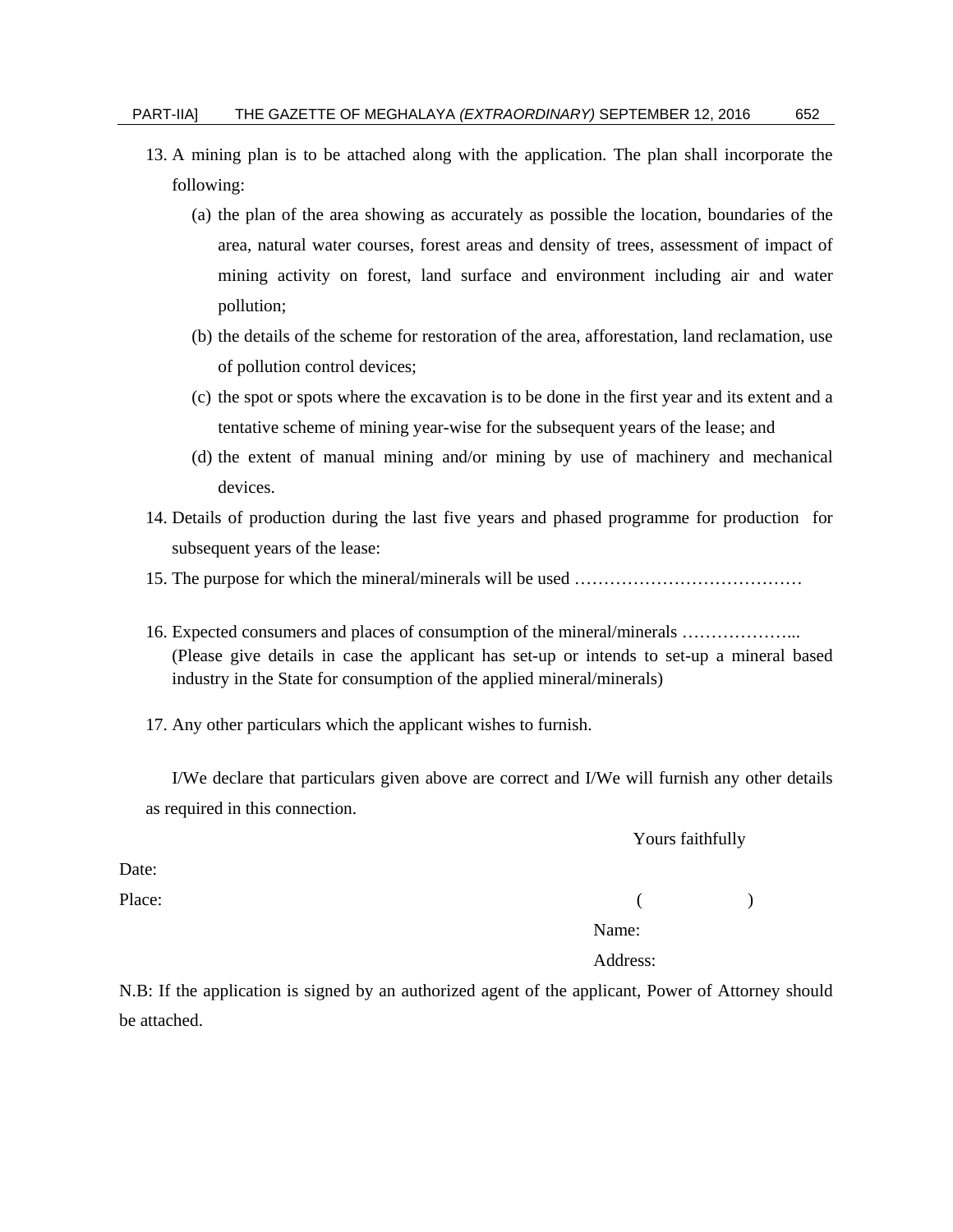13. A mining plan is to be attached along with the application. The plan shall incorporate the following:
    (a) the plan of the area showing as accurately as possible the location, boundaries of the area, natural water courses, forest areas and density of trees, assessment of impact of mining activity on forest, land surface and environment including air and water pollution;
    (b) the details of the scheme for restoration of the area, afforestation, land reclamation, use of pollution control devices;
    (c) the spot or spots where the excavation is to be done in the first year and its extent and a tentative scheme of mining year-wise for the subsequent years of the lease; and
    (d) the extent of manual mining and/or mining by use of machinery and mechanical devices.
14. Details of production during the last five years and phased programme for production for subsequent years of the lease:
15. The purpose for which the mineral/minerals will be used …………………………………
16. Expected consumers and places of consumption of the mineral/minerals ………………...
    (Please give details in case the applicant has set-up or intends to set-up a mineral based industry in the State for consumption of the applied mineral/minerals)
17. Any other particulars which the applicant wishes to furnish.

I/We declare that particulars given above are correct and I/We will furnish any other details as required in this connection.

Yours faithfully

Date:

Place:

( )

Name:

Address:

N.B: If the application is signed by an authorized agent of the applicant, Power of Attorney should be attached.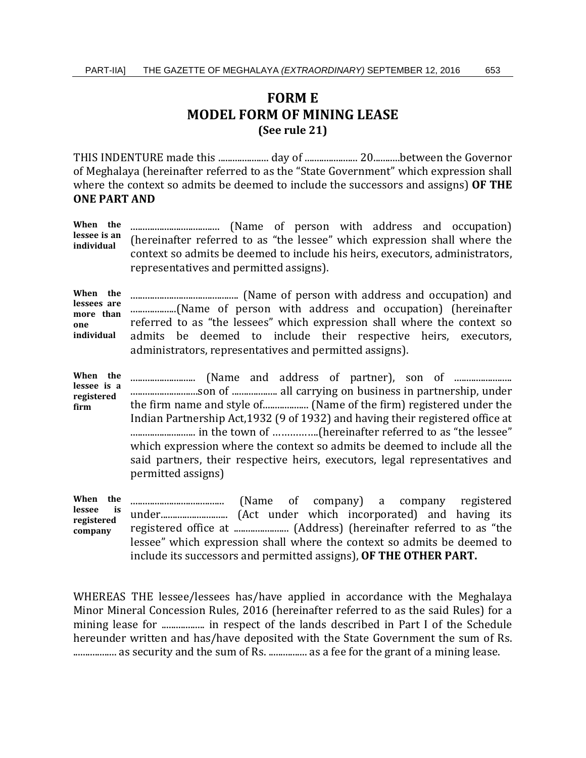# FORM E
# MODEL FORM OF MINING LEASE
**(See rule 21)**

THIS INDENTURE made this ..................... day of ...................... 20...........between the Governor of Meghalaya (hereinafter referred to as the "State Government" which expression shall where the context so admits be deemed to include the successors and assigns) **OF THE ONE PART AND**

**When the lessee is an individual** ................................... (Name of person with address and occupation) (hereinafter referred to as "the lessee" which expression shall where the context so admits be deemed to include his heirs, executors, administrators, representatives and permitted assigns).

**When the lessees are more than one individual** ............................................ (Name of person with address and occupation) and ...................(Name of person with address and occupation) (hereinafter referred to as "the lessees" which expression shall where the context so admits be deemed to include their respective heirs, executors, administrators, representatives and permitted assigns).

**When the lessee is a registered firm** .......................... (Name and address of partner), son of ........................ ...........................son of ................... all carrying on business in partnership, under the firm name and style of................... (Name of the firm) registered under the Indian Partnership Act,1932 (9 of 1932) and having their registered office at .......................... in the town of …………..(hereinafter referred to as "the lessee" which expression where the context so admits be deemed to include all the said partners, their respective heirs, executors, legal representatives and permitted assigns)

**When the lessee is registered company** ...................................... (Name of company) a company registered under............................ (Act under which incorporated) and having its registered office at ....................... (Address) (hereinafter referred to as "the lessee" which expression shall where the context so admits be deemed to include its successors and permitted assigns), **OF THE OTHER PART.**

WHEREAS THE lessee/lessees has/have applied in accordance with the Meghalaya Minor Mineral Concession Rules, 2016 (hereinafter referred to as the said Rules) for a mining lease for .................. in respect of the lands described in Part I of the Schedule hereunder written and has/have deposited with the State Government the sum of Rs. .................. as security and the sum of Rs. ................ as a fee for the grant of a mining lease.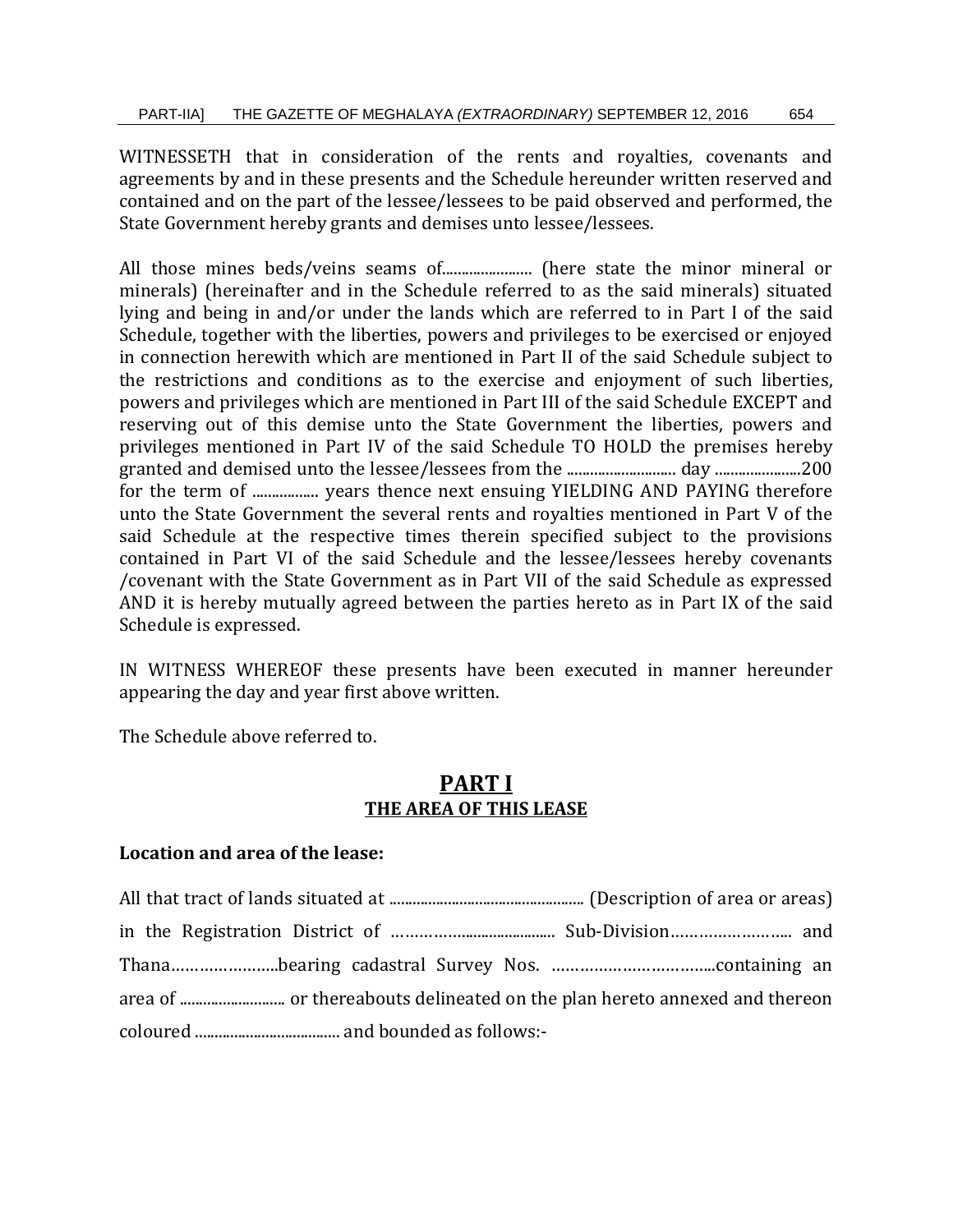WITNESSETH that in consideration of the rents and royalties, covenants and agreements by and in these presents and the Schedule hereunder written reserved and contained and on the part of the lessee/lessees to be paid observed and performed, the State Government hereby grants and demises unto lessee/lessees.

All those mines beds/veins seams of....................... (here state the minor mineral or minerals) (hereinafter and in the Schedule referred to as the said minerals) situated lying and being in and/or under the lands which are referred to in Part I of the said Schedule, together with the liberties, powers and privileges to be exercised or enjoyed in connection herewith which are mentioned in Part II of the said Schedule subject to the restrictions and conditions as to the exercise and enjoyment of such liberties, powers and privileges which are mentioned in Part III of the said Schedule EXCEPT and reserving out of this demise unto the State Government the liberties, powers and privileges mentioned in Part IV of the said Schedule TO HOLD the premises hereby granted and demised unto the lessee/lessees from the ............................ day ......................200 for the term of ................. years thence next ensuing YIELDING AND PAYING therefore unto the State Government the several rents and royalties mentioned in Part V of the said Schedule at the respective times therein specified subject to the provisions contained in Part VI of the said Schedule and the lessee/lessees hereby covenants /covenant with the State Government as in Part VII of the said Schedule as expressed AND it is hereby mutually agreed between the parties hereto as in Part IX of the said Schedule is expressed.

IN WITNESS WHEREOF these presents have been executed in manner hereunder appearing the day and year first above written.

The Schedule above referred to.

## PART I
### THE AREA OF THIS LEASE

**Location and area of the lease:**

All that tract of lands situated at ................................................. (Description of area or areas) in the Registration District of ………………......................... Sub-Division…………………….. and Thana…………………..bearing cadastral Survey Nos. ……………………………..containing an area of ........................... or thereabouts delineated on the plan hereto annexed and thereon coloured ..................................... and bounded as follows:-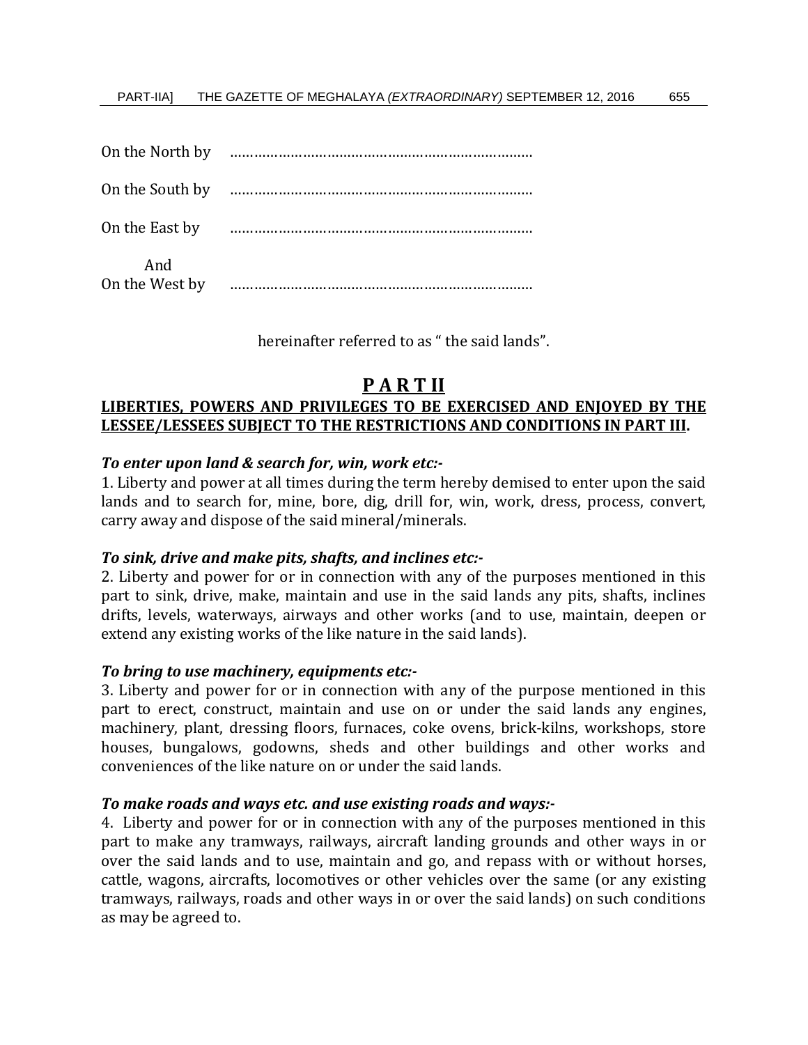On the North by ……………………………………………………………………

On the South by ……………………………………………………………………

On the East by ……………………………………………………………………

And
On the West by ……………………………………………………………………

hereinafter referred to as " the said lands".

## P A R T II

**LIBERTIES, POWERS AND PRIVILEGES TO BE EXERCISED AND ENJOYED BY THE LESSEE/LESSEES SUBJECT TO THE RESTRICTIONS AND CONDITIONS IN PART III.**

***To enter upon land & search for, win, work etc:-***

1. Liberty and power at all times during the term hereby demised to enter upon the said lands and to search for, mine, bore, dig, drill for, win, work, dress, process, convert, carry away and dispose of the said mineral/minerals.

***To sink, drive and make pits, shafts, and inclines etc:-***

2. Liberty and power for or in connection with any of the purposes mentioned in this part to sink, drive, make, maintain and use in the said lands any pits, shafts, inclines drifts, levels, waterways, airways and other works (and to use, maintain, deepen or extend any existing works of the like nature in the said lands).

***To bring to use machinery, equipments etc:-***

3. Liberty and power for or in connection with any of the purpose mentioned in this part to erect, construct, maintain and use on or under the said lands any engines, machinery, plant, dressing floors, furnaces, coke ovens, brick-kilns, workshops, store houses, bungalows, godowns, sheds and other buildings and other works and conveniences of the like nature on or under the said lands.

***To make roads and ways etc. and use existing roads and ways:-***

4. Liberty and power for or in connection with any of the purposes mentioned in this part to make any tramways, railways, aircraft landing grounds and other ways in or over the said lands and to use, maintain and go, and repass with or without horses, cattle, wagons, aircrafts, locomotives or other vehicles over the same (or any existing tramways, railways, roads and other ways in or over the said lands) on such conditions as may be agreed to.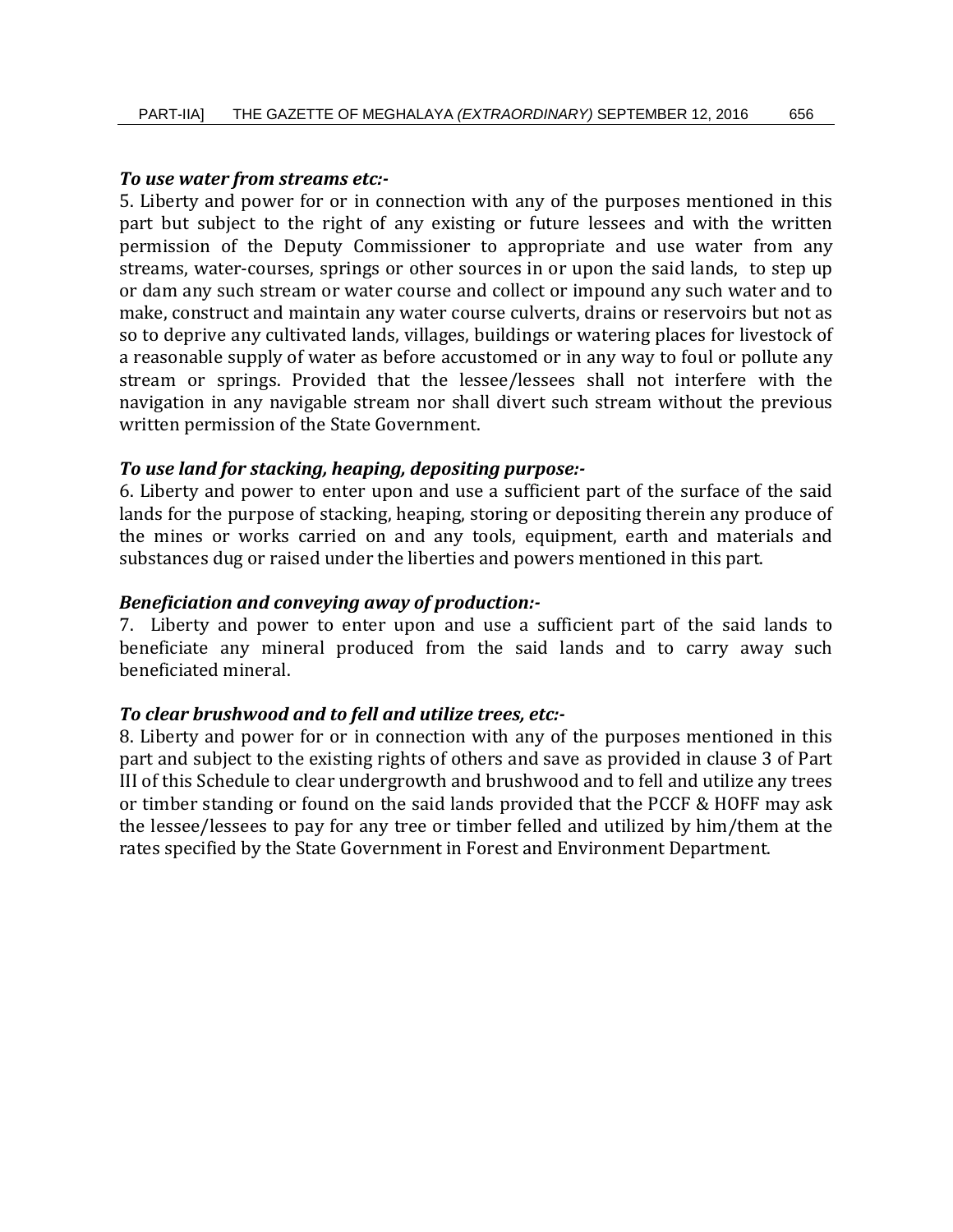***To use water from streams etc:-***

5. Liberty and power for or in connection with any of the purposes mentioned in this part but subject to the right of any existing or future lessees and with the written permission of the Deputy Commissioner to appropriate and use water from any streams, water-courses, springs or other sources in or upon the said lands, to step up or dam any such stream or water course and collect or impound any such water and to make, construct and maintain any water course culverts, drains or reservoirs but not as so to deprive any cultivated lands, villages, buildings or watering places for livestock of a reasonable supply of water as before accustomed or in any way to foul or pollute any stream or springs. Provided that the lessee/lessees shall not interfere with the navigation in any navigable stream nor shall divert such stream without the previous written permission of the State Government.

***To use land for stacking, heaping, depositing purpose:-***

6. Liberty and power to enter upon and use a sufficient part of the surface of the said lands for the purpose of stacking, heaping, storing or depositing therein any produce of the mines or works carried on and any tools, equipment, earth and materials and substances dug or raised under the liberties and powers mentioned in this part.

***Beneficiation and conveying away of production:-***

7. Liberty and power to enter upon and use a sufficient part of the said lands to beneficiate any mineral produced from the said lands and to carry away such beneficiated mineral.

***To clear brushwood and to fell and utilize trees, etc:-***

8. Liberty and power for or in connection with any of the purposes mentioned in this part and subject to the existing rights of others and save as provided in clause 3 of Part III of this Schedule to clear undergrowth and brushwood and to fell and utilize any trees or timber standing or found on the said lands provided that the PCCF & HOFF may ask the lessee/lessees to pay for any tree or timber felled and utilized by him/them at the rates specified by the State Government in Forest and Environment Department.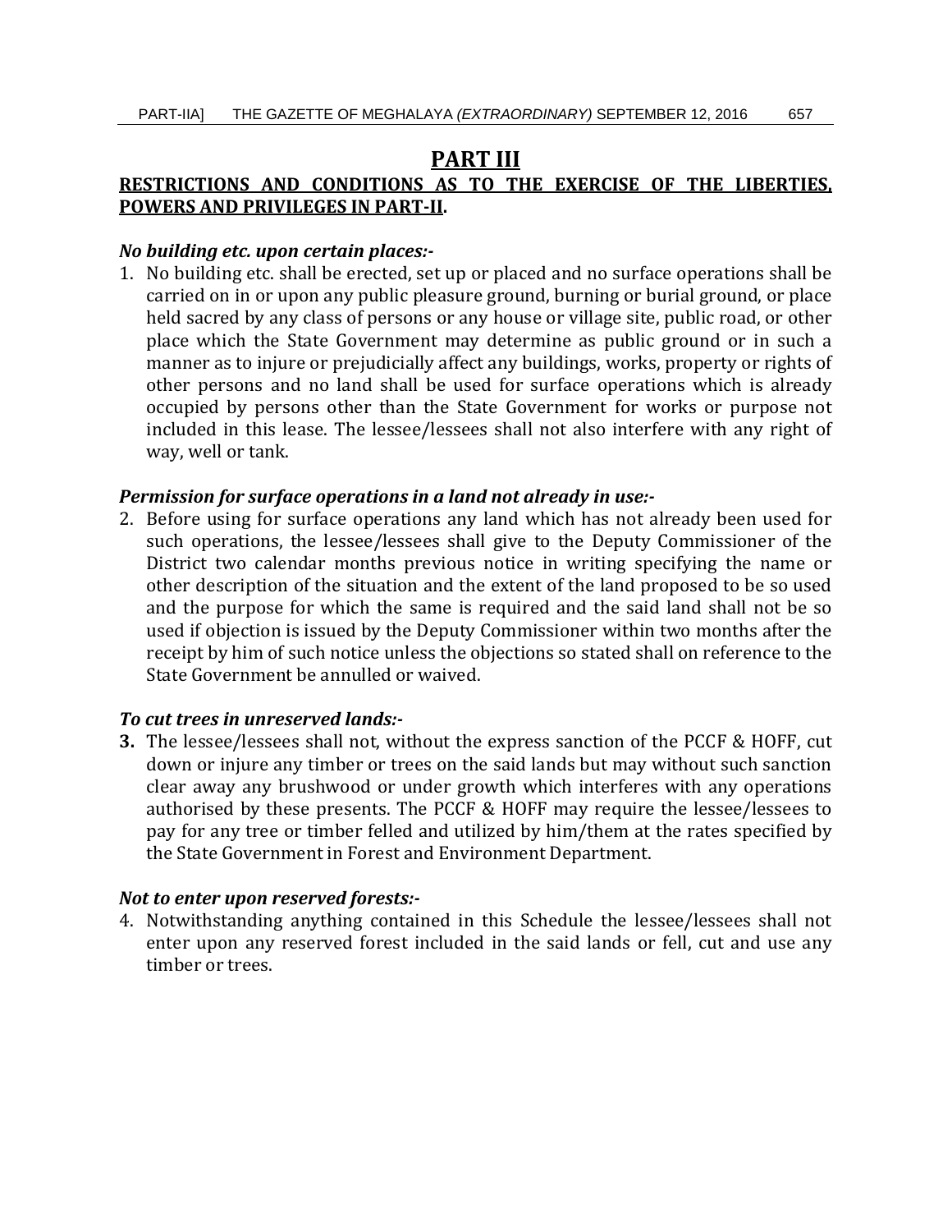## PART III

**RESTRICTIONS AND CONDITIONS AS TO THE EXERCISE OF THE LIBERTIES, POWERS AND PRIVILEGES IN PART-II.**

***No building etc. upon certain places:-***

1. No building etc. shall be erected, set up or placed and no surface operations shall be carried on in or upon any public pleasure ground, burning or burial ground, or place held sacred by any class of persons or any house or village site, public road, or other place which the State Government may determine as public ground or in such a manner as to injure or prejudicially affect any buildings, works, property or rights of other persons and no land shall be used for surface operations which is already occupied by persons other than the State Government for works or purpose not included in this lease. The lessee/lessees shall not also interfere with any right of way, well or tank.

***Permission for surface operations in a land not already in use:-***

2. Before using for surface operations any land which has not already been used for such operations, the lessee/lessees shall give to the Deputy Commissioner of the District two calendar months previous notice in writing specifying the name or other description of the situation and the extent of the land proposed to be so used and the purpose for which the same is required and the said land shall not be so used if objection is issued by the Deputy Commissioner within two months after the receipt by him of such notice unless the objections so stated shall on reference to the State Government be annulled or waived.

***To cut trees in unreserved lands:-***

**3.** The lessee/lessees shall not, without the express sanction of the PCCF & HOFF, cut down or injure any timber or trees on the said lands but may without such sanction clear away any brushwood or under growth which interferes with any operations authorised by these presents. The PCCF & HOFF may require the lessee/lessees to pay for any tree or timber felled and utilized by him/them at the rates specified by the State Government in Forest and Environment Department.

***Not to enter upon reserved forests:-***

4. Notwithstanding anything contained in this Schedule the lessee/lessees shall not enter upon any reserved forest included in the said lands or fell, cut and use any timber or trees.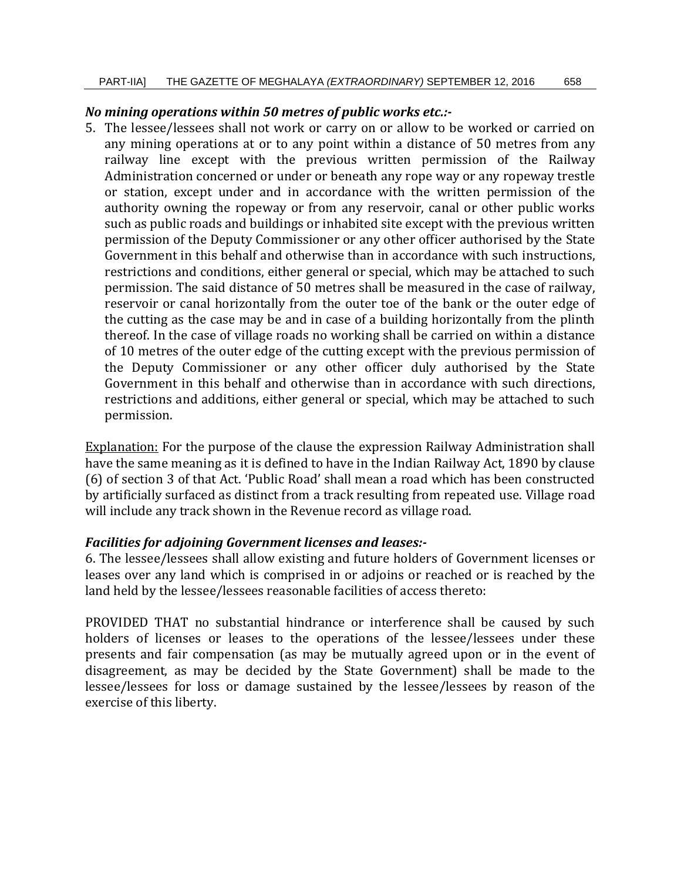***No mining operations within 50 metres of public works etc.:-***

5. The lessee/lessees shall not work or carry on or allow to be worked or carried on any mining operations at or to any point within a distance of 50 metres from any railway line except with the previous written permission of the Railway Administration concerned or under or beneath any rope way or any ropeway trestle or station, except under and in accordance with the written permission of the authority owning the ropeway or from any reservoir, canal or other public works such as public roads and buildings or inhabited site except with the previous written permission of the Deputy Commissioner or any other officer authorised by the State Government in this behalf and otherwise than in accordance with such instructions, restrictions and conditions, either general or special, which may be attached to such permission. The said distance of 50 metres shall be measured in the case of railway, reservoir or canal horizontally from the outer toe of the bank or the outer edge of the cutting as the case may be and in case of a building horizontally from the plinth thereof. In the case of village roads no working shall be carried on within a distance of 10 metres of the outer edge of the cutting except with the previous permission of the Deputy Commissioner or any other officer duly authorised by the State Government in this behalf and otherwise than in accordance with such directions, restrictions and additions, either general or special, which may be attached to such permission.

Explanation: For the purpose of the clause the expression Railway Administration shall have the same meaning as it is defined to have in the Indian Railway Act, 1890 by clause (6) of section 3 of that Act. 'Public Road' shall mean a road which has been constructed by artificially surfaced as distinct from a track resulting from repeated use. Village road will include any track shown in the Revenue record as village road.

***Facilities for adjoining Government licenses and leases:-***

6. The lessee/lessees shall allow existing and future holders of Government licenses or leases over any land which is comprised in or adjoins or reached or is reached by the land held by the lessee/lessees reasonable facilities of access thereto:

PROVIDED THAT no substantial hindrance or interference shall be caused by such holders of licenses or leases to the operations of the lessee/lessees under these presents and fair compensation (as may be mutually agreed upon or in the event of disagreement, as may be decided by the State Government) shall be made to the lessee/lessees for loss or damage sustained by the lessee/lessees by reason of the exercise of this liberty.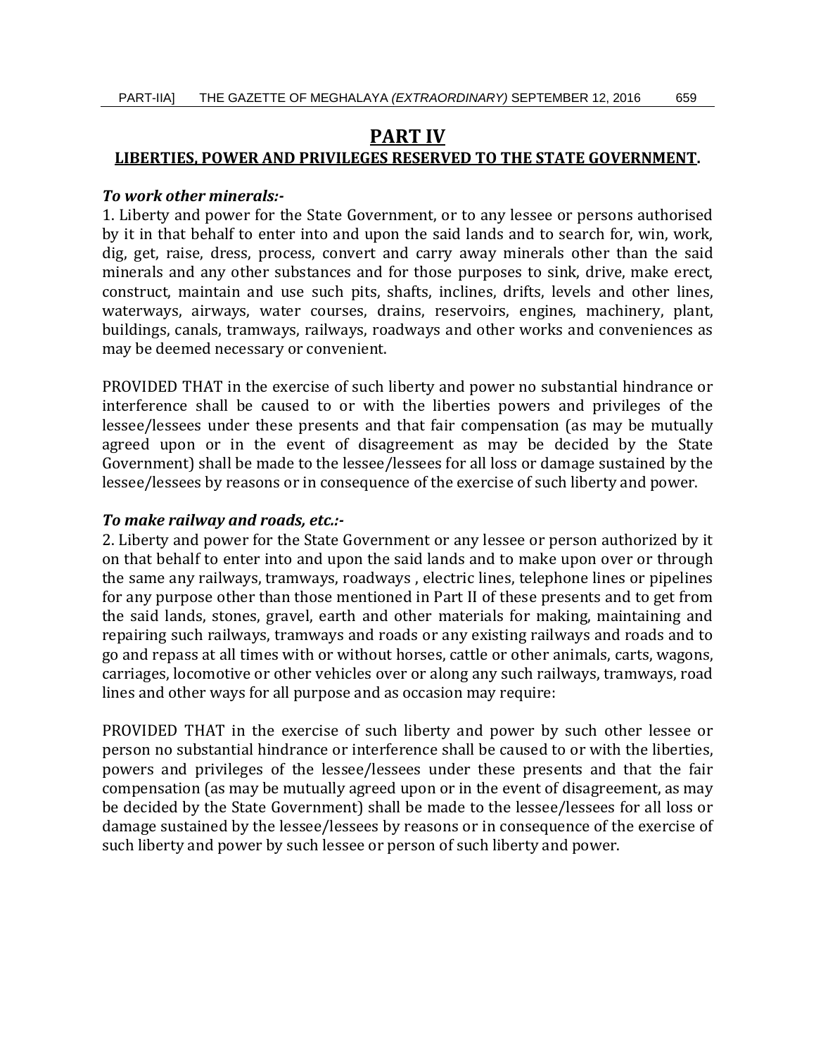## PART IV

### LIBERTIES, POWER AND PRIVILEGES RESERVED TO THE STATE GOVERNMENT.

***To work other minerals:-***

1. Liberty and power for the State Government, or to any lessee or persons authorised by it in that behalf to enter into and upon the said lands and to search for, win, work, dig, get, raise, dress, process, convert and carry away minerals other than the said minerals and any other substances and for those purposes to sink, drive, make erect, construct, maintain and use such pits, shafts, inclines, drifts, levels and other lines, waterways, airways, water courses, drains, reservoirs, engines, machinery, plant, buildings, canals, tramways, railways, roadways and other works and conveniences as may be deemed necessary or convenient.

PROVIDED THAT in the exercise of such liberty and power no substantial hindrance or interference shall be caused to or with the liberties powers and privileges of the lessee/lessees under these presents and that fair compensation (as may be mutually agreed upon or in the event of disagreement as may be decided by the State Government) shall be made to the lessee/lessees for all loss or damage sustained by the lessee/lessees by reasons or in consequence of the exercise of such liberty and power.

***To make railway and roads, etc.:-***

2. Liberty and power for the State Government or any lessee or person authorized by it on that behalf to enter into and upon the said lands and to make upon over or through the same any railways, tramways, roadways , electric lines, telephone lines or pipelines for any purpose other than those mentioned in Part II of these presents and to get from the said lands, stones, gravel, earth and other materials for making, maintaining and repairing such railways, tramways and roads or any existing railways and roads and to go and repass at all times with or without horses, cattle or other animals, carts, wagons, carriages, locomotive or other vehicles over or along any such railways, tramways, road lines and other ways for all purpose and as occasion may require:

PROVIDED THAT in the exercise of such liberty and power by such other lessee or person no substantial hindrance or interference shall be caused to or with the liberties, powers and privileges of the lessee/lessees under these presents and that the fair compensation (as may be mutually agreed upon or in the event of disagreement, as may be decided by the State Government) shall be made to the lessee/lessees for all loss or damage sustained by the lessee/lessees by reasons or in consequence of the exercise of such liberty and power by such lessee or person of such liberty and power.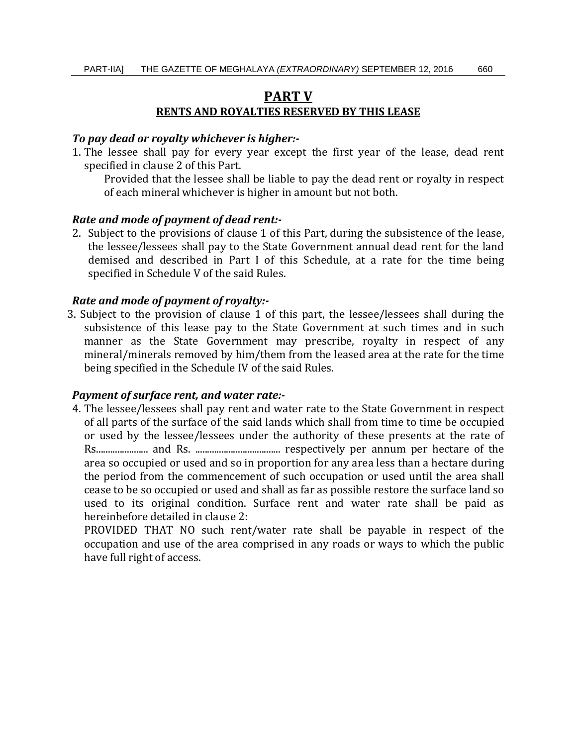# PART V

## RENTS AND ROYALTIES RESERVED BY THIS LEASE

***To pay dead or royalty whichever is higher:-***

1. The lessee shall pay for every year except the first year of the lease, dead rent specified in clause 2 of this Part.

   Provided that the lessee shall be liable to pay the dead rent or royalty in respect of each mineral whichever is higher in amount but not both.

***Rate and mode of payment of dead rent:-***

2. Subject to the provisions of clause 1 of this Part, during the subsistence of the lease, the lessee/lessees shall pay to the State Government annual dead rent for the land demised and described in Part I of this Schedule, at a rate for the time being specified in Schedule V of the said Rules.

***Rate and mode of payment of royalty:-***

3. Subject to the provision of clause 1 of this part, the lessee/lessees shall during the subsistence of this lease pay to the State Government at such times and in such manner as the State Government may prescribe, royalty in respect of any mineral/minerals removed by him/them from the leased area at the rate for the time being specified in the Schedule IV of the said Rules.

***Payment of surface rent, and water rate:-***

4. The lessee/lessees shall pay rent and water rate to the State Government in respect of all parts of the surface of the said lands which shall from time to time be occupied or used by the lessee/lessees under the authority of these presents at the rate of Rs..................... and Rs. ................................... respectively per annum per hectare of the area so occupied or used and so in proportion for any area less than a hectare during the period from the commencement of such occupation or used until the area shall cease to be so occupied or used and shall as far as possible restore the surface land so used to its original condition. Surface rent and water rate shall be paid as hereinbefore detailed in clause 2:

   PROVIDED THAT NO such rent/water rate shall be payable in respect of the occupation and use of the area comprised in any roads or ways to which the public have full right of access.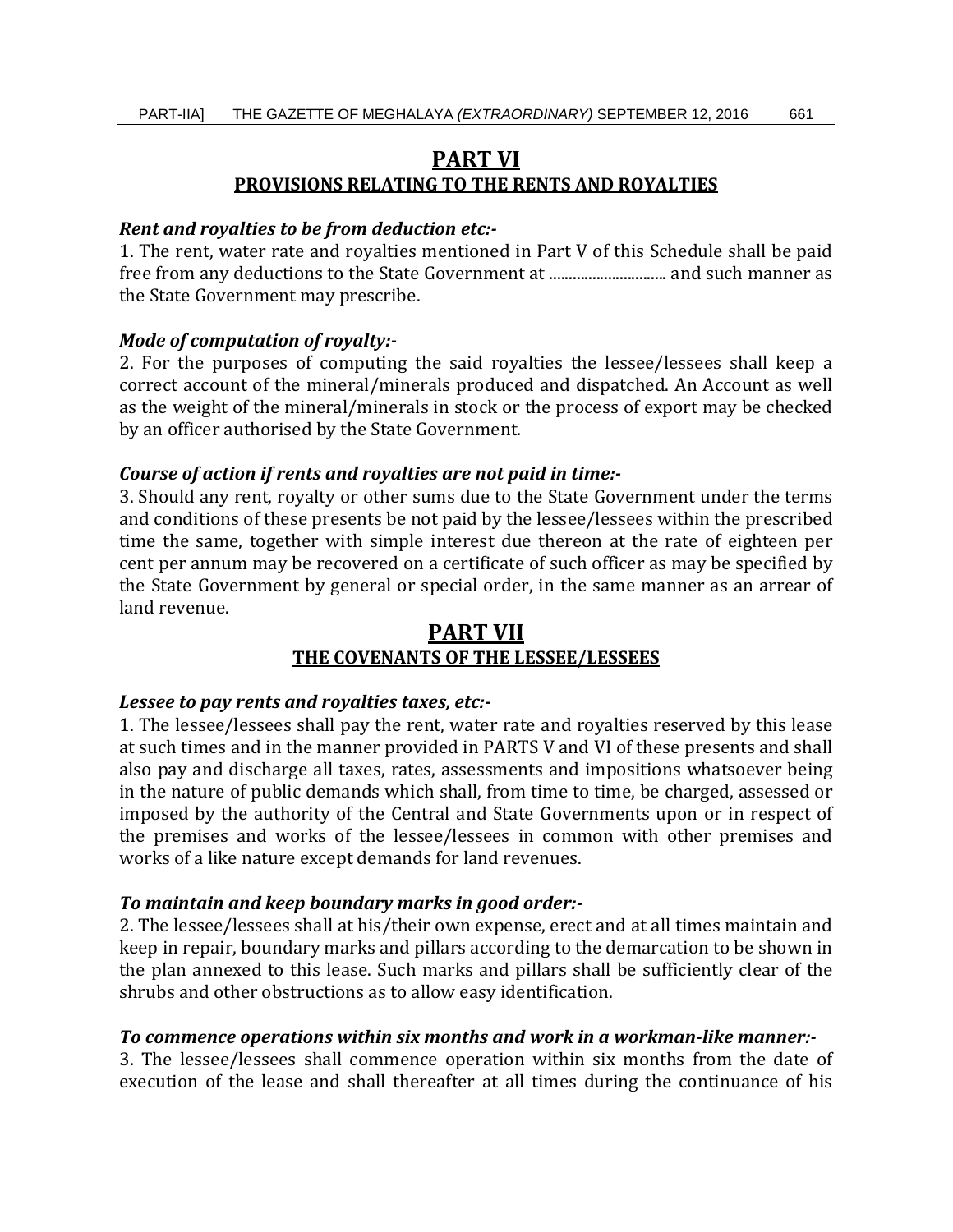# PART VI

## PROVISIONS RELATING TO THE RENTS AND ROYALTIES

***Rent and royalties to be from deduction etc:-***

1. The rent, water rate and royalties mentioned in Part V of this Schedule shall be paid free from any deductions to the State Government at .............................. and such manner as the State Government may prescribe.

***Mode of computation of royalty:-***

2. For the purposes of computing the said royalties the lessee/lessees shall keep a correct account of the mineral/minerals produced and dispatched. An Account as well as the weight of the mineral/minerals in stock or the process of export may be checked by an officer authorised by the State Government.

***Course of action if rents and royalties are not paid in time:-***

3. Should any rent, royalty or other sums due to the State Government under the terms and conditions of these presents be not paid by the lessee/lessees within the prescribed time the same, together with simple interest due thereon at the rate of eighteen per cent per annum may be recovered on a certificate of such officer as may be specified by the State Government by general or special order, in the same manner as an arrear of land revenue.

# PART VII

## THE COVENANTS OF THE LESSEE/LESSEES

***Lessee to pay rents and royalties taxes, etc:-***

1. The lessee/lessees shall pay the rent, water rate and royalties reserved by this lease at such times and in the manner provided in PARTS V and VI of these presents and shall also pay and discharge all taxes, rates, assessments and impositions whatsoever being in the nature of public demands which shall, from time to time, be charged, assessed or imposed by the authority of the Central and State Governments upon or in respect of the premises and works of the lessee/lessees in common with other premises and works of a like nature except demands for land revenues.

***To maintain and keep boundary marks in good order:-***

2. The lessee/lessees shall at his/their own expense, erect and at all times maintain and keep in repair, boundary marks and pillars according to the demarcation to be shown in the plan annexed to this lease. Such marks and pillars shall be sufficiently clear of the shrubs and other obstructions as to allow easy identification.

***To commence operations within six months and work in a workman-like manner:-***

3. The lessee/lessees shall commence operation within six months from the date of execution of the lease and shall thereafter at all times during the continuance of his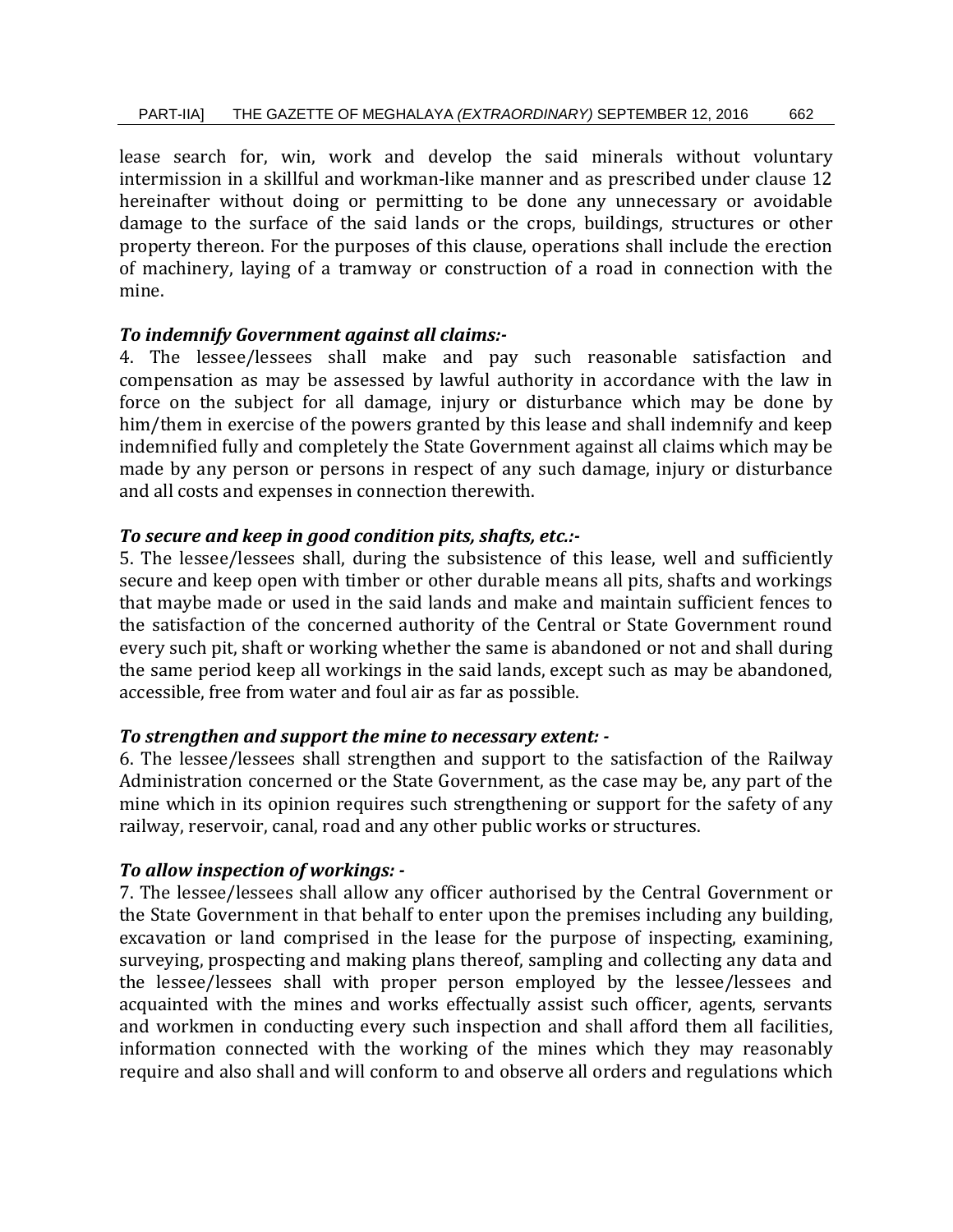lease search for, win, work and develop the said minerals without voluntary intermission in a skillful and workman-like manner and as prescribed under clause 12 hereinafter without doing or permitting to be done any unnecessary or avoidable damage to the surface of the said lands or the crops, buildings, structures or other property thereon. For the purposes of this clause, operations shall include the erection of machinery, laying of a tramway or construction of a road in connection with the mine.

***To indemnify Government against all claims:-***

4. The lessee/lessees shall make and pay such reasonable satisfaction and compensation as may be assessed by lawful authority in accordance with the law in force on the subject for all damage, injury or disturbance which may be done by him/them in exercise of the powers granted by this lease and shall indemnify and keep indemnified fully and completely the State Government against all claims which may be made by any person or persons in respect of any such damage, injury or disturbance and all costs and expenses in connection therewith.

***To secure and keep in good condition pits, shafts, etc.:-***

5. The lessee/lessees shall, during the subsistence of this lease, well and sufficiently secure and keep open with timber or other durable means all pits, shafts and workings that maybe made or used in the said lands and make and maintain sufficient fences to the satisfaction of the concerned authority of the Central or State Government round every such pit, shaft or working whether the same is abandoned or not and shall during the same period keep all workings in the said lands, except such as may be abandoned, accessible, free from water and foul air as far as possible.

***To strengthen and support the mine to necessary extent: -***

6. The lessee/lessees shall strengthen and support to the satisfaction of the Railway Administration concerned or the State Government, as the case may be, any part of the mine which in its opinion requires such strengthening or support for the safety of any railway, reservoir, canal, road and any other public works or structures.

***To allow inspection of workings: -***

7. The lessee/lessees shall allow any officer authorised by the Central Government or the State Government in that behalf to enter upon the premises including any building, excavation or land comprised in the lease for the purpose of inspecting, examining, surveying, prospecting and making plans thereof, sampling and collecting any data and the lessee/lessees shall with proper person employed by the lessee/lessees and acquainted with the mines and works effectually assist such officer, agents, servants and workmen in conducting every such inspection and shall afford them all facilities, information connected with the working of the mines which they may reasonably require and also shall and will conform to and observe all orders and regulations which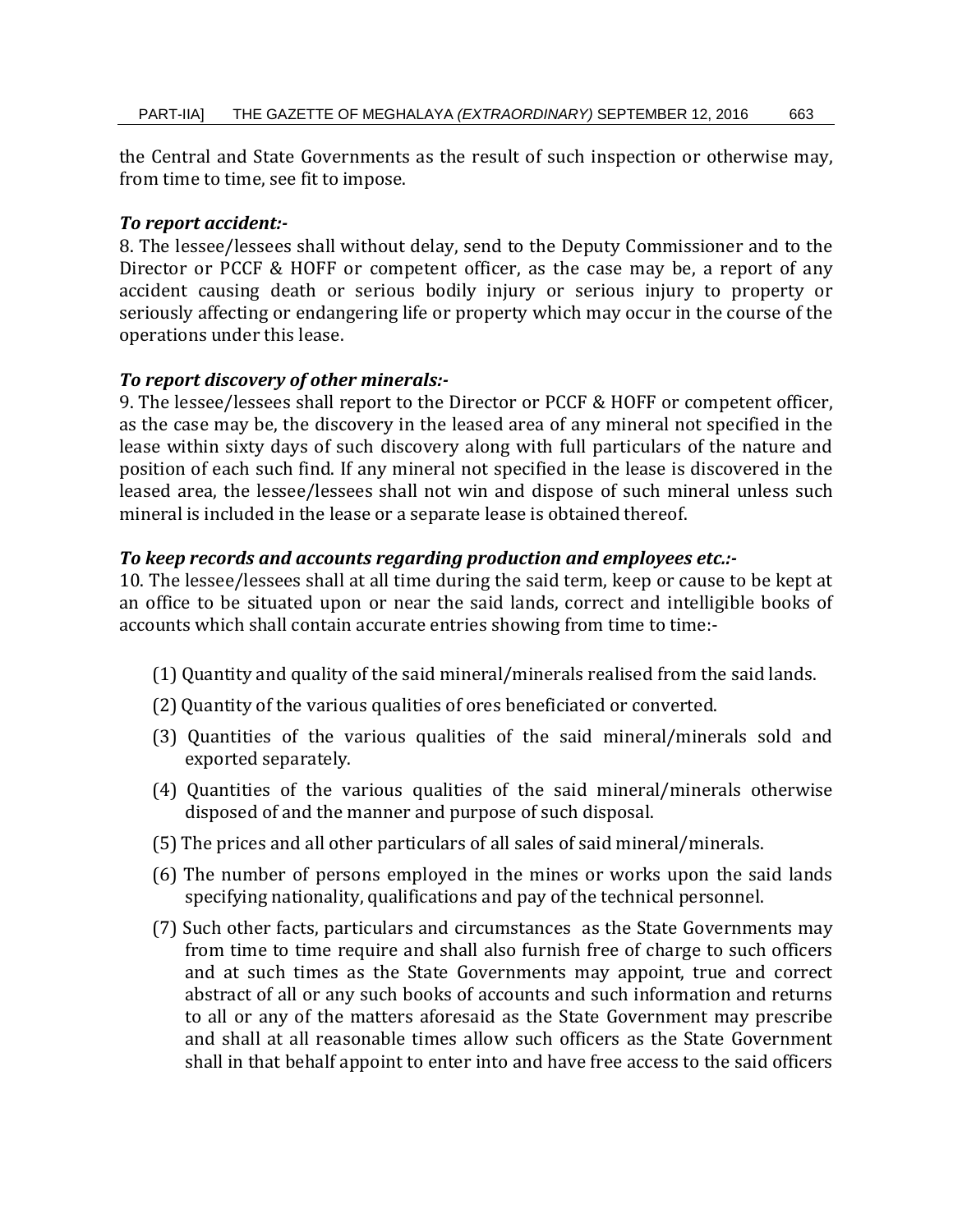the Central and State Governments as the result of such inspection or otherwise may, from time to time, see fit to impose.

***To report accident:-***

8. The lessee/lessees shall without delay, send to the Deputy Commissioner and to the Director or PCCF & HOFF or competent officer, as the case may be, a report of any accident causing death or serious bodily injury or serious injury to property or seriously affecting or endangering life or property which may occur in the course of the operations under this lease.

***To report discovery of other minerals:-***

9. The lessee/lessees shall report to the Director or PCCF & HOFF or competent officer, as the case may be, the discovery in the leased area of any mineral not specified in the lease within sixty days of such discovery along with full particulars of the nature and position of each such find. If any mineral not specified in the lease is discovered in the leased area, the lessee/lessees shall not win and dispose of such mineral unless such mineral is included in the lease or a separate lease is obtained thereof.

***To keep records and accounts regarding production and employees etc.:-***

10. The lessee/lessees shall at all time during the said term, keep or cause to be kept at an office to be situated upon or near the said lands, correct and intelligible books of accounts which shall contain accurate entries showing from time to time:-

(1) Quantity and quality of the said mineral/minerals realised from the said lands.

(2) Quantity of the various qualities of ores beneficiated or converted.

(3) Quantities of the various qualities of the said mineral/minerals sold and exported separately.

(4) Quantities of the various qualities of the said mineral/minerals otherwise disposed of and the manner and purpose of such disposal.

(5) The prices and all other particulars of all sales of said mineral/minerals.

(6) The number of persons employed in the mines or works upon the said lands specifying nationality, qualifications and pay of the technical personnel.

(7) Such other facts, particulars and circumstances as the State Governments may from time to time require and shall also furnish free of charge to such officers and at such times as the State Governments may appoint, true and correct abstract of all or any such books of accounts and such information and returns to all or any of the matters aforesaid as the State Government may prescribe and shall at all reasonable times allow such officers as the State Government shall in that behalf appoint to enter into and have free access to the said officers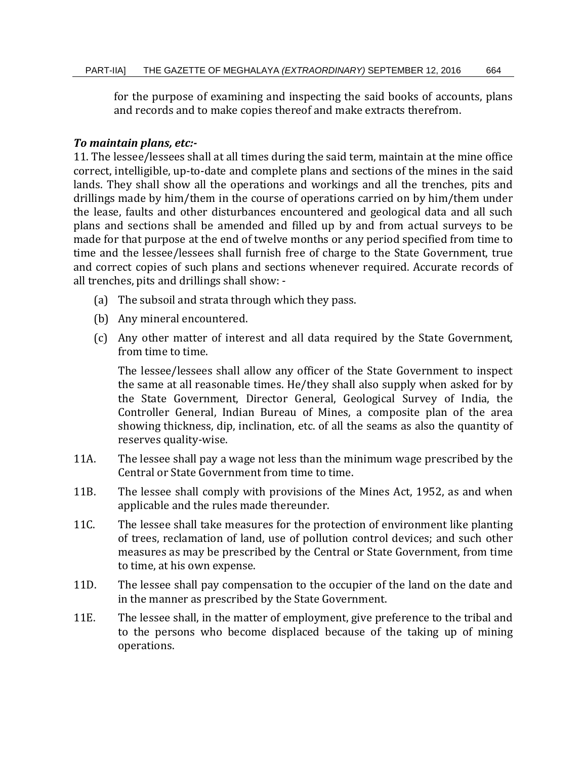for the purpose of examining and inspecting the said books of accounts, plans and records and to make copies thereof and make extracts therefrom.

***To maintain plans, etc:-***

11. The lessee/lessees shall at all times during the said term, maintain at the mine office correct, intelligible, up-to-date and complete plans and sections of the mines in the said lands. They shall show all the operations and workings and all the trenches, pits and drillings made by him/them in the course of operations carried on by him/them under the lease, faults and other disturbances encountered and geological data and all such plans and sections shall be amended and filled up by and from actual surveys to be made for that purpose at the end of twelve months or any period specified from time to time and the lessee/lessees shall furnish free of charge to the State Government, true and correct copies of such plans and sections whenever required. Accurate records of all trenches, pits and drillings shall show: -

(a) The subsoil and strata through which they pass.

(b) Any mineral encountered.

(c) Any other matter of interest and all data required by the State Government, from time to time.

The lessee/lessees shall allow any officer of the State Government to inspect the same at all reasonable times. He/they shall also supply when asked for by the State Government, Director General, Geological Survey of India, the Controller General, Indian Bureau of Mines, a composite plan of the area showing thickness, dip, inclination, etc. of all the seams as also the quantity of reserves quality-wise.

11A. The lessee shall pay a wage not less than the minimum wage prescribed by the Central or State Government from time to time.

11B. The lessee shall comply with provisions of the Mines Act, 1952, as and when applicable and the rules made thereunder.

11C. The lessee shall take measures for the protection of environment like planting of trees, reclamation of land, use of pollution control devices; and such other measures as may be prescribed by the Central or State Government, from time to time, at his own expense.

11D. The lessee shall pay compensation to the occupier of the land on the date and in the manner as prescribed by the State Government.

11E. The lessee shall, in the matter of employment, give preference to the tribal and to the persons who become displaced because of the taking up of mining operations.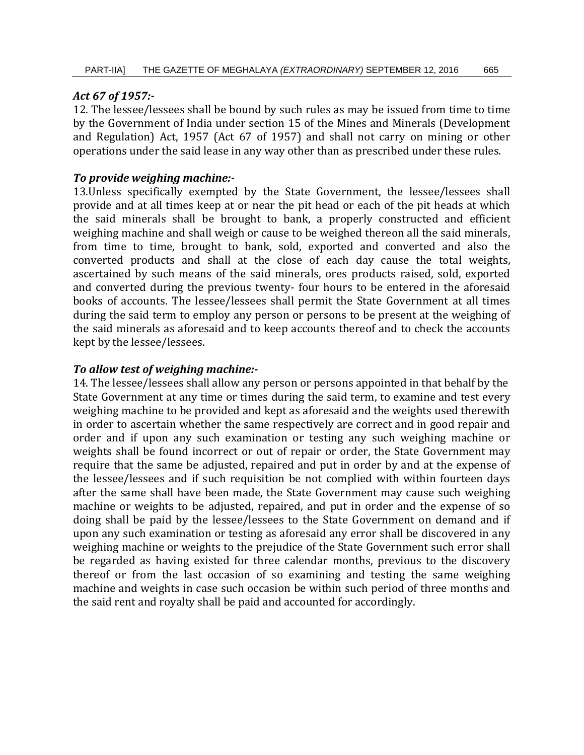***Act 67 of 1957:-***

12. The lessee/lessees shall be bound by such rules as may be issued from time to time by the Government of India under section 15 of the Mines and Minerals (Development and Regulation) Act, 1957 (Act 67 of 1957) and shall not carry on mining or other operations under the said lease in any way other than as prescribed under these rules.

***To provide weighing machine:-***

13.Unless specifically exempted by the State Government, the lessee/lessees shall provide and at all times keep at or near the pit head or each of the pit heads at which the said minerals shall be brought to bank, a properly constructed and efficient weighing machine and shall weigh or cause to be weighed thereon all the said minerals, from time to time, brought to bank, sold, exported and converted and also the converted products and shall at the close of each day cause the total weights, ascertained by such means of the said minerals, ores products raised, sold, exported and converted during the previous twenty- four hours to be entered in the aforesaid books of accounts. The lessee/lessees shall permit the State Government at all times during the said term to employ any person or persons to be present at the weighing of the said minerals as aforesaid and to keep accounts thereof and to check the accounts kept by the lessee/lessees.

***To allow test of weighing machine:-***

14. The lessee/lessees shall allow any person or persons appointed in that behalf by the State Government at any time or times during the said term, to examine and test every weighing machine to be provided and kept as aforesaid and the weights used therewith in order to ascertain whether the same respectively are correct and in good repair and order and if upon any such examination or testing any such weighing machine or weights shall be found incorrect or out of repair or order, the State Government may require that the same be adjusted, repaired and put in order by and at the expense of the lessee/lessees and if such requisition be not complied with within fourteen days after the same shall have been made, the State Government may cause such weighing machine or weights to be adjusted, repaired, and put in order and the expense of so doing shall be paid by the lessee/lessees to the State Government on demand and if upon any such examination or testing as aforesaid any error shall be discovered in any weighing machine or weights to the prejudice of the State Government such error shall be regarded as having existed for three calendar months, previous to the discovery thereof or from the last occasion of so examining and testing the same weighing machine and weights in case such occasion be within such period of three months and the said rent and royalty shall be paid and accounted for accordingly.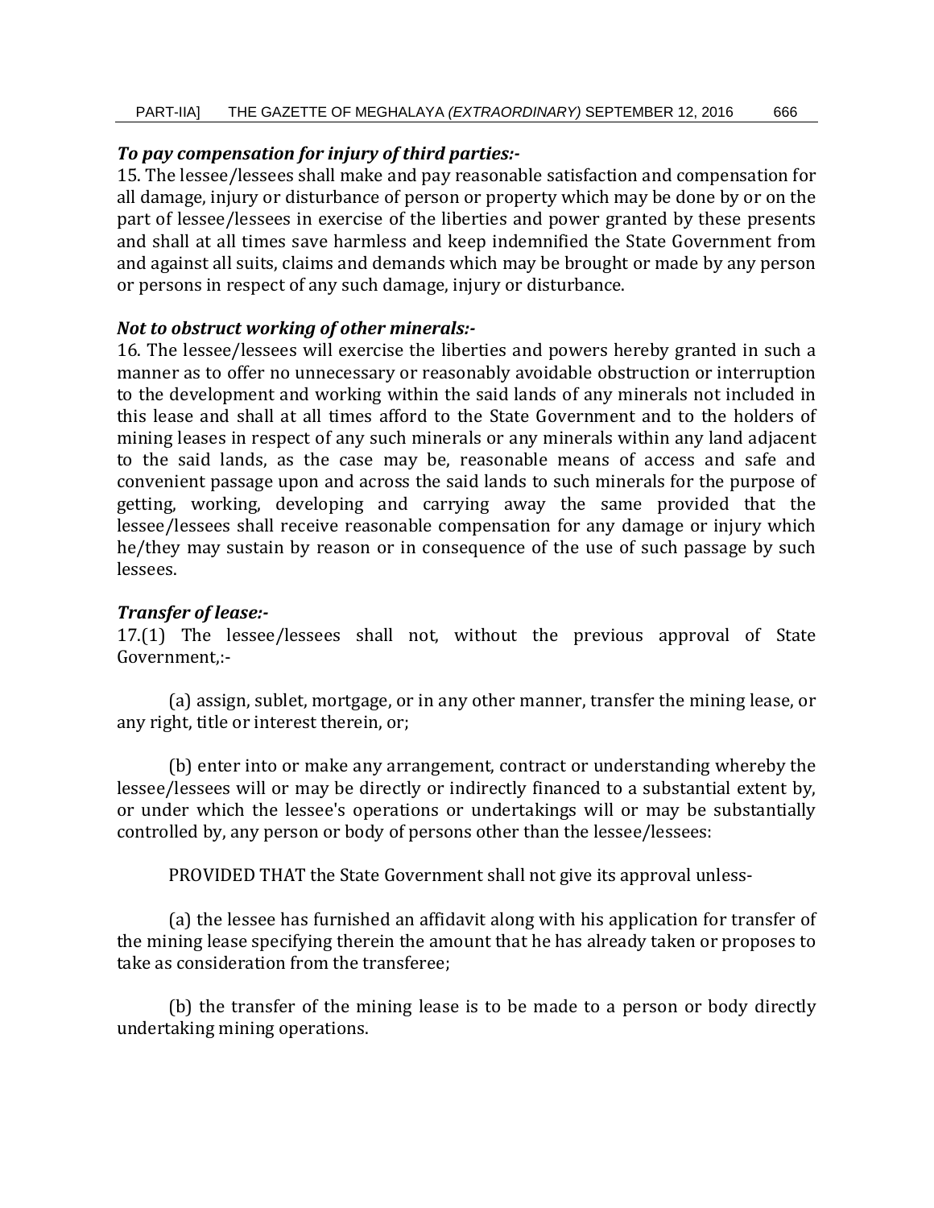***To pay compensation for injury of third parties:-***

15. The lessee/lessees shall make and pay reasonable satisfaction and compensation for all damage, injury or disturbance of person or property which may be done by or on the part of lessee/lessees in exercise of the liberties and power granted by these presents and shall at all times save harmless and keep indemnified the State Government from and against all suits, claims and demands which may be brought or made by any person or persons in respect of any such damage, injury or disturbance.

***Not to obstruct working of other minerals:-***

16. The lessee/lessees will exercise the liberties and powers hereby granted in such a manner as to offer no unnecessary or reasonably avoidable obstruction or interruption to the development and working within the said lands of any minerals not included in this lease and shall at all times afford to the State Government and to the holders of mining leases in respect of any such minerals or any minerals within any land adjacent to the said lands, as the case may be, reasonable means of access and safe and convenient passage upon and across the said lands to such minerals for the purpose of getting, working, developing and carrying away the same provided that the lessee/lessees shall receive reasonable compensation for any damage or injury which he/they may sustain by reason or in consequence of the use of such passage by such lessees.

***Transfer of lease:-***

17.(1) The lessee/lessees shall not, without the previous approval of State Government,:-

(a) assign, sublet, mortgage, or in any other manner, transfer the mining lease, or any right, title or interest therein, or;

(b) enter into or make any arrangement, contract or understanding whereby the lessee/lessees will or may be directly or indirectly financed to a substantial extent by, or under which the lessee's operations or undertakings will or may be substantially controlled by, any person or body of persons other than the lessee/lessees:

PROVIDED THAT the State Government shall not give its approval unless-

(a) the lessee has furnished an affidavit along with his application for transfer of the mining lease specifying therein the amount that he has already taken or proposes to take as consideration from the transferee;

(b) the transfer of the mining lease is to be made to a person or body directly undertaking mining operations.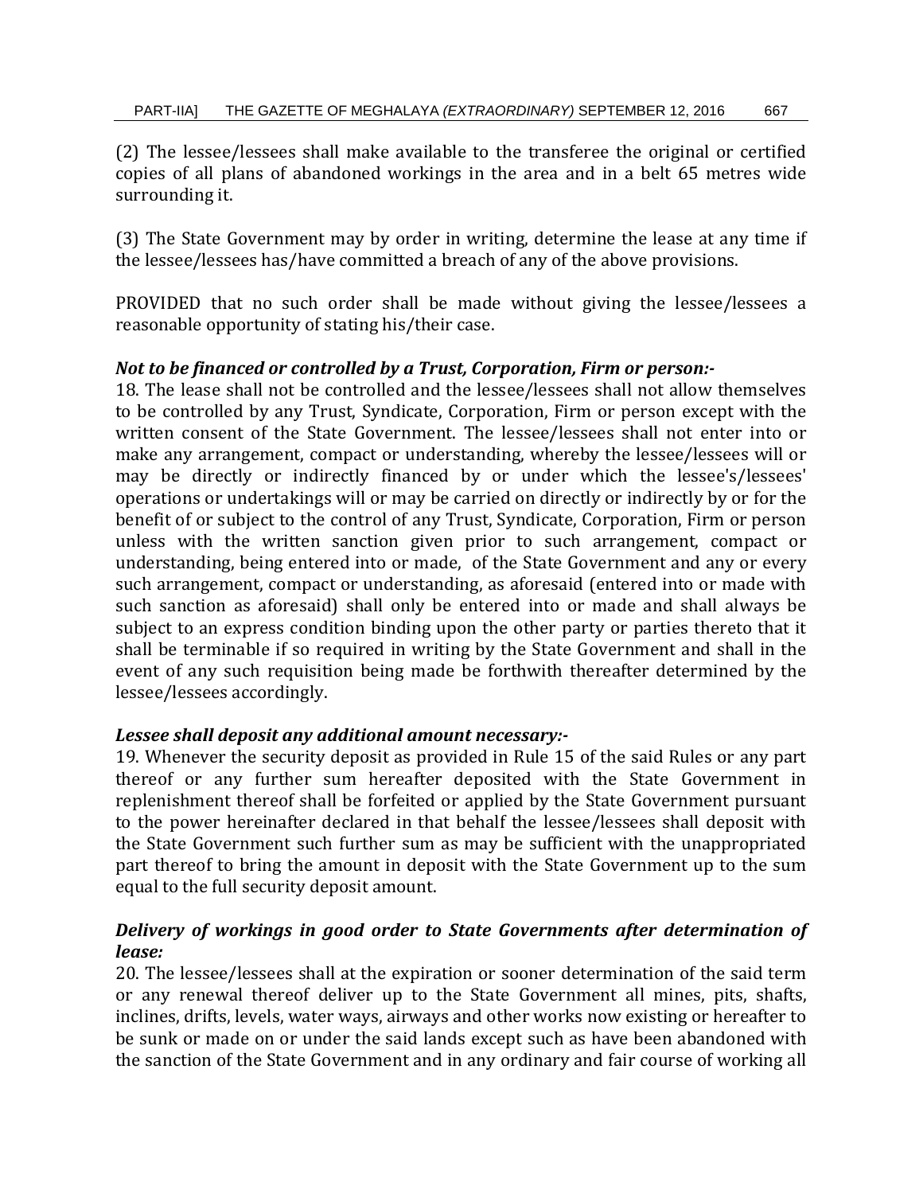(2) The lessee/lessees shall make available to the transferee the original or certified copies of all plans of abandoned workings in the area and in a belt 65 metres wide surrounding it.

(3) The State Government may by order in writing, determine the lease at any time if the lessee/lessees has/have committed a breach of any of the above provisions.

PROVIDED that no such order shall be made without giving the lessee/lessees a reasonable opportunity of stating his/their case.

***Not to be financed or controlled by a Trust, Corporation, Firm or person:-***

18. The lease shall not be controlled and the lessee/lessees shall not allow themselves to be controlled by any Trust, Syndicate, Corporation, Firm or person except with the written consent of the State Government. The lessee/lessees shall not enter into or make any arrangement, compact or understanding, whereby the lessee/lessees will or may be directly or indirectly financed by or under which the lessee's/lessees' operations or undertakings will or may be carried on directly or indirectly by or for the benefit of or subject to the control of any Trust, Syndicate, Corporation, Firm or person unless with the written sanction given prior to such arrangement, compact or understanding, being entered into or made, of the State Government and any or every such arrangement, compact or understanding, as aforesaid (entered into or made with such sanction as aforesaid) shall only be entered into or made and shall always be subject to an express condition binding upon the other party or parties thereto that it shall be terminable if so required in writing by the State Government and shall in the event of any such requisition being made be forthwith thereafter determined by the lessee/lessees accordingly.

***Lessee shall deposit any additional amount necessary:-***

19. Whenever the security deposit as provided in Rule 15 of the said Rules or any part thereof or any further sum hereafter deposited with the State Government in replenishment thereof shall be forfeited or applied by the State Government pursuant to the power hereinafter declared in that behalf the lessee/lessees shall deposit with the State Government such further sum as may be sufficient with the unappropriated part thereof to bring the amount in deposit with the State Government up to the sum equal to the full security deposit amount.

***Delivery of workings in good order to State Governments after determination of lease:***

20. The lessee/lessees shall at the expiration or sooner determination of the said term or any renewal thereof deliver up to the State Government all mines, pits, shafts, inclines, drifts, levels, water ways, airways and other works now existing or hereafter to be sunk or made on or under the said lands except such as have been abandoned with the sanction of the State Government and in any ordinary and fair course of working all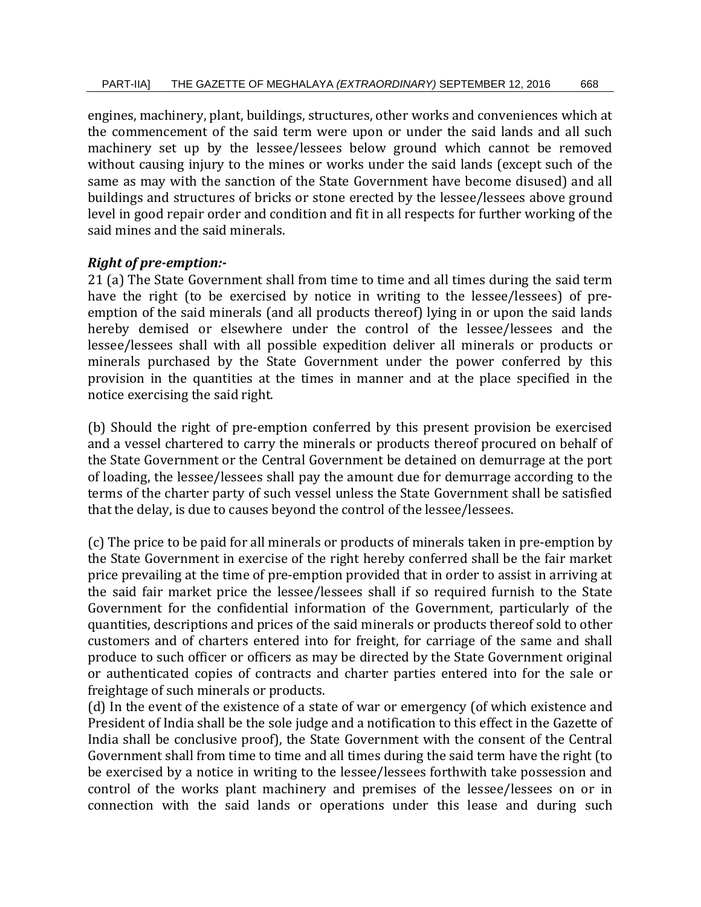engines, machinery, plant, buildings, structures, other works and conveniences which at the commencement of the said term were upon or under the said lands and all such machinery set up by the lessee/lessees below ground which cannot be removed without causing injury to the mines or works under the said lands (except such of the same as may with the sanction of the State Government have become disused) and all buildings and structures of bricks or stone erected by the lessee/lessees above ground level in good repair order and condition and fit in all respects for further working of the said mines and the said minerals.

***Right of pre-emption:-***

21 (a) The State Government shall from time to time and all times during the said term have the right (to be exercised by notice in writing to the lessee/lessees) of pre-emption of the said minerals (and all products thereof) lying in or upon the said lands hereby demised or elsewhere under the control of the lessee/lessees and the lessee/lessees shall with all possible expedition deliver all minerals or products or minerals purchased by the State Government under the power conferred by this provision in the quantities at the times in manner and at the place specified in the notice exercising the said right.

(b) Should the right of pre-emption conferred by this present provision be exercised and a vessel chartered to carry the minerals or products thereof procured on behalf of the State Government or the Central Government be detained on demurrage at the port of loading, the lessee/lessees shall pay the amount due for demurrage according to the terms of the charter party of such vessel unless the State Government shall be satisfied that the delay, is due to causes beyond the control of the lessee/lessees.

(c) The price to be paid for all minerals or products of minerals taken in pre-emption by the State Government in exercise of the right hereby conferred shall be the fair market price prevailing at the time of pre-emption provided that in order to assist in arriving at the said fair market price the lessee/lessees shall if so required furnish to the State Government for the confidential information of the Government, particularly of the quantities, descriptions and prices of the said minerals or products thereof sold to other customers and of charters entered into for freight, for carriage of the same and shall produce to such officer or officers as may be directed by the State Government original or authenticated copies of contracts and charter parties entered into for the sale or freightage of such minerals or products.

(d) In the event of the existence of a state of war or emergency (of which existence and President of India shall be the sole judge and a notification to this effect in the Gazette of India shall be conclusive proof), the State Government with the consent of the Central Government shall from time to time and all times during the said term have the right (to be exercised by a notice in writing to the lessee/lessees forthwith take possession and control of the works plant machinery and premises of the lessee/lessees on or in connection with the said lands or operations under this lease and during such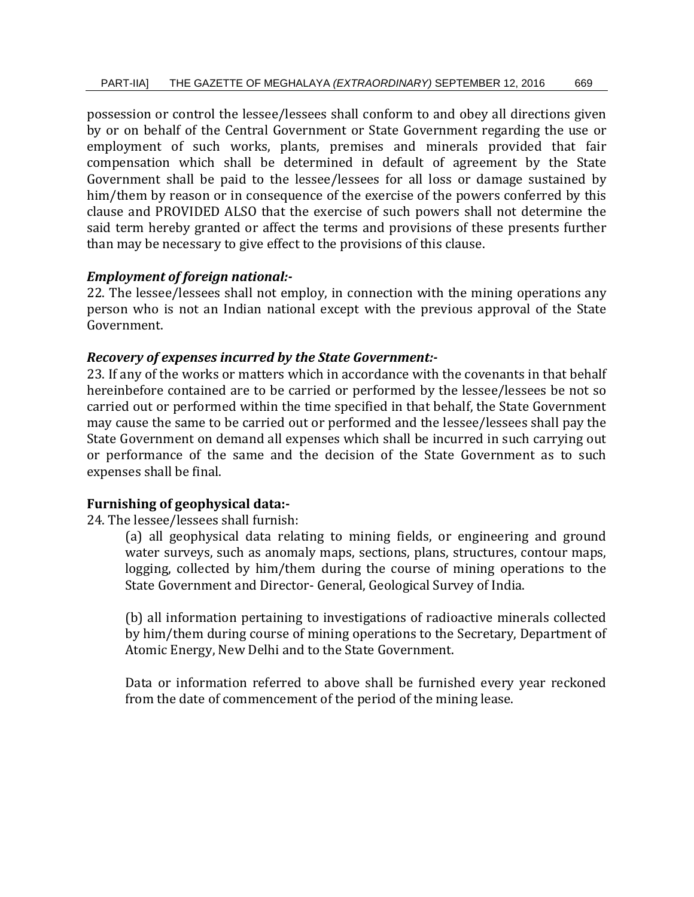possession or control the lessee/lessees shall conform to and obey all directions given by or on behalf of the Central Government or State Government regarding the use or employment of such works, plants, premises and minerals provided that fair compensation which shall be determined in default of agreement by the State Government shall be paid to the lessee/lessees for all loss or damage sustained by him/them by reason or in consequence of the exercise of the powers conferred by this clause and PROVIDED ALSO that the exercise of such powers shall not determine the said term hereby granted or affect the terms and provisions of these presents further than may be necessary to give effect to the provisions of this clause.

***Employment of foreign national:-***

22. The lessee/lessees shall not employ, in connection with the mining operations any person who is not an Indian national except with the previous approval of the State Government.

***Recovery of expenses incurred by the State Government:-***

23. If any of the works or matters which in accordance with the covenants in that behalf hereinbefore contained are to be carried or performed by the lessee/lessees be not so carried out or performed within the time specified in that behalf, the State Government may cause the same to be carried out or performed and the lessee/lessees shall pay the State Government on demand all expenses which shall be incurred in such carrying out or performance of the same and the decision of the State Government as to such expenses shall be final.

**Furnishing of geophysical data:-**

24. The lessee/lessees shall furnish:

(a) all geophysical data relating to mining fields, or engineering and ground water surveys, such as anomaly maps, sections, plans, structures, contour maps, logging, collected by him/them during the course of mining operations to the State Government and Director- General, Geological Survey of India.

(b) all information pertaining to investigations of radioactive minerals collected by him/them during course of mining operations to the Secretary, Department of Atomic Energy, New Delhi and to the State Government.

Data or information referred to above shall be furnished every year reckoned from the date of commencement of the period of the mining lease.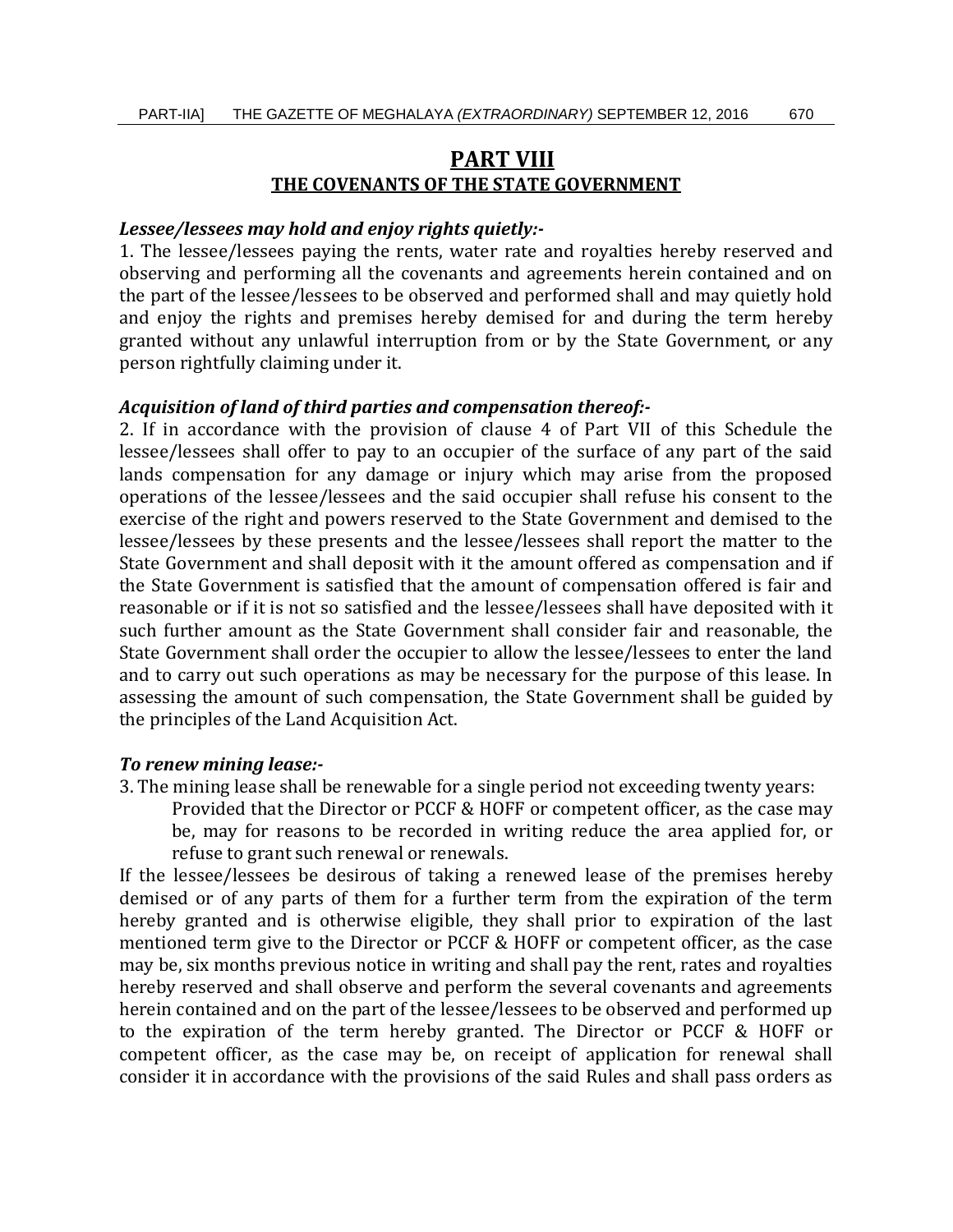## PART VIII

### THE COVENANTS OF THE STATE GOVERNMENT

***Lessee/lessees may hold and enjoy rights quietly:-***

1. The lessee/lessees paying the rents, water rate and royalties hereby reserved and observing and performing all the covenants and agreements herein contained and on the part of the lessee/lessees to be observed and performed shall and may quietly hold and enjoy the rights and premises hereby demised for and during the term hereby granted without any unlawful interruption from or by the State Government, or any person rightfully claiming under it.

***Acquisition of land of third parties and compensation thereof:-***

2. If in accordance with the provision of clause 4 of Part VII of this Schedule the lessee/lessees shall offer to pay to an occupier of the surface of any part of the said lands compensation for any damage or injury which may arise from the proposed operations of the lessee/lessees and the said occupier shall refuse his consent to the exercise of the right and powers reserved to the State Government and demised to the lessee/lessees by these presents and the lessee/lessees shall report the matter to the State Government and shall deposit with it the amount offered as compensation and if the State Government is satisfied that the amount of compensation offered is fair and reasonable or if it is not so satisfied and the lessee/lessees shall have deposited with it such further amount as the State Government shall consider fair and reasonable, the State Government shall order the occupier to allow the lessee/lessees to enter the land and to carry out such operations as may be necessary for the purpose of this lease. In assessing the amount of such compensation, the State Government shall be guided by the principles of the Land Acquisition Act.

***To renew mining lease:-***

3. The mining lease shall be renewable for a single period not exceeding twenty years:

Provided that the Director or PCCF & HOFF or competent officer, as the case may be, may for reasons to be recorded in writing reduce the area applied for, or refuse to grant such renewal or renewals.

If the lessee/lessees be desirous of taking a renewed lease of the premises hereby demised or of any parts of them for a further term from the expiration of the term hereby granted and is otherwise eligible, they shall prior to expiration of the last mentioned term give to the Director or PCCF & HOFF or competent officer, as the case may be, six months previous notice in writing and shall pay the rent, rates and royalties hereby reserved and shall observe and perform the several covenants and agreements herein contained and on the part of the lessee/lessees to be observed and performed up to the expiration of the term hereby granted. The Director or PCCF & HOFF or competent officer, as the case may be, on receipt of application for renewal shall consider it in accordance with the provisions of the said Rules and shall pass orders as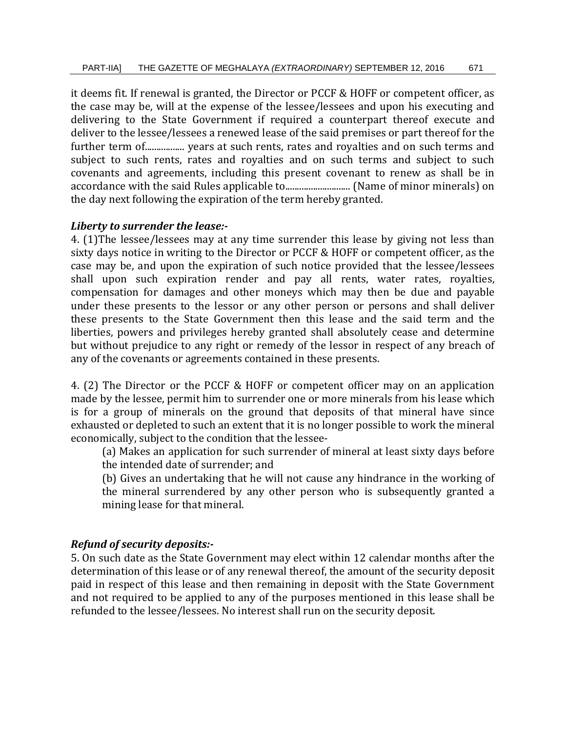it deems fit. If renewal is granted, the Director or PCCF & HOFF or competent officer, as the case may be, will at the expense of the lessee/lessees and upon his executing and delivering to the State Government if required a counterpart thereof execute and deliver to the lessee/lessees a renewed lease of the said premises or part thereof for the further term of................. years at such rents, rates and royalties and on such terms and subject to such rents, rates and royalties and on such terms and subject to such covenants and agreements, including this present covenant to renew as shall be in accordance with the said Rules applicable to............................ (Name of minor minerals) on the day next following the expiration of the term hereby granted.

***Liberty to surrender the lease:-***

4. (1)The lessee/lessees may at any time surrender this lease by giving not less than sixty days notice in writing to the Director or PCCF & HOFF or competent officer, as the case may be, and upon the expiration of such notice provided that the lessee/lessees shall upon such expiration render and pay all rents, water rates, royalties, compensation for damages and other moneys which may then be due and payable under these presents to the lessor or any other person or persons and shall deliver these presents to the State Government then this lease and the said term and the liberties, powers and privileges hereby granted shall absolutely cease and determine but without prejudice to any right or remedy of the lessor in respect of any breach of any of the covenants or agreements contained in these presents.

4. (2) The Director or the PCCF & HOFF or competent officer may on an application made by the lessee, permit him to surrender one or more minerals from his lease which is for a group of minerals on the ground that deposits of that mineral have since exhausted or depleted to such an extent that it is no longer possible to work the mineral economically, subject to the condition that the lessee-

(a) Makes an application for such surrender of mineral at least sixty days before the intended date of surrender; and

(b) Gives an undertaking that he will not cause any hindrance in the working of the mineral surrendered by any other person who is subsequently granted a mining lease for that mineral.

***Refund of security deposits:-***

5. On such date as the State Government may elect within 12 calendar months after the determination of this lease or of any renewal thereof, the amount of the security deposit paid in respect of this lease and then remaining in deposit with the State Government and not required to be applied to any of the purposes mentioned in this lease shall be refunded to the lessee/lessees. No interest shall run on the security deposit.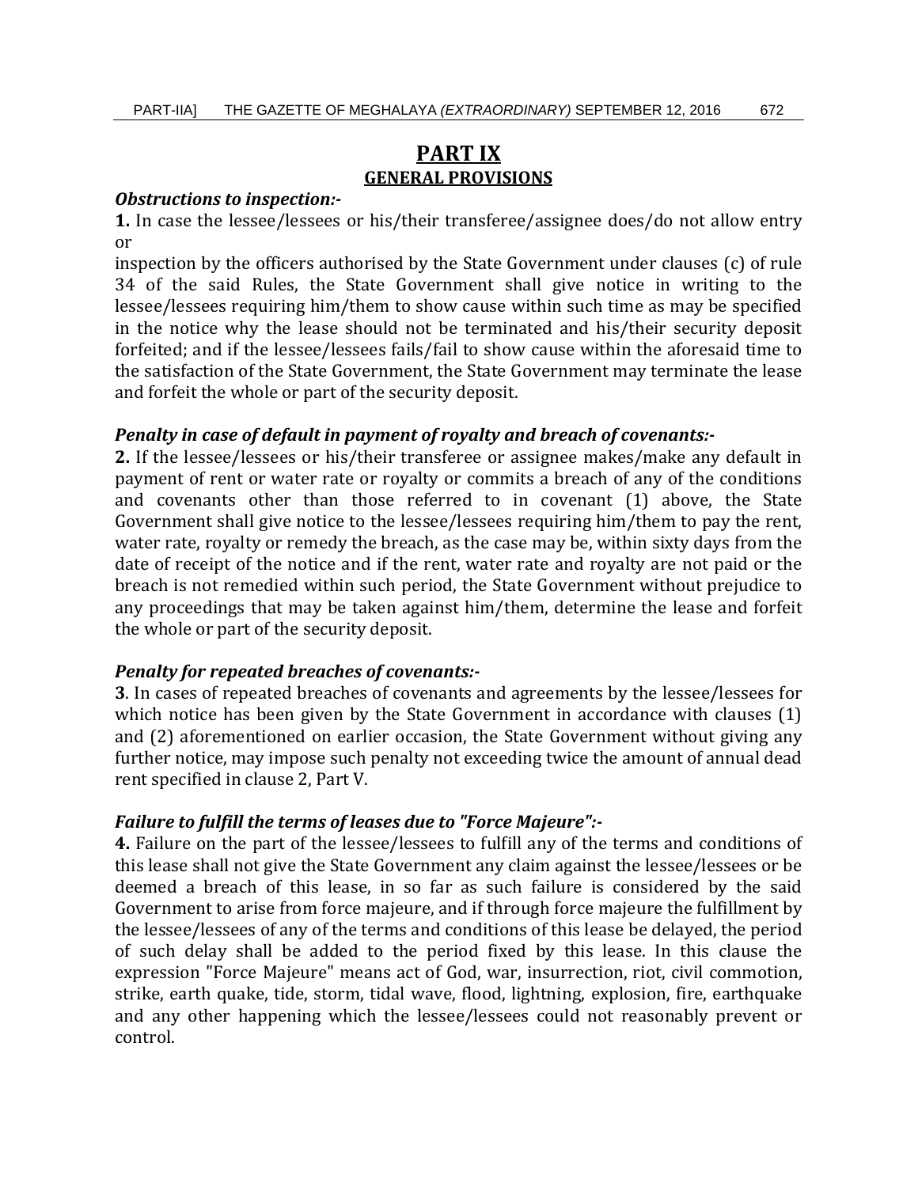# PART IX

## GENERAL PROVISIONS

***Obstructions to inspection:-***

**1.** In case the lessee/lessees or his/their transferee/assignee does/do not allow entry or inspection by the officers authorised by the State Government under clauses (c) of rule 34 of the said Rules, the State Government shall give notice in writing to the lessee/lessees requiring him/them to show cause within such time as may be specified in the notice why the lease should not be terminated and his/their security deposit forfeited; and if the lessee/lessees fails/fail to show cause within the aforesaid time to the satisfaction of the State Government, the State Government may terminate the lease and forfeit the whole or part of the security deposit.

***Penalty in case of default in payment of royalty and breach of covenants:-***

**2.** If the lessee/lessees or his/their transferee or assignee makes/make any default in payment of rent or water rate or royalty or commits a breach of any of the conditions and covenants other than those referred to in covenant (1) above, the State Government shall give notice to the lessee/lessees requiring him/them to pay the rent, water rate, royalty or remedy the breach, as the case may be, within sixty days from the date of receipt of the notice and if the rent, water rate and royalty are not paid or the breach is not remedied within such period, the State Government without prejudice to any proceedings that may be taken against him/them, determine the lease and forfeit the whole or part of the security deposit.

***Penalty for repeated breaches of covenants:-***

**3**. In cases of repeated breaches of covenants and agreements by the lessee/lessees for which notice has been given by the State Government in accordance with clauses (1) and (2) aforementioned on earlier occasion, the State Government without giving any further notice, may impose such penalty not exceeding twice the amount of annual dead rent specified in clause 2, Part V.

***Failure to fulfill the terms of leases due to "Force Majeure":-***

**4.** Failure on the part of the lessee/lessees to fulfill any of the terms and conditions of this lease shall not give the State Government any claim against the lessee/lessees or be deemed a breach of this lease, in so far as such failure is considered by the said Government to arise from force majeure, and if through force majeure the fulfillment by the lessee/lessees of any of the terms and conditions of this lease be delayed, the period of such delay shall be added to the period fixed by this lease. In this clause the expression "Force Majeure" means act of God, war, insurrection, riot, civil commotion, strike, earth quake, tide, storm, tidal wave, flood, lightning, explosion, fire, earthquake and any other happening which the lessee/lessees could not reasonably prevent or control.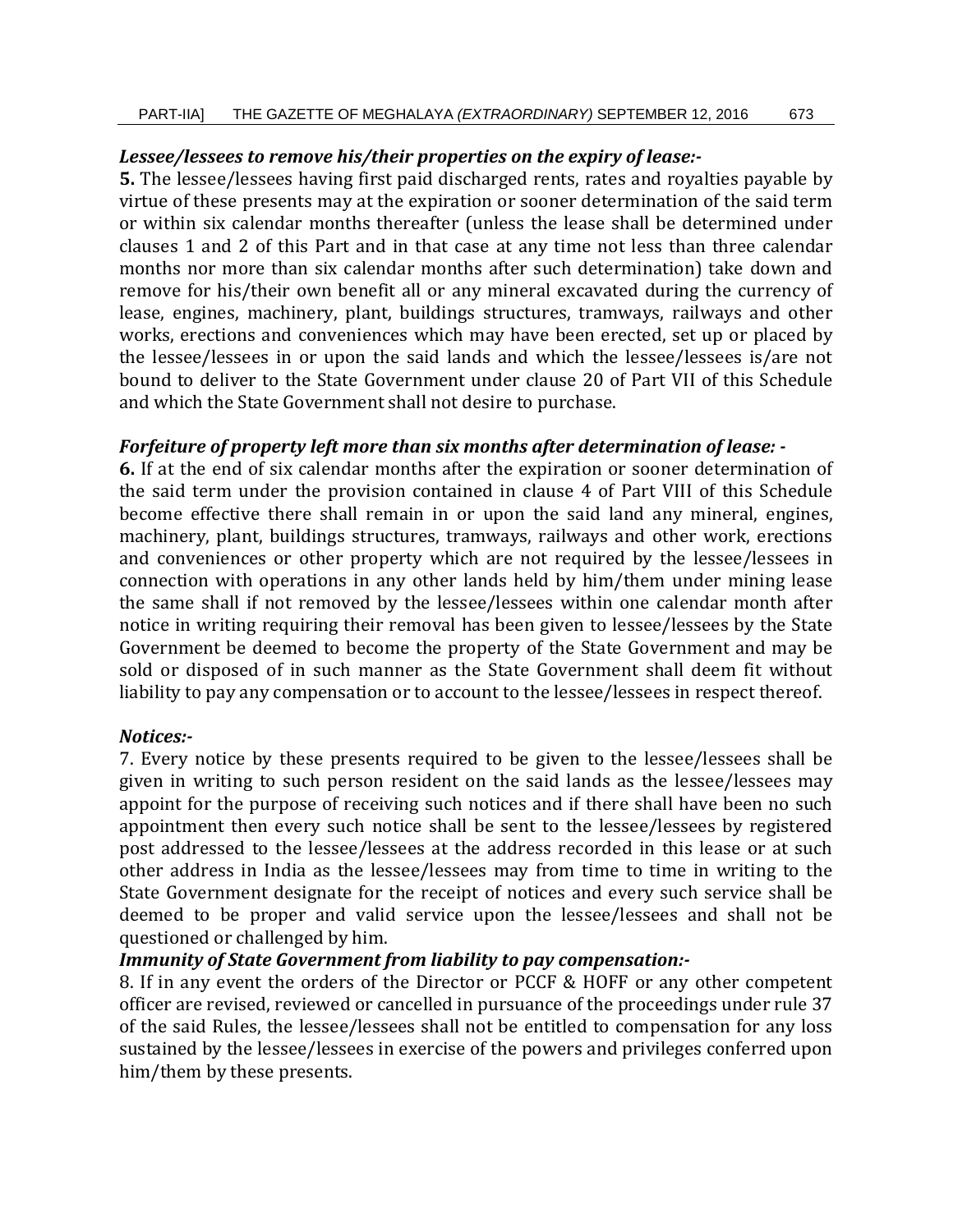***Lessee/lessees to remove his/their properties on the expiry of lease:-***

**5.** The lessee/lessees having first paid discharged rents, rates and royalties payable by virtue of these presents may at the expiration or sooner determination of the said term or within six calendar months thereafter (unless the lease shall be determined under clauses 1 and 2 of this Part and in that case at any time not less than three calendar months nor more than six calendar months after such determination) take down and remove for his/their own benefit all or any mineral excavated during the currency of lease, engines, machinery, plant, buildings structures, tramways, railways and other works, erections and conveniences which may have been erected, set up or placed by the lessee/lessees in or upon the said lands and which the lessee/lessees is/are not bound to deliver to the State Government under clause 20 of Part VII of this Schedule and which the State Government shall not desire to purchase.

***Forfeiture of property left more than six months after determination of lease: -***

**6.** If at the end of six calendar months after the expiration or sooner determination of the said term under the provision contained in clause 4 of Part VIII of this Schedule become effective there shall remain in or upon the said land any mineral, engines, machinery, plant, buildings structures, tramways, railways and other work, erections and conveniences or other property which are not required by the lessee/lessees in connection with operations in any other lands held by him/them under mining lease the same shall if not removed by the lessee/lessees within one calendar month after notice in writing requiring their removal has been given to lessee/lessees by the State Government be deemed to become the property of the State Government and may be sold or disposed of in such manner as the State Government shall deem fit without liability to pay any compensation or to account to the lessee/lessees in respect thereof.

***Notices:-***

7. Every notice by these presents required to be given to the lessee/lessees shall be given in writing to such person resident on the said lands as the lessee/lessees may appoint for the purpose of receiving such notices and if there shall have been no such appointment then every such notice shall be sent to the lessee/lessees by registered post addressed to the lessee/lessees at the address recorded in this lease or at such other address in India as the lessee/lessees may from time to time in writing to the State Government designate for the receipt of notices and every such service shall be deemed to be proper and valid service upon the lessee/lessees and shall not be questioned or challenged by him.

***Immunity of State Government from liability to pay compensation:-***

8. If in any event the orders of the Director or PCCF & HOFF or any other competent officer are revised, reviewed or cancelled in pursuance of the proceedings under rule 37 of the said Rules, the lessee/lessees shall not be entitled to compensation for any loss sustained by the lessee/lessees in exercise of the powers and privileges conferred upon him/them by these presents.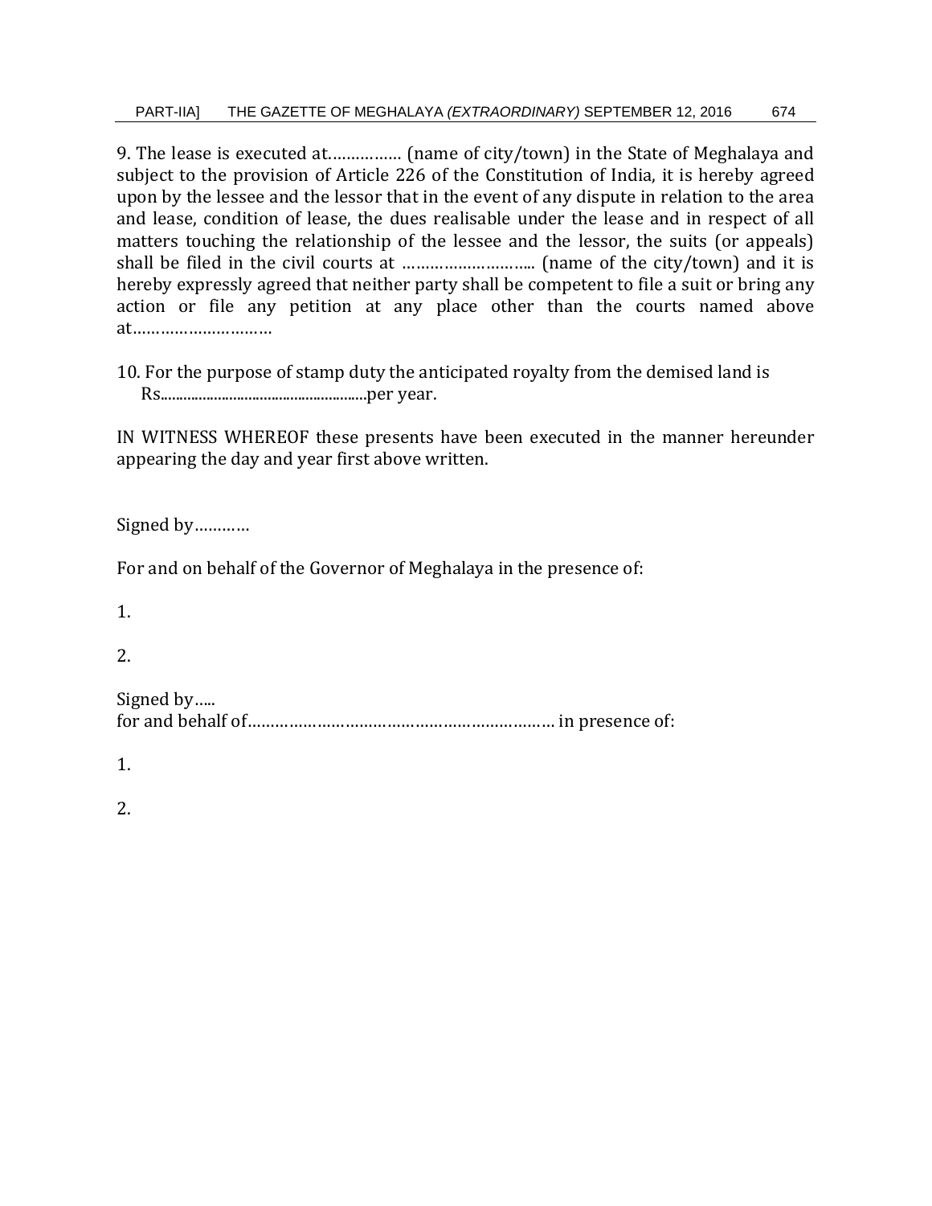9. The lease is executed at……………. (name of city/town) in the State of Meghalaya and subject to the provision of Article 226 of the Constitution of India, it is hereby agreed upon by the lessee and the lessor that in the event of any dispute in relation to the area and lease, condition of lease, the dues realisable under the lease and in respect of all matters touching the relationship of the lessee and the lessor, the suits (or appeals) shall be filed in the civil courts at ……………………….. (name of the city/town) and it is hereby expressly agreed that neither party shall be competent to file a suit or bring any action or file any petition at any place other than the courts named above at…………………………

10. For the purpose of stamp duty the anticipated royalty from the demised land is Rs......................................................per year.

IN WITNESS WHEREOF these presents have been executed in the manner hereunder appearing the day and year first above written.

Signed by…………

For and on behalf of the Governor of Meghalaya in the presence of:

1.

2.

Signed by…..
for and behalf of…………………………………………………………… in presence of:

1.

2.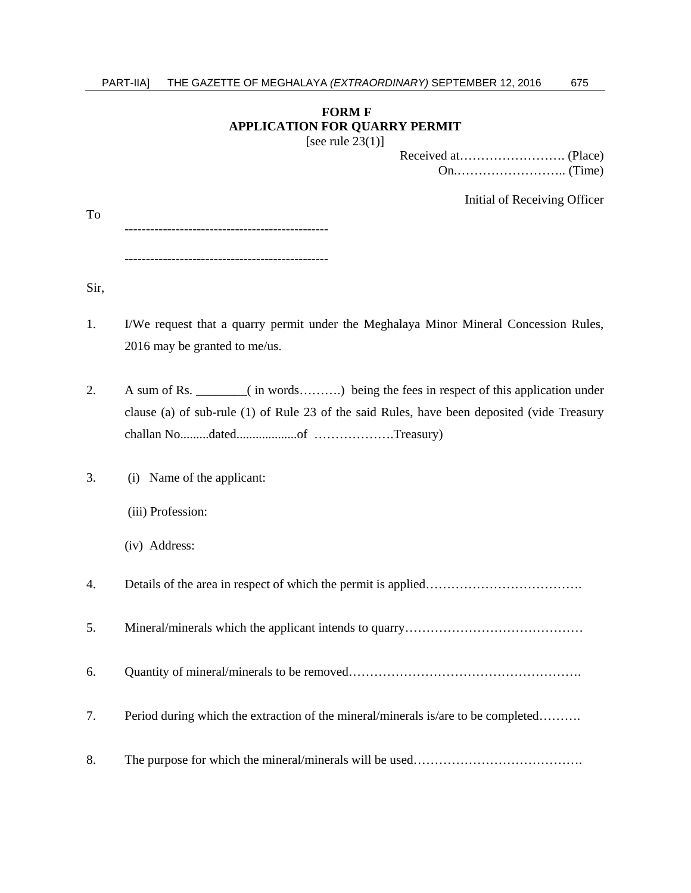**FORM F**
**APPLICATION FOR QUARRY PERMIT**
[see rule 23(1)]

Received at……………………. (Place)
On.…………………….. (Time)

Initial of Receiving Officer

To

-----------------------------------------------

-----------------------------------------------

Sir,

1. I/We request that a quarry permit under the Meghalaya Minor Mineral Concession Rules, 2016 may be granted to me/us.

2. A sum of Rs. ________( in words……….) being the fees in respect of this application under clause (a) of sub-rule (1) of Rule 23 of the said Rules, have been deposited (vide Treasury challan No.........dated...................of ……………….Treasury)

3. (i) Name of the applicant:

   (iii) Profession:

   (iv) Address:

4. Details of the area in respect of which the permit is applied……………………………….

5. Mineral/minerals which the applicant intends to quarry……………………………………

6. Quantity of mineral/minerals to be removed……………………………………………….

7. Period during which the extraction of the mineral/minerals is/are to be completed……….

8. The purpose for which the mineral/minerals will be used………………………………….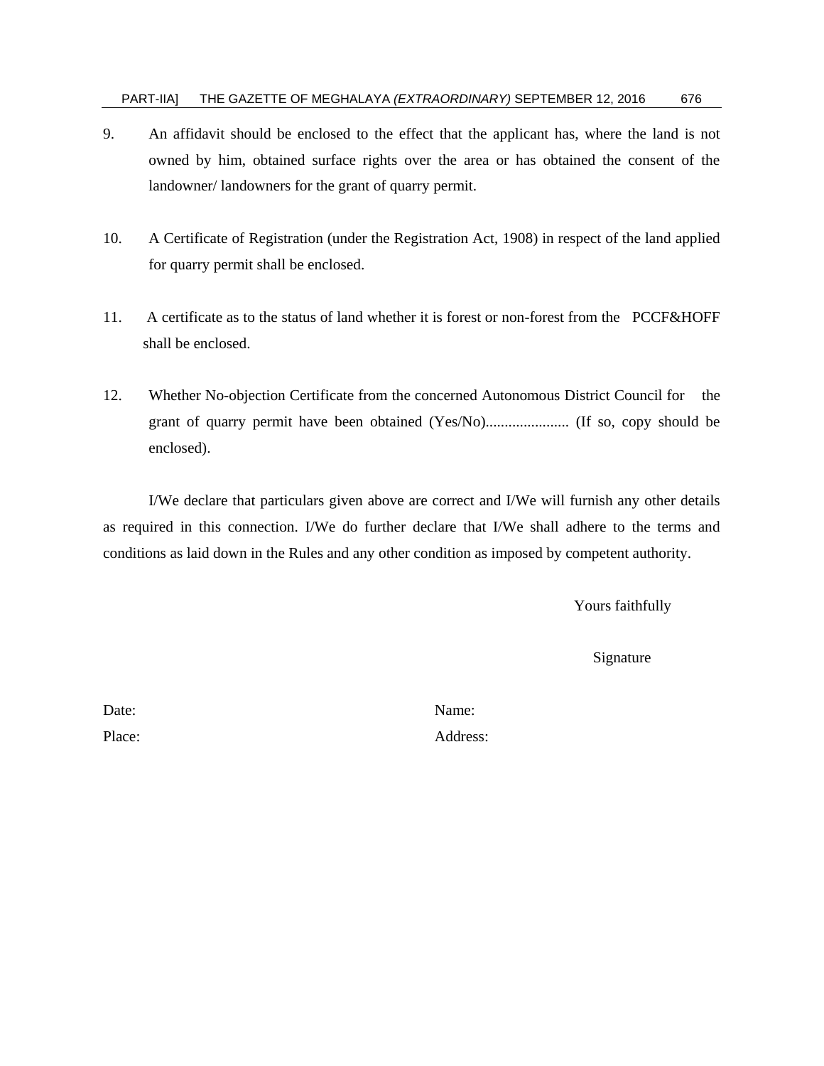9. An affidavit should be enclosed to the effect that the applicant has, where the land is not owned by him, obtained surface rights over the area or has obtained the consent of the landowner/ landowners for the grant of quarry permit.

10. A Certificate of Registration (under the Registration Act, 1908) in respect of the land applied for quarry permit shall be enclosed.

11. A certificate as to the status of land whether it is forest or non-forest from the PCCF&HOFF shall be enclosed.

12. Whether No-objection Certificate from the concerned Autonomous District Council for the grant of quarry permit have been obtained (Yes/No)...................... (If so, copy should be enclosed).

I/We declare that particulars given above are correct and I/We will furnish any other details as required in this connection. I/We do further declare that I/We shall adhere to the terms and conditions as laid down in the Rules and any other condition as imposed by competent authority.

Yours faithfully

Signature

Date: Name:

Place: Address: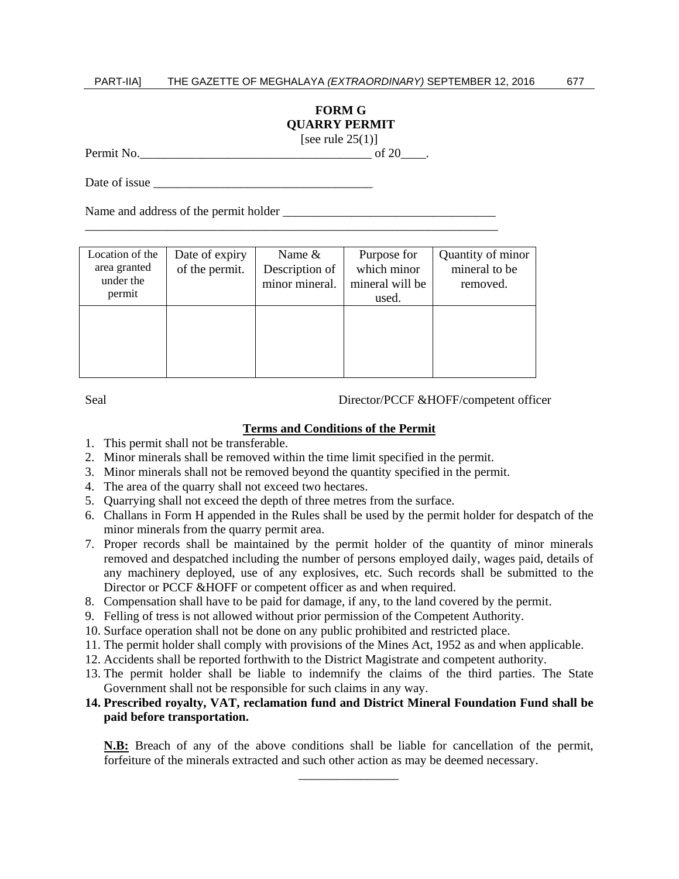**FORM G**
**QUARRY PERMIT**
[see rule 25(1)]

Permit No.\_\_\_\_\_\_\_\_\_\_\_\_\_\_\_\_\_\_\_\_\_\_\_\_\_\_\_\_\_\_\_\_\_\_\_\_\_\_ of 20\_\_\_\_.

Date of issue \_\_\_\_\_\_\_\_\_\_\_\_\_\_\_\_\_\_\_\_\_\_\_\_\_\_\_\_\_\_\_\_\_\_\_\_

Name and address of the permit holder \_\_\_\_\_\_\_\_\_\_\_\_\_\_\_\_\_\_\_\_\_\_\_\_\_\_\_\_\_\_\_\_\_\_\_
\_\_\_\_\_\_\_\_\_\_\_\_\_\_\_\_\_\_\_\_\_\_\_\_\_\_\_\_\_\_\_\_\_\_\_\_\_\_\_\_\_\_\_\_\_\_\_\_\_\_\_\_\_\_\_\_\_\_\_\_\_\_\_\_\_\_\_\_

| Location of the area granted under the permit | Date of expiry of the permit. | Name & Description of minor mineral. | Purpose for which minor mineral will be used. | Quantity of minor mineral to be removed. |
|---|---|---|---|---|
| | | | | |

Seal                                                                Director/PCCF &HOFF/competent officer

**Terms and Conditions of the Permit**

1. This permit shall not be transferable.
2. Minor minerals shall be removed within the time limit specified in the permit.
3. Minor minerals shall not be removed beyond the quantity specified in the permit.
4. The area of the quarry shall not exceed two hectares.
5. Quarrying shall not exceed the depth of three metres from the surface.
6. Challans in Form H appended in the Rules shall be used by the permit holder for despatch of the minor minerals from the quarry permit area.
7. Proper records shall be maintained by the permit holder of the quantity of minor minerals removed and despatched including the number of persons employed daily, wages paid, details of any machinery deployed, use of any explosives, etc. Such records shall be submitted to the Director or PCCF &HOFF or competent officer as and when required.
8. Compensation shall have to be paid for damage, if any, to the land covered by the permit.
9. Felling of tress is not allowed without prior permission of the Competent Authority.
10. Surface operation shall not be done on any public prohibited and restricted place.
11. The permit holder shall comply with provisions of the Mines Act, 1952 as and when applicable.
12. Accidents shall be reported forthwith to the District Magistrate and competent authority.
13. The permit holder shall be liable to indemnify the claims of the third parties. The State Government shall not be responsible for such claims in any way.
14. **Prescribed royalty, VAT, reclamation fund and District Mineral Foundation Fund shall be paid before transportation.**

**N.B:** Breach of any of the above conditions shall be liable for cancellation of the permit, forfeiture of the minerals extracted and such other action as may be deemed necessary.

\_\_\_\_\_\_\_\_\_\_\_\_\_\_\_\_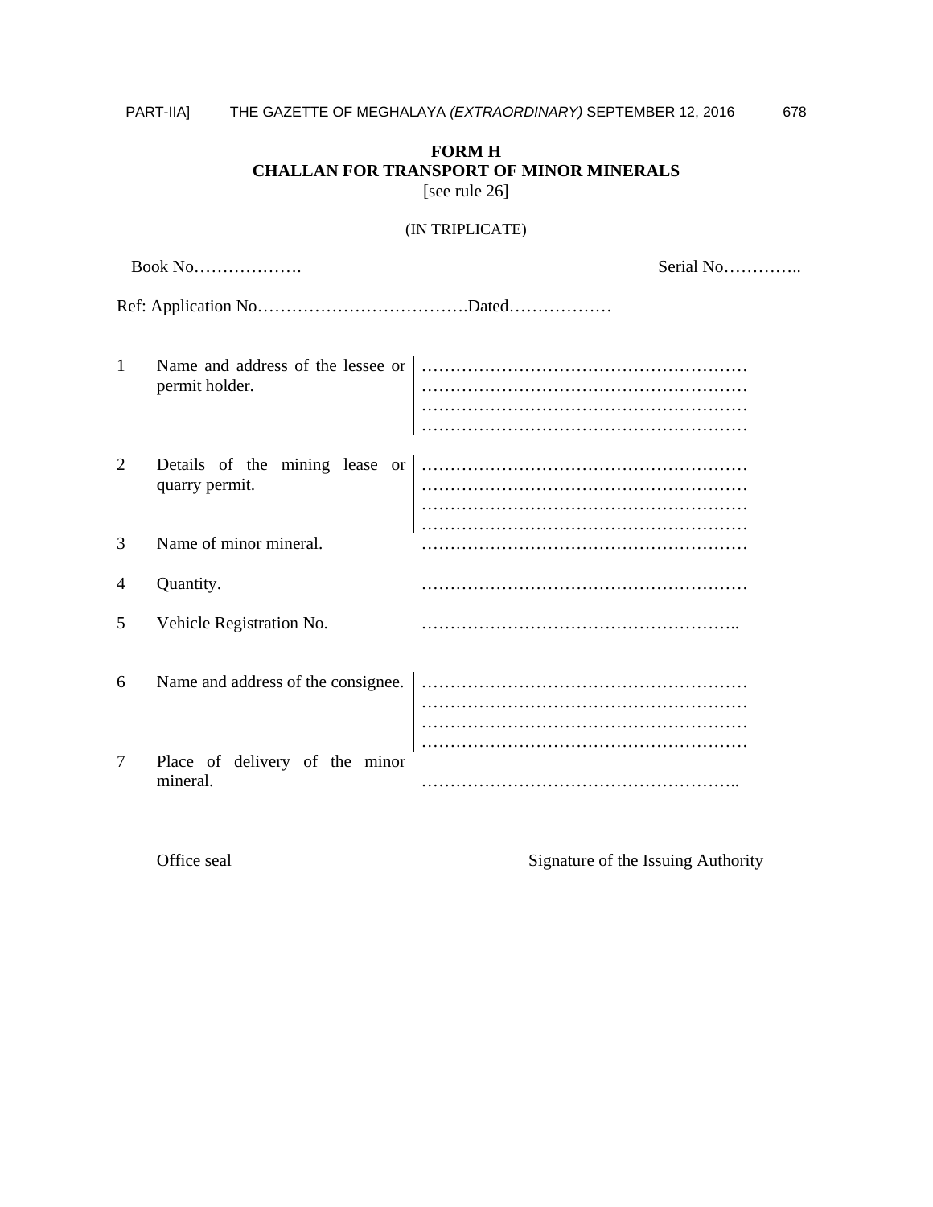**FORM H**

**CHALLAN FOR TRANSPORT OF MINOR MINERALS**

[see rule 26]

(IN TRIPLICATE)

Book No………………. Serial No…………..

Ref: Application No……………………………….Dated………………

| | | |
|---|---|---|
| 1 | Name and address of the lessee or permit holder. | ………………………………………………… ………………………………………………… ………………………………………………… ………………………………………………… |
| 2 | Details of the mining lease or quarry permit. | ………………………………………………… ………………………………………………… ………………………………………………… ………………………………………………… |
| 3 | Name of minor mineral. | ………………………………………………… |
| 4 | Quantity. | ………………………………………………… |
| 5 | Vehicle Registration No. | ……………………………………………….. |
| 6 | Name and address of the consignee. | ………………………………………………… ………………………………………………… ………………………………………………… ………………………………………………… |
| 7 | Place of delivery of the minor mineral. | ……………………………………………….. |

Office seal Signature of the Issuing Authority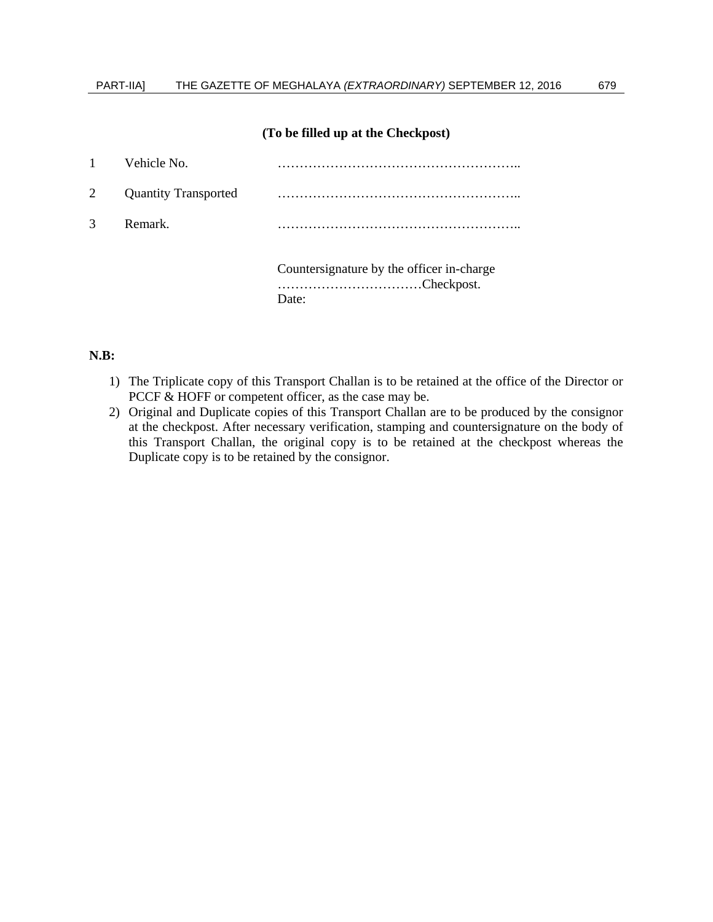**(To be filled up at the Checkpost)**

| | | |
|---|---|---|
| 1 | Vehicle No. | ……………………………………………….. |
| 2 | Quantity Transported | ……………………………………………….. |
| 3 | Remark. | ……………………………………………….. |

Countersignature by the officer in-charge
……………………………Checkpost.
Date:

**N.B:**

1) The Triplicate copy of this Transport Challan is to be retained at the office of the Director or PCCF & HOFF or competent officer, as the case may be.
2) Original and Duplicate copies of this Transport Challan are to be produced by the consignor at the checkpost. After necessary verification, stamping and countersignature on the body of this Transport Challan, the original copy is to be retained at the checkpost whereas the Duplicate copy is to be retained by the consignor.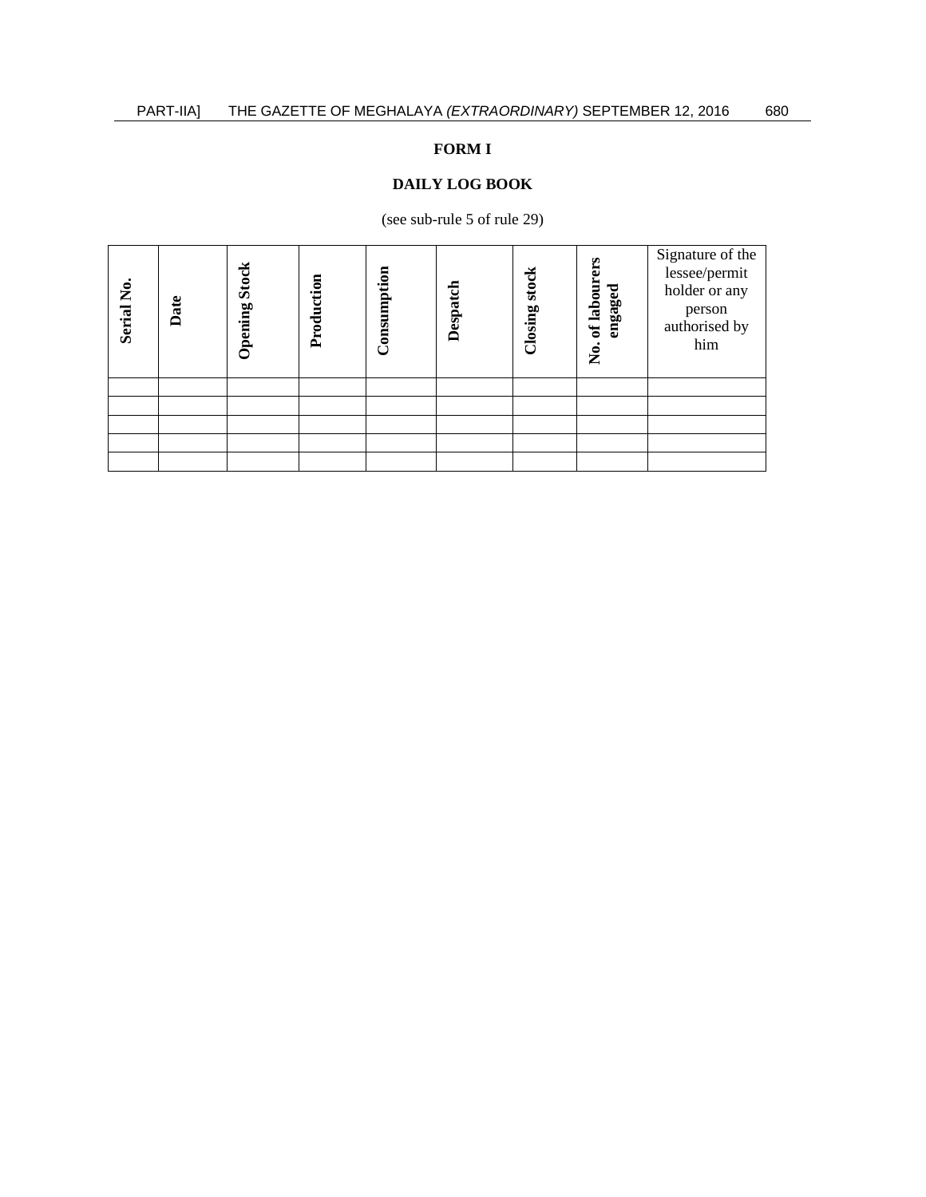# FORM I

## DAILY LOG BOOK

(see sub-rule 5 of rule 29)

| Serial No. | Date | Opening Stock | Production | Consumption | Despatch | Closing stock | No. of labourers engaged | Signature of the lessee/permit holder or any person authorised by him |
|---|---|---|---|---|---|---|---|---|
| | | | | | | | | |
| | | | | | | | | |
| | | | | | | | | |
| | | | | | | | | |
| | | | | | | | | |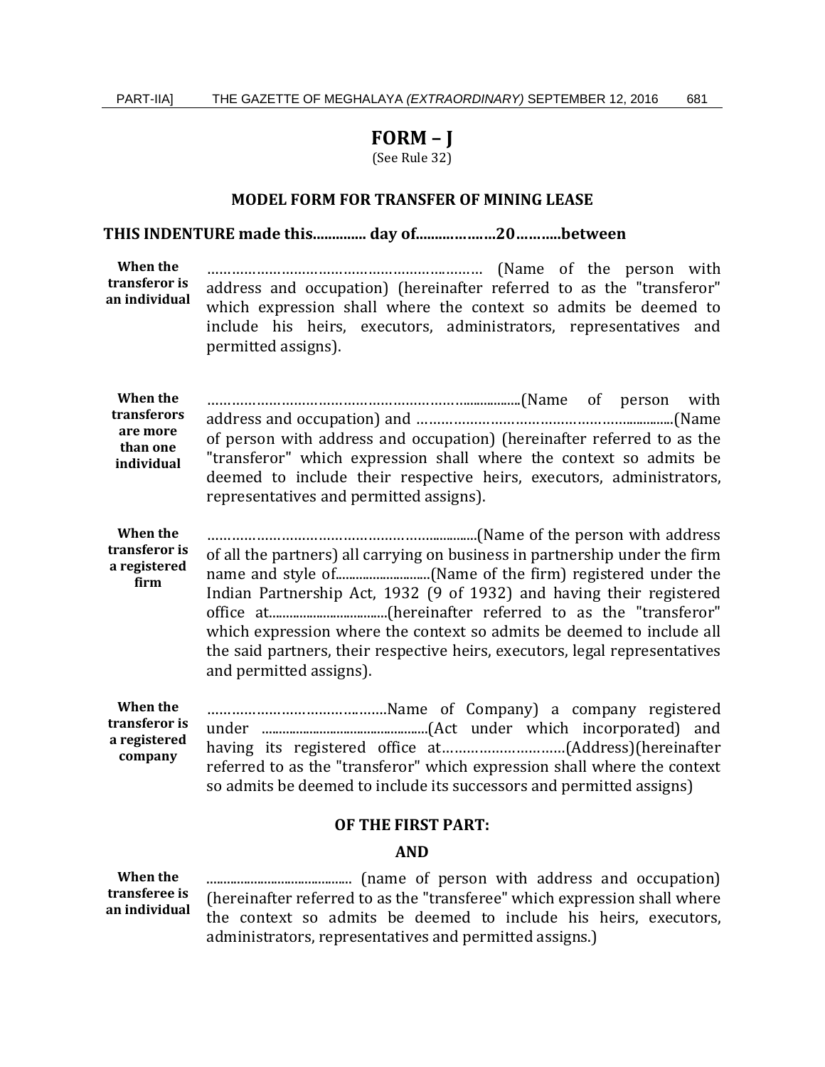# FORM – J

(See Rule 32)

### MODEL FORM FOR TRANSFER OF MINING LEASE

**THIS INDENTURE made this............. day of....................20...........between**

| | |
|---|---|
| **When the transferor is an individual** | ………………………………………………………… (Name of the person with address and occupation) (hereinafter referred to as the "transferor" which expression shall where the context so admits be deemed to include his heirs, executors, administrators, representatives and permitted assigns). |
| **When the transferors are more than one individual** | ……………………………………………………..................(Name of person with address and occupation) and ………………………………………………...............(Name of person with address and occupation) (hereinafter referred to as the "transferor" which expression shall where the context so admits be deemed to include their respective heirs, executors, administrators, representatives and permitted assigns). |
| **When the transferor is a registered firm** | ……………………………………………….............(Name of the person with address of all the partners) all carrying on business in partnership under the firm name and style of............................(Name of the firm) registered under the Indian Partnership Act, 1932 (9 of 1932) and having their registered office at..................................(hereinafter referred to as the "transferor" which expression where the context so admits be deemed to include all the said partners, their respective heirs, executors, legal representatives and permitted assigns). |
| **When the transferor is a registered company** | ……………………………………Name of Company) a company registered under ................................................(Act under which incorporated) and having its registered office at…………………………(Address)(hereinafter referred to as the "transferor" which expression shall where the context so admits be deemed to include its successors and permitted assigns) |

**OF THE FIRST PART:**

**AND**

| | |
|---|---|
| **When the transferee is an individual** | .......................................... (name of person with address and occupation) (hereinafter referred to as the "transferee" which expression shall where the context so admits be deemed to include his heirs, executors, administrators, representatives and permitted assigns.) |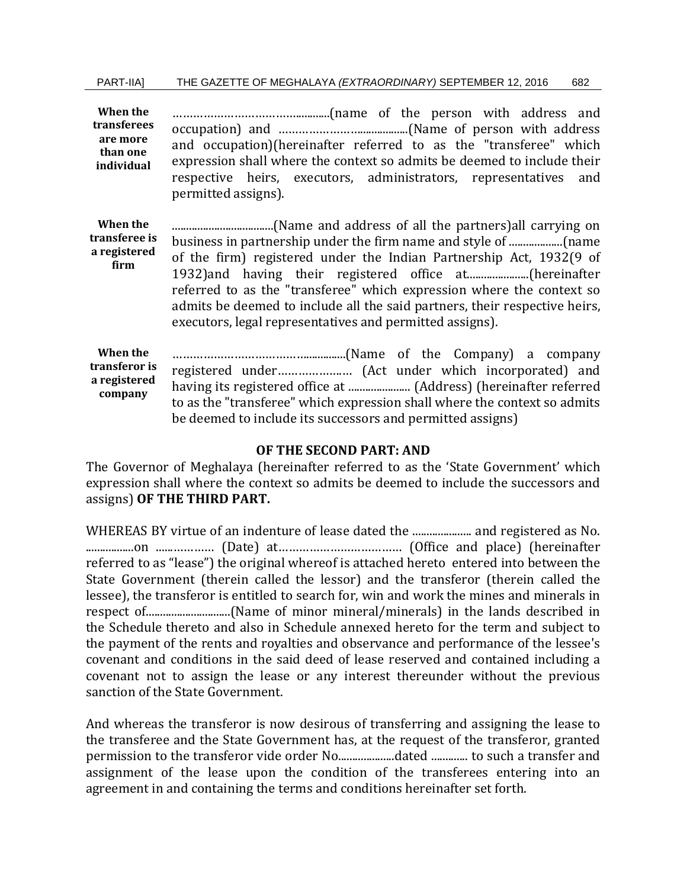**When the transferees are more than one individual**

……………………………………..............(name of the person with address and occupation) and ……………………...................(Name of person with address and occupation)(hereinafter referred to as the "transferee" which expression shall where the context so admits be deemed to include their respective heirs, executors, administrators, representatives and permitted assigns).

**When the transferee is a registered firm**

...................................(Name and address of all the partners)all carrying on business in partnership under the firm name and style of ...................(name of the firm) registered under the Indian Partnership Act, 1932(9 of 1932)and having their registered office at......................(hereinafter referred to as the "transferee" which expression where the context so admits be deemed to include all the said partners, their respective heirs, executors, legal representatives and permitted assigns).

**When the transferor is a registered company**

……………………………………...............(Name of the Company) a company registered under…………………. (Act under which incorporated) and having its registered office at ...................... (Address) (hereinafter referred to as the "transferee" which expression shall where the context so admits be deemed to include its successors and permitted assigns)

**OF THE SECOND PART: AND**

The Governor of Meghalaya (hereinafter referred to as the 'State Government' which expression shall where the context so admits be deemed to include the successors and assigns) **OF THE THIRD PART.**

WHEREAS BY virtue of an indenture of lease dated the ..................... and registered as No. .................on ……………. (Date) at……………………………. (Office and place) (hereinafter referred to as "lease") the original whereof is attached hereto entered into between the State Government (therein called the lessor) and the transferor (therein called the lessee), the transferor is entitled to search for, win and work the mines and minerals in respect of.............................(Name of minor mineral/minerals) in the lands described in the Schedule thereto and also in Schedule annexed hereto for the term and subject to the payment of the rents and royalties and observance and performance of the lessee's covenant and conditions in the said deed of lease reserved and contained including a covenant not to assign the lease or any interest thereunder without the previous sanction of the State Government.

And whereas the transferor is now desirous of transferring and assigning the lease to the transferee and the State Government has, at the request of the transferor, granted permission to the transferor vide order No....................dated ............. to such a transfer and assignment of the lease upon the condition of the transferees entering into an agreement in and containing the terms and conditions hereinafter set forth.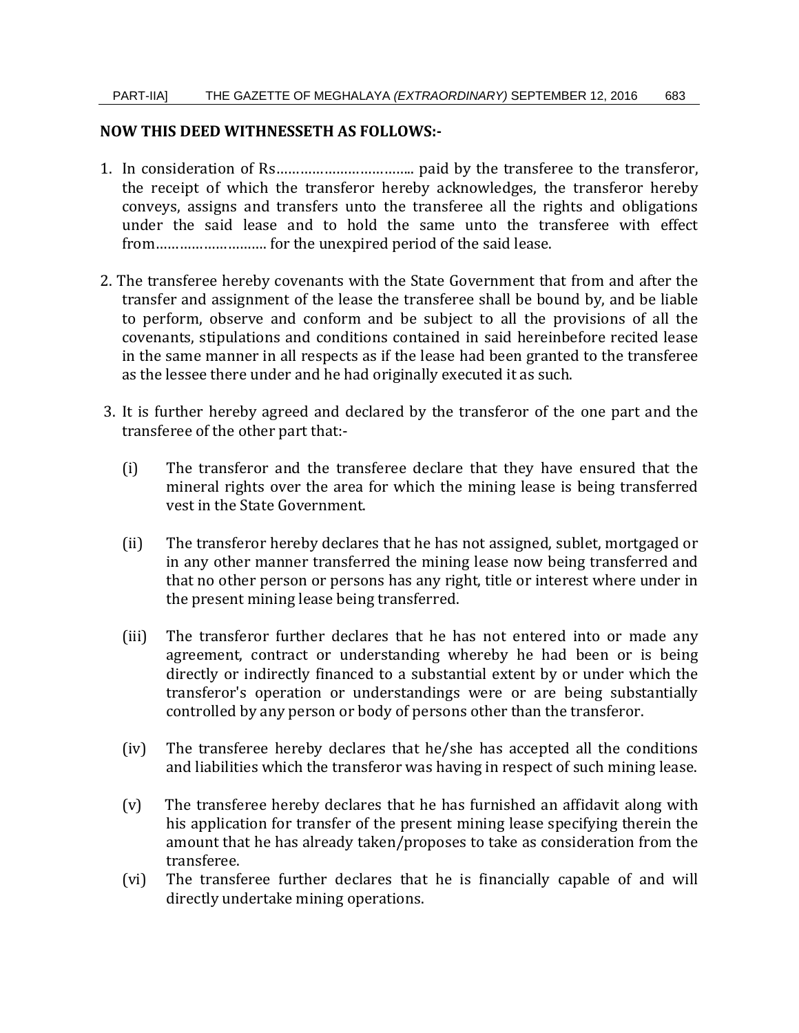**NOW THIS DEED WITHNESSETH AS FOLLOWS:-**

1. In consideration of Rs…………………………….. paid by the transferee to the transferor, the receipt of which the transferor hereby acknowledges, the transferor hereby conveys, assigns and transfers unto the transferee all the rights and obligations under the said lease and to hold the same unto the transferee with effect from………………………. for the unexpired period of the said lease.

2. The transferee hereby covenants with the State Government that from and after the transfer and assignment of the lease the transferee shall be bound by, and be liable to perform, observe and conform and be subject to all the provisions of all the covenants, stipulations and conditions contained in said hereinbefore recited lease in the same manner in all respects as if the lease had been granted to the transferee as the lessee there under and he had originally executed it as such.

3. It is further hereby agreed and declared by the transferor of the one part and the transferee of the other part that:-

   (i) The transferor and the transferee declare that they have ensured that the mineral rights over the area for which the mining lease is being transferred vest in the State Government.

   (ii) The transferor hereby declares that he has not assigned, sublet, mortgaged or in any other manner transferred the mining lease now being transferred and that no other person or persons has any right, title or interest where under in the present mining lease being transferred.

   (iii) The transferor further declares that he has not entered into or made any agreement, contract or understanding whereby he had been or is being directly or indirectly financed to a substantial extent by or under which the transferor's operation or understandings were or are being substantially controlled by any person or body of persons other than the transferor.

   (iv) The transferee hereby declares that he/she has accepted all the conditions and liabilities which the transferor was having in respect of such mining lease.

   (v) The transferee hereby declares that he has furnished an affidavit along with his application for transfer of the present mining lease specifying therein the amount that he has already taken/proposes to take as consideration from the transferee.

   (vi) The transferee further declares that he is financially capable of and will directly undertake mining operations.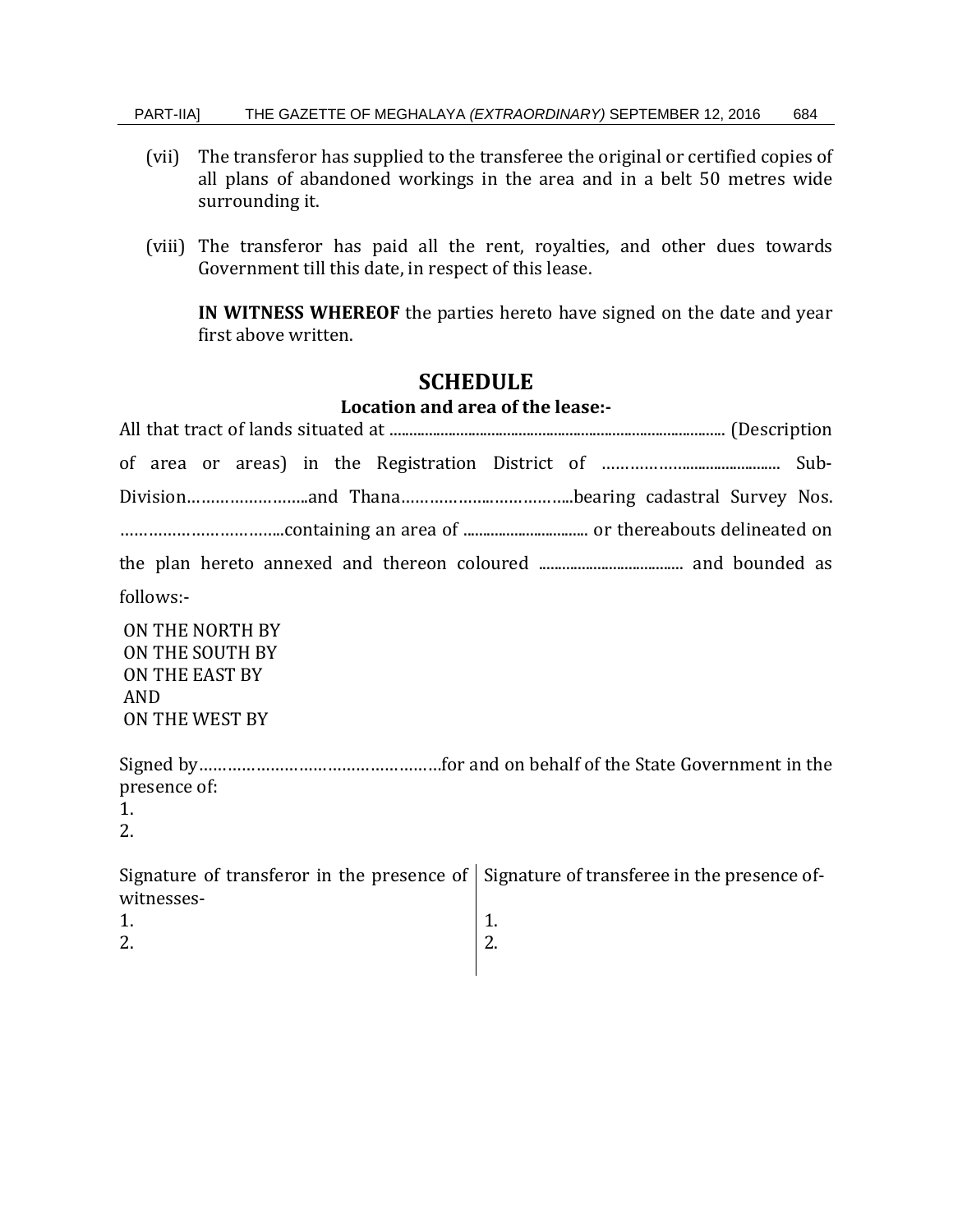(vii) The transferor has supplied to the transferee the original or certified copies of all plans of abandoned workings in the area and in a belt 50 metres wide surrounding it.

(viii) The transferor has paid all the rent, royalties, and other dues towards Government till this date, in respect of this lease.

**IN WITNESS WHEREOF** the parties hereto have signed on the date and year first above written.

## SCHEDULE

### Location and area of the lease:-

All that tract of lands situated at ..................................................................................... (Description of area or areas) in the Registration District of ……………......................... Sub-Division……………………..and Thana………………..…………….bearing cadastral Survey Nos. …………………………...containing an area of ................................ or thereabouts delineated on the plan hereto annexed and thereon coloured ..................................... and bounded as follows:-

ON THE NORTH BY
ON THE SOUTH BY
ON THE EAST BY
AND
ON THE WEST BY

Signed by……………………………………………for and on behalf of the State Government in the presence of:
1.
2.

| Signature of transferor in the presence of witnesses- | Signature of transferee in the presence of- |
|---|---|
| 1. | 1. |
| 2. | 2. |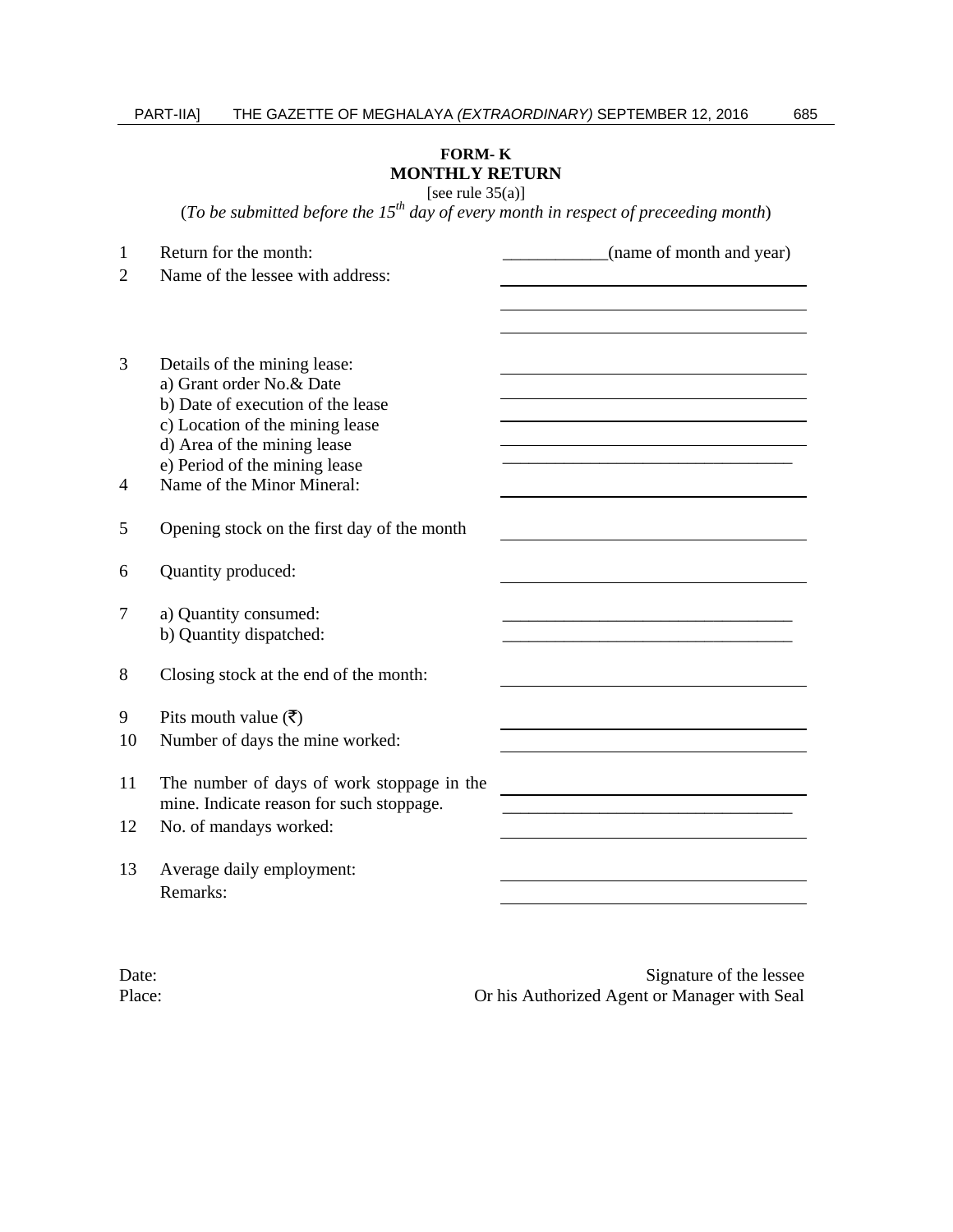**FORM- K**
**MONTHLY RETURN**

[see rule 35(a)]

(*To be submitted before the 15th day of every month in respect of preceeding month*)

1 Return for the month: ____________(name of month and year)

2 Name of the lessee with address: ______________________

______________________

______________________

3 Details of the mining lease:

a) Grant order No.& Date ______________________

b) Date of execution of the lease ______________________

c) Location of the mining lease ______________________

d) Area of the mining lease ______________________

e) Period of the mining lease ______________________

4 Name of the Minor Mineral: ______________________

5 Opening stock on the first day of the month ______________________

6 Quantity produced: ______________________

7 a) Quantity consumed: ______________________

b) Quantity dispatched: ______________________

8 Closing stock at the end of the month: ______________________

9 Pits mouth value (₹) ______________________

10 Number of days the mine worked: ______________________

11 The number of days of work stoppage in the mine. Indicate reason for such stoppage. ______________________

______________________

12 No. of mandays worked: ______________________

13 Average daily employment: ______________________

Remarks: ______________________

Date:

Place:

Signature of the lessee

Or his Authorized Agent or Manager with Seal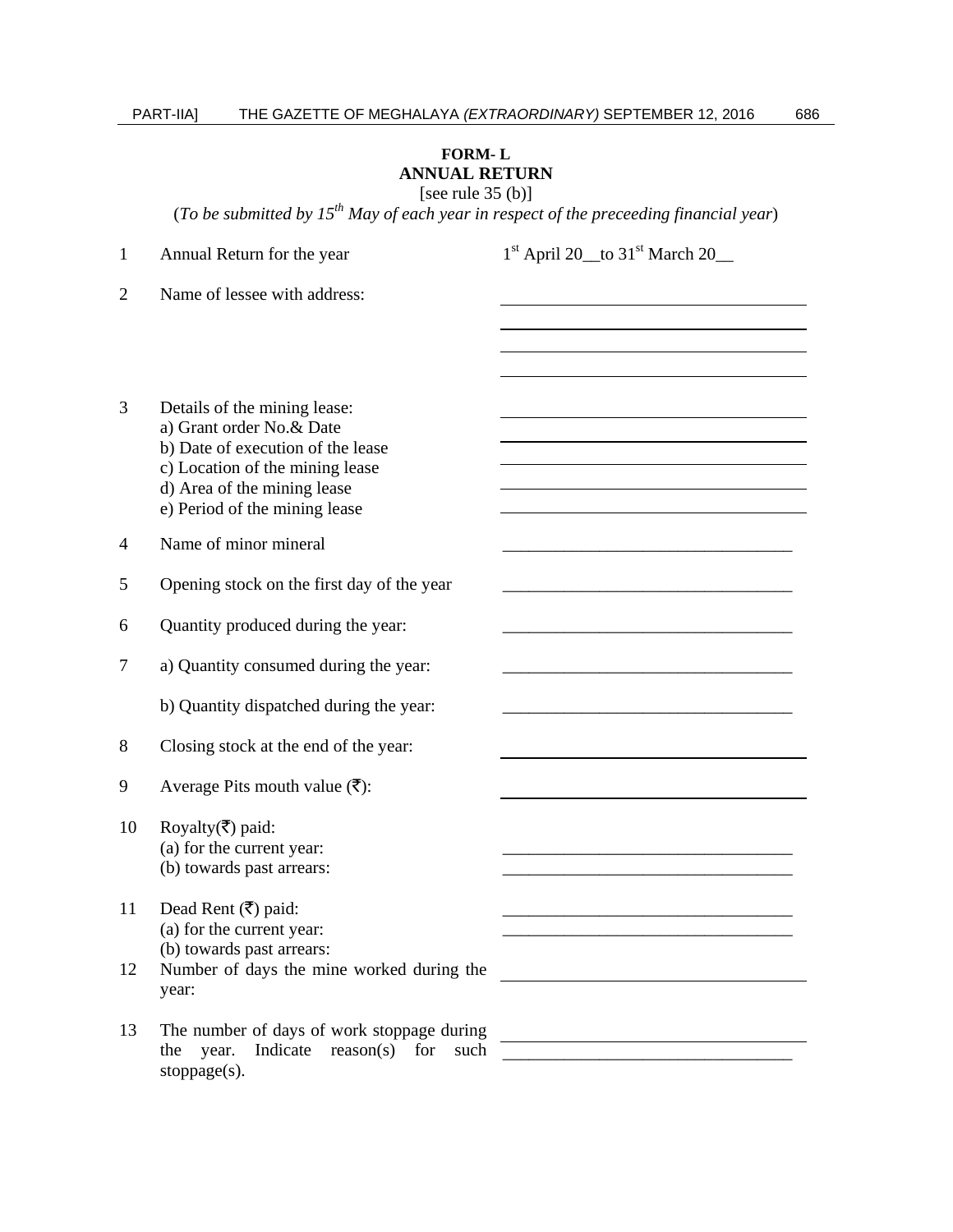**FORM- L**
**ANNUAL RETURN**
[see rule 35 (b)]
(*To be submitted by 15th May of each year in respect of the preceeding financial year*)

| | | |
|---|---|---|
| 1 | Annual Return for the year | 1st April 20__to 31st March 20__ |
| 2 | Name of lessee with address: | ____________________ |
| 3 | Details of the mining lease:<br>a) Grant order No.& Date<br>b) Date of execution of the lease<br>c) Location of the mining lease<br>d) Area of the mining lease<br>e) Period of the mining lease | ____________________ |
| 4 | Name of minor mineral | ____________________ |
| 5 | Opening stock on the first day of the year | ____________________ |
| 6 | Quantity produced during the year: | ____________________ |
| 7 | a) Quantity consumed during the year: | ____________________ |
| | b) Quantity dispatched during the year: | ____________________ |
| 8 | Closing stock at the end of the year: | ____________________ |
| 9 | Average Pits mouth value (₹): | ____________________ |
| 10 | Royalty(₹) paid:<br>(a) for the current year:<br>(b) towards past arrears: | ____________________ |
| 11 | Dead Rent (₹) paid:<br>(a) for the current year:<br>(b) towards past arrears: | ____________________ |
| 12 | Number of days the mine worked during the year: | ____________________ |
| 13 | The number of days of work stoppage during the year. Indicate reason(s) for such stoppage(s). | ____________________ |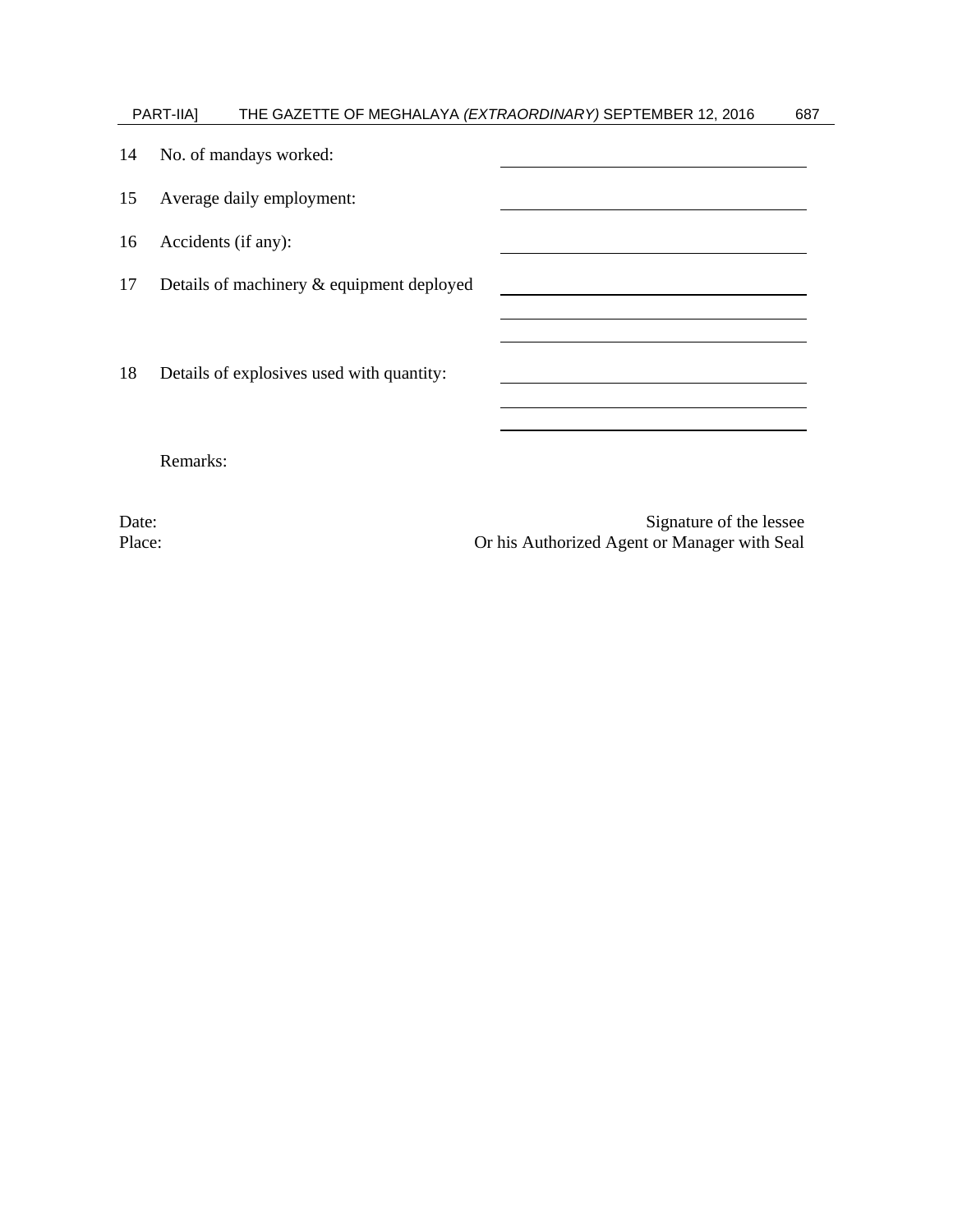14 No. of mandays worked: ____________________

15 Average daily employment: ____________________

16 Accidents (if any): ____________________

17 Details of machinery & equipment deployed ____________________
____________________
____________________

18 Details of explosives used with quantity: ____________________
____________________
____________________

Remarks:

Date:
Place:

Signature of the lessee
Or his Authorized Agent or Manager with Seal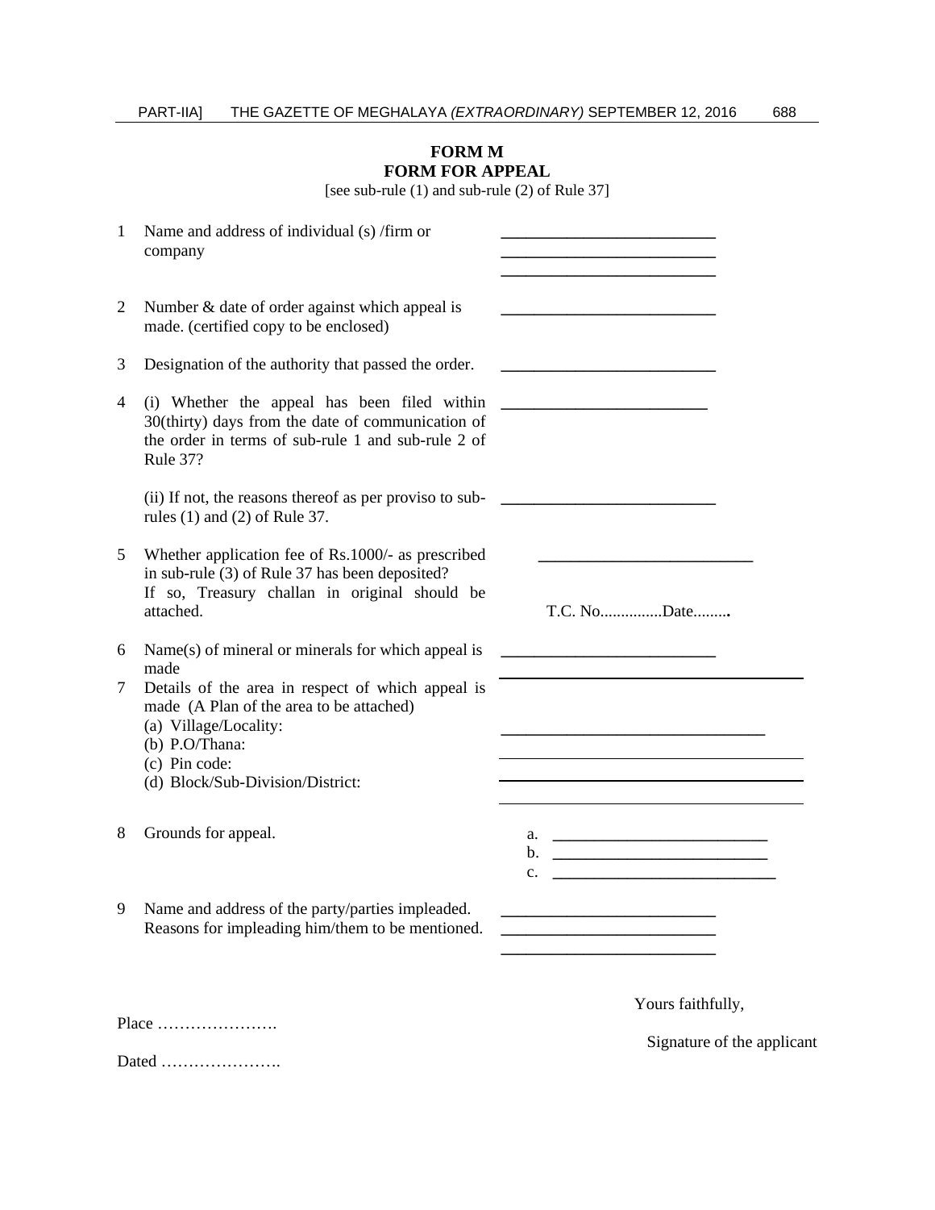# FORM M
## FORM FOR APPEAL

[see sub-rule (1) and sub-rule (2) of Rule 37]

| | | |
|---|---|---|
| 1 | Name and address of individual (s) /firm or company | ______________________<br>______________________<br>______________________ |
| 2 | Number & date of order against which appeal is made. (certified copy to be enclosed) | ______________________ |
| 3 | Designation of the authority that passed the order. | ______________________ |
| 4 | (i) Whether the appeal has been filed within 30(thirty) days from the date of communication of the order in terms of sub-rule 1 and sub-rule 2 of Rule 37? | ______________________ |
| | (ii) If not, the reasons thereof as per proviso to sub-rules (1) and (2) of Rule 37. | ______________________ |
| 5 | Whether application fee of Rs.1000/- as prescribed in sub-rule (3) of Rule 37 has been deposited? If so, Treasury challan in original should be attached. | ______________________<br>T.C. No..............Date........ |
| 6 | Name(s) of mineral or minerals for which appeal is made | ______________________ |
| 7 | Details of the area in respect of which appeal is made (A Plan of the area to be attached)<br>(a) Village/Locality:<br>(b) P.O/Thana:<br>(c) Pin code:<br>(d) Block/Sub-Division/District: | ______________________<br>______________________<br>______________________<br>______________________<br>______________________ |
| 8 | Grounds for appeal. | a. ______________________<br>b. ______________________<br>c. ______________________ |
| 9 | Name and address of the party/parties impleaded. Reasons for impleading him/them to be mentioned. | ______________________<br>______________________<br>______________________ |

Yours faithfully,

Place ………………….

Signature of the applicant

Dated ………………….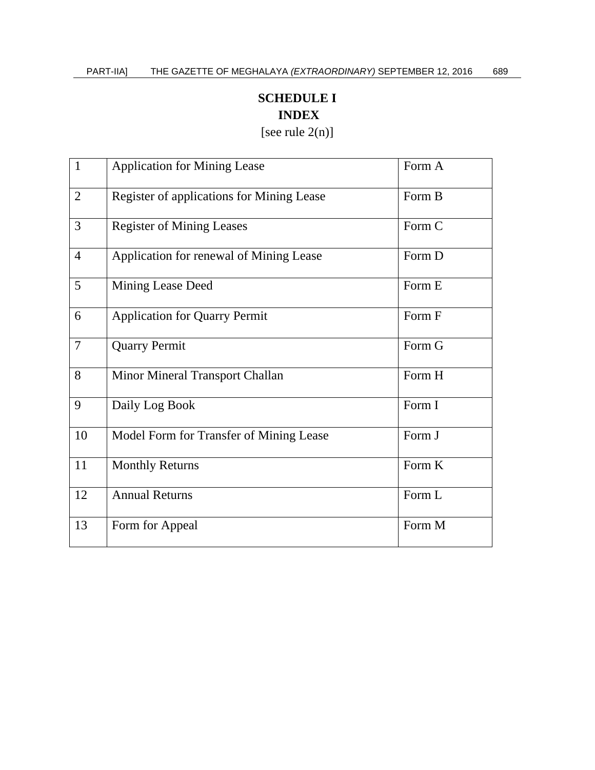# SCHEDULE I

## INDEX

[see rule 2(n)]

| | | |
|---|---|---|
| 1 | Application for Mining Lease | Form A |
| 2 | Register of applications for Mining Lease | Form B |
| 3 | Register of Mining Leases | Form C |
| 4 | Application for renewal of Mining Lease | Form D |
| 5 | Mining Lease Deed | Form E |
| 6 | Application for Quarry Permit | Form F |
| 7 | Quarry Permit | Form G |
| 8 | Minor Mineral Transport Challan | Form H |
| 9 | Daily Log Book | Form I |
| 10 | Model Form for Transfer of Mining Lease | Form J |
| 11 | Monthly Returns | Form K |
| 12 | Annual Returns | Form L |
| 13 | Form for Appeal | Form M |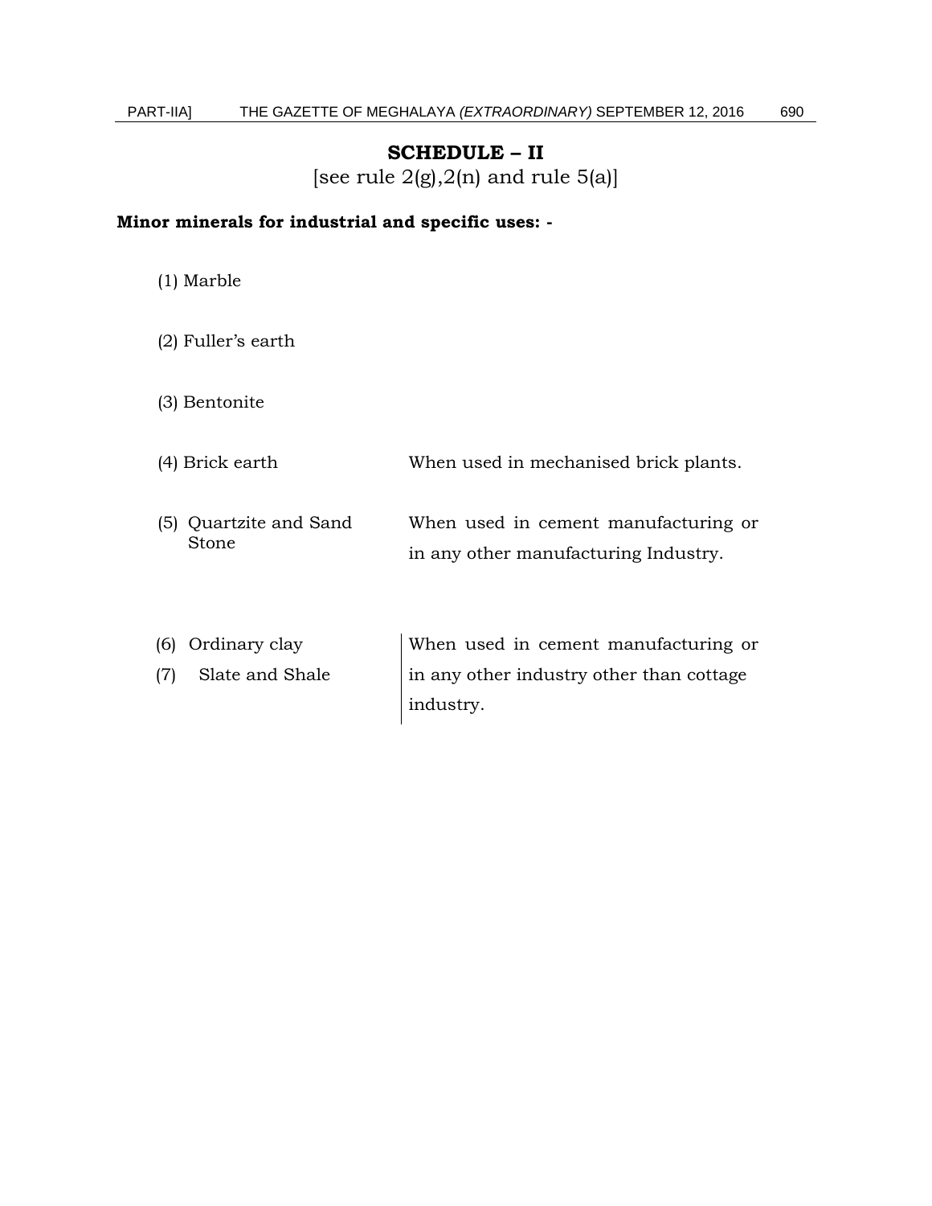## SCHEDULE – II

[see rule 2(g),2(n) and rule 5(a)]

**Minor minerals for industrial and specific uses: -**

| Mineral | Use |
|---|---|
| (1) Marble | |
| (2) Fuller's earth | |
| (3) Bentonite | |
| (4) Brick earth | When used in mechanised brick plants. |
| (5) Quartzite and Sand Stone | When used in cement manufacturing or in any other manufacturing Industry. |
| (6) Ordinary clay<br>(7) Slate and Shale | When used in cement manufacturing or in any other industry other than cottage industry. |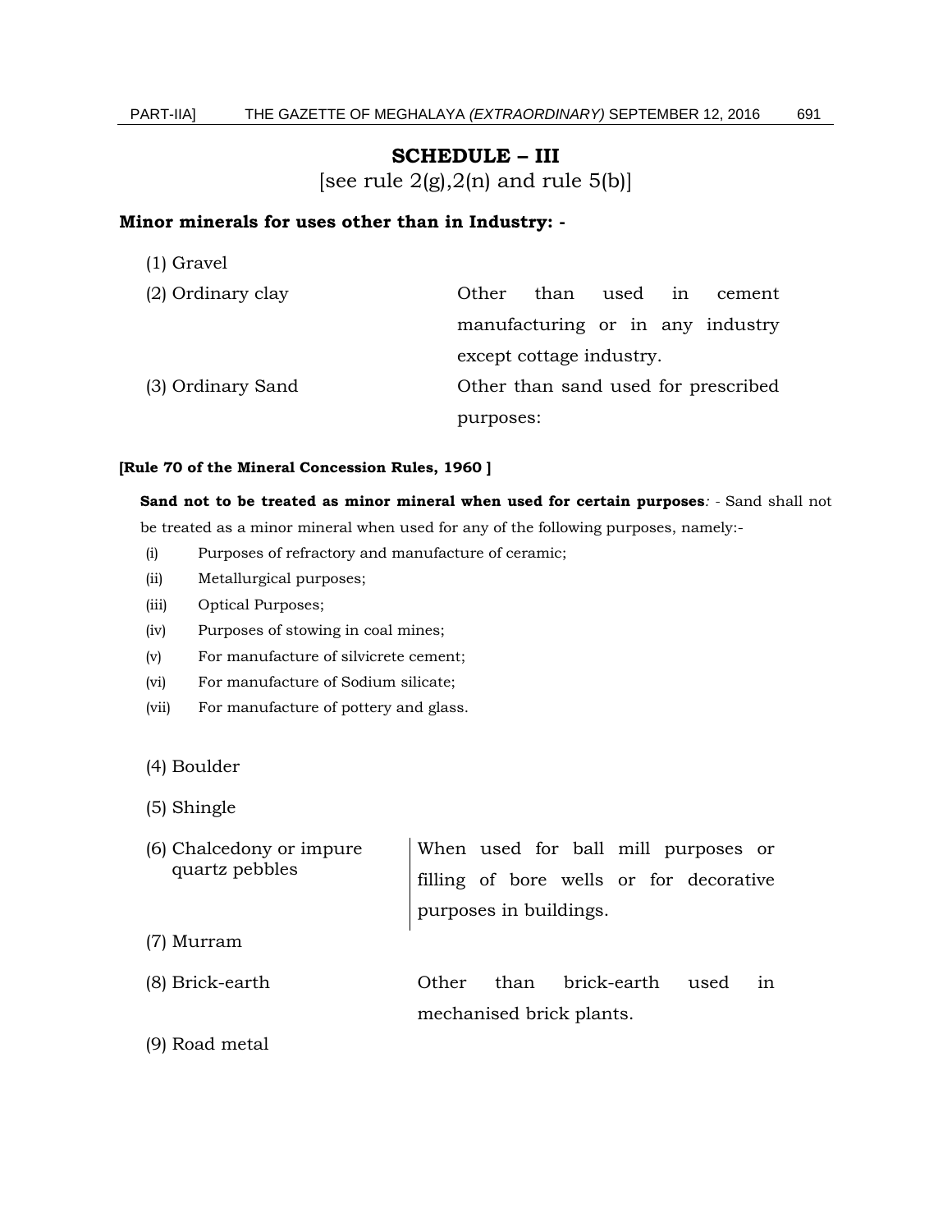# SCHEDULE – III

[see rule 2(g),2(n) and rule 5(b)]

**Minor minerals for uses other than in Industry: -**

| Mineral | Remarks |
|---|---|
| (1) Gravel | |
| (2) Ordinary clay | Other than used in cement manufacturing or in any industry except cottage industry. |
| (3) Ordinary Sand | Other than sand used for prescribed purposes: |

**[Rule 70 of the Mineral Concession Rules, 1960 ]**

**Sand not to be treated as minor mineral when used for certain purposes***:* - Sand shall not be treated as a minor mineral when used for any of the following purposes, namely:-

(i) Purposes of refractory and manufacture of ceramic;

(ii) Metallurgical purposes;

(iii) Optical Purposes;

(iv) Purposes of stowing in coal mines;

(v) For manufacture of silvicrete cement;

(vi) For manufacture of Sodium silicate;

(vii) For manufacture of pottery and glass.

| Mineral | Remarks |
|---|---|
| (4) Boulder | |
| (5) Shingle | |
| (6) Chalcedony or impure quartz pebbles | When used for ball mill purposes or filling of bore wells or for decorative purposes in buildings. |
| (7) Murram | |
| (8) Brick-earth | Other than brick-earth used in mechanised brick plants. |
| (9) Road metal | |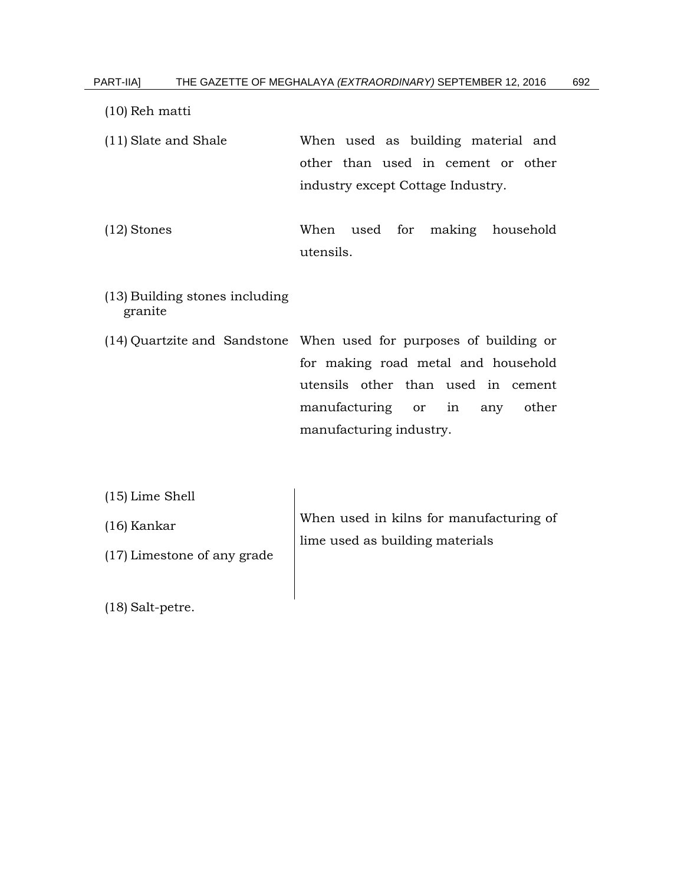| | |
|---|---|
| (10) Reh matti | |
| (11) Slate and Shale | When used as building material and other than used in cement or other industry except Cottage Industry. |
| (12) Stones | When used for making household utensils. |
| (13) Building stones including granite | |
| (14) Quartzite and Sandstone | When used for purposes of building or for making road metal and household utensils other than used in cement manufacturing or in any other manufacturing industry. |
| (15) Lime Shell | When used in kilns for manufacturing of lime used as building materials |
| (16) Kankar | |
| (17) Limestone of any grade | |
| (18) Salt-petre. | |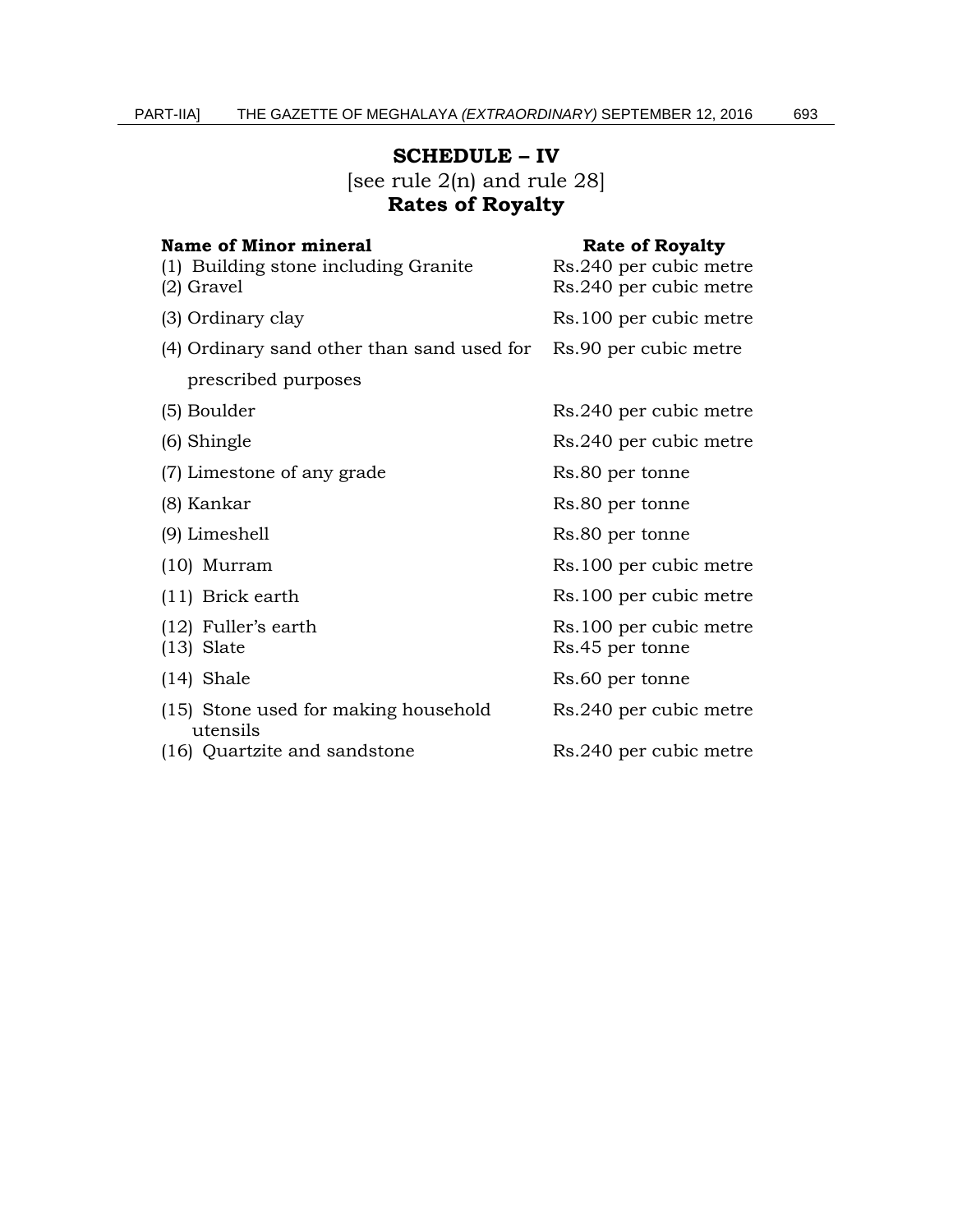## SCHEDULE – IV

[see rule 2(n) and rule 28]

**Rates of Royalty**

| Name of Minor mineral | Rate of Royalty |
|---|---|
| (1) Building stone including Granite | Rs.240 per cubic metre |
| (2) Gravel | Rs.240 per cubic metre |
| (3) Ordinary clay | Rs.100 per cubic metre |
| (4) Ordinary sand other than sand used for prescribed purposes | Rs.90 per cubic metre |
| (5) Boulder | Rs.240 per cubic metre |
| (6) Shingle | Rs.240 per cubic metre |
| (7) Limestone of any grade | Rs.80 per tonne |
| (8) Kankar | Rs.80 per tonne |
| (9) Limeshell | Rs.80 per tonne |
| (10) Murram | Rs.100 per cubic metre |
| (11) Brick earth | Rs.100 per cubic metre |
| (12) Fuller's earth | Rs.100 per cubic metre |
| (13) Slate | Rs.45 per tonne |
| (14) Shale | Rs.60 per tonne |
| (15) Stone used for making household utensils | Rs.240 per cubic metre |
| (16) Quartzite and sandstone | Rs.240 per cubic metre |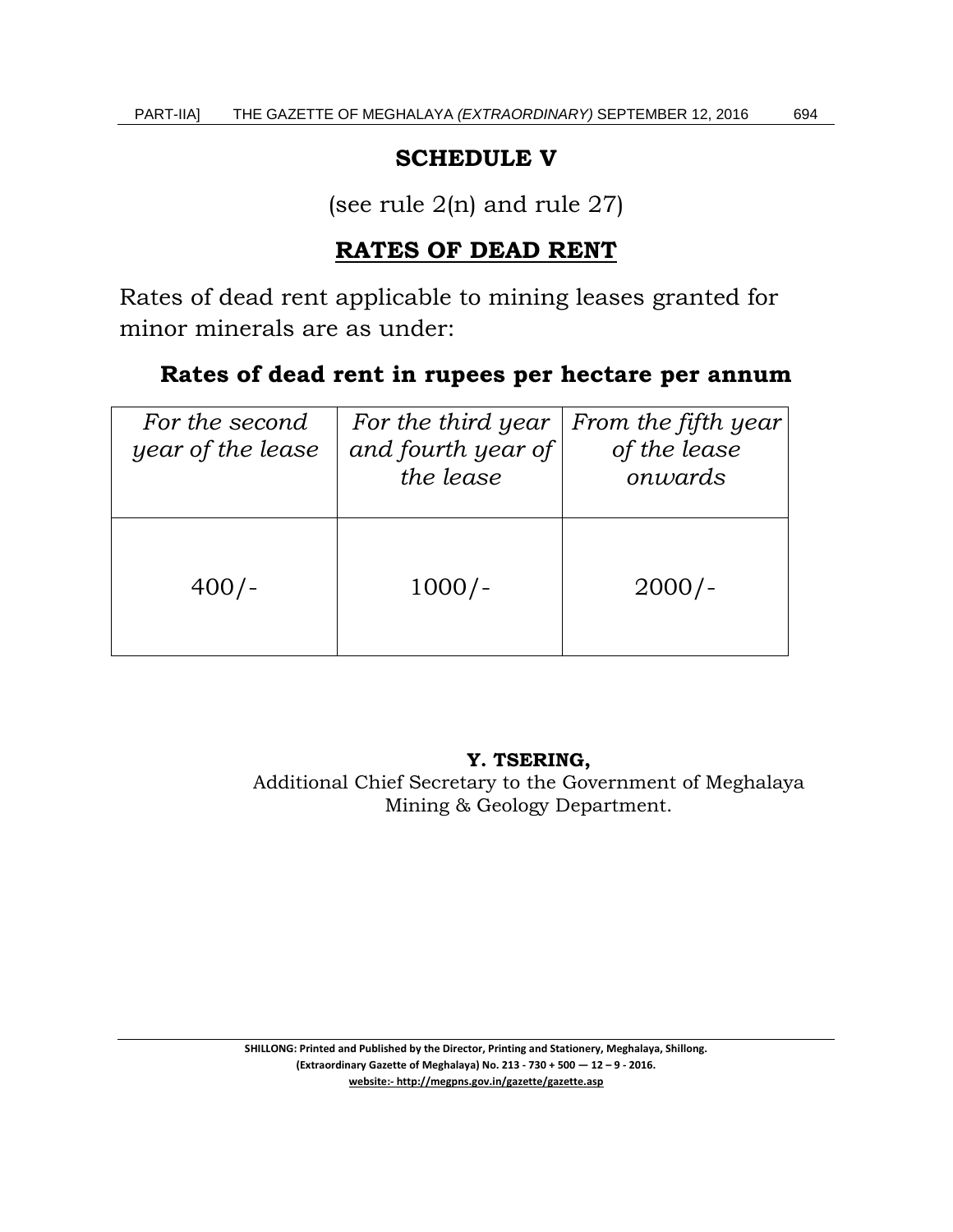# SCHEDULE V

(see rule 2(n) and rule 27)

## RATES OF DEAD RENT

Rates of dead rent applicable to mining leases granted for minor minerals are as under:

### Rates of dead rent in rupees per hectare per annum

| *For the second year of the lease* | *For the third year and fourth year of the lease* | *From the fifth year of the lease onwards* |
|---|---|---|
| 400/- | 1000/- | 2000/- |

**Y. TSERING,**
Additional Chief Secretary to the Government of Meghalaya
Mining & Geology Department.

**SHILLONG: Printed and Published by the Director, Printing and Stationery, Meghalaya, Shillong.**
**(Extraordinary Gazette of Meghalaya) No. 213 - 730 + 500 — 12 – 9 - 2016.**
**website:- http://megpns.gov.in/gazette/gazette.asp**